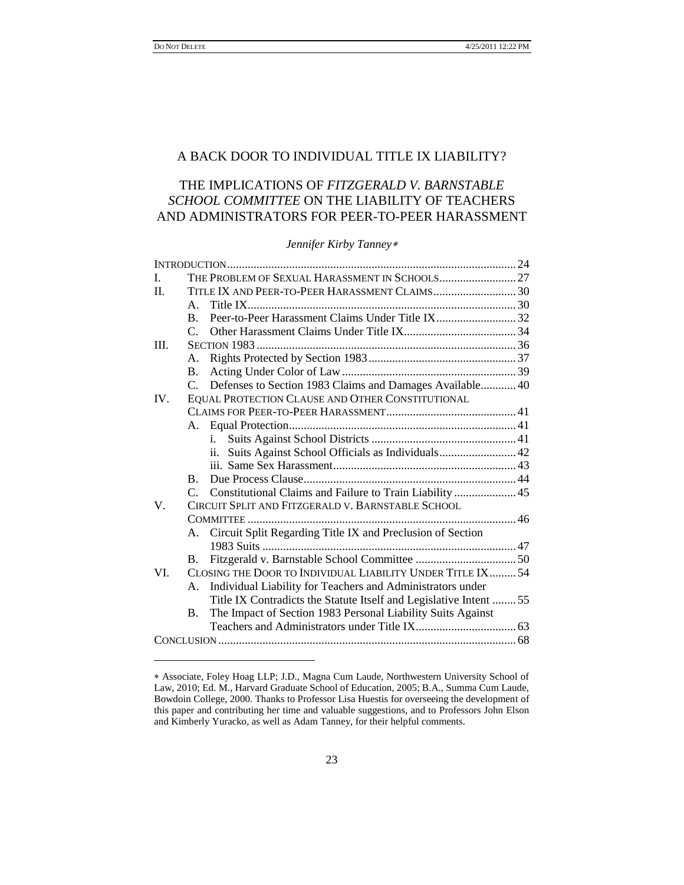# A BACK DOOR TO INDIVIDUAL TITLE IX LIABILITY?

## THE IMPLICATIONS OF *FITZGERALD V. BARNSTABLE SCHOOL COMMITTEE* ON THE LIABILITY OF TEACHERS AND ADMINISTRATORS FOR PEER-TO-PEER HARASSMENT

*Jennifer Kirby Tanney*[∗]

| | | Page |
|---|---|---|
| INTRODUCTION | | 24 |
| I. | THE PROBLEM OF SEXUAL HARASSMENT IN SCHOOLS | 27 |
| II. | TITLE IX AND PEER-TO-PEER HARASSMENT CLAIMS | 30 |
| | A. Title IX | 30 |
| | B. Peer-to-Peer Harassment Claims Under Title IX | 32 |
| | C. Other Harassment Claims Under Title IX | 34 |
| III. | SECTION 1983 | 36 |
| | A. Rights Protected by Section 1983 | 37 |
| | B. Acting Under Color of Law | 39 |
| | C. Defenses to Section 1983 Claims and Damages Available | 40 |
| IV. | EQUAL PROTECTION CLAUSE AND OTHER CONSTITUTIONAL CLAIMS FOR PEER-TO-PEER HARASSMENT | 41 |
| | A. Equal Protection | 41 |
| | i. Suits Against School Districts | 41 |
| | ii. Suits Against School Officials as Individuals | 42 |
| | iii. Same Sex Harassment | 43 |
| | B. Due Process Clause | 44 |
| | C. Constitutional Claims and Failure to Train Liability | 45 |
| V. | CIRCUIT SPLIT AND FITZGERALD V. BARNSTABLE SCHOOL COMMITTEE | 46 |
| | A. Circuit Split Regarding Title IX and Preclusion of Section 1983 Suits | 47 |
| | B. Fitzgerald v. Barnstable School Committee | 50 |
| VI. | CLOSING THE DOOR TO INDIVIDUAL LIABILITY UNDER TITLE IX | 54 |
| | A. Individual Liability for Teachers and Administrators under Title IX Contradicts the Statute Itself and Legislative Intent | 55 |
| | B. The Impact of Section 1983 Personal Liability Suits Against Teachers and Administrators under Title IX | 63 |
| CONCLUSION | | 68 |

---

∗ Associate, Foley Hoag LLP; J.D., Magna Cum Laude, Northwestern University School of Law, 2010; Ed. M., Harvard Graduate School of Education, 2005; B.A., Summa Cum Laude, Bowdoin College, 2000. Thanks to Professor Lisa Huestis for overseeing the development of this paper and contributing her time and valuable suggestions, and to Professors John Elson and Kimberly Yuracko, as well as Adam Tanney, for their helpful comments.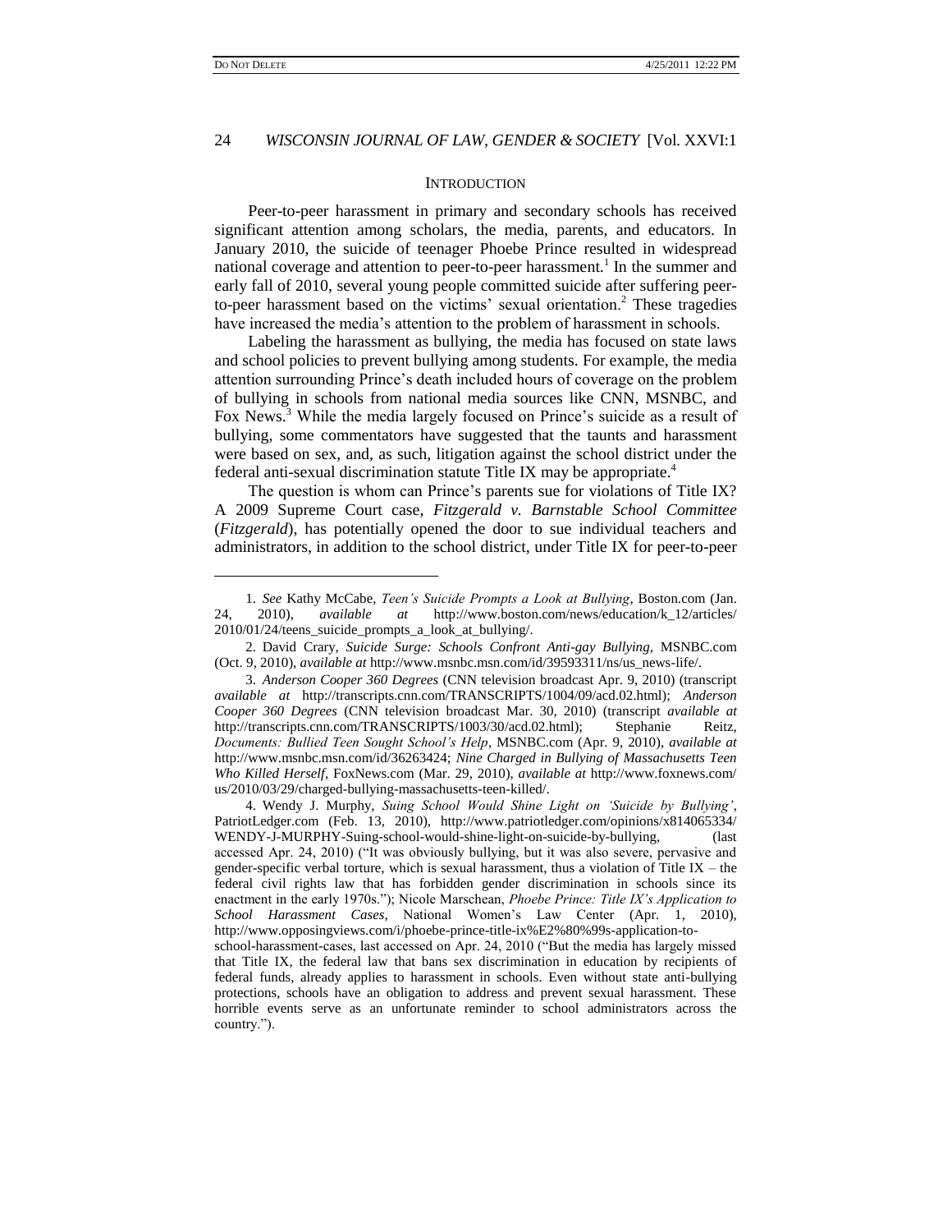## INTRODUCTION

Peer-to-peer harassment in primary and secondary schools has received significant attention among scholars, the media, parents, and educators. In January 2010, the suicide of teenager Phoebe Prince resulted in widespread national coverage and attention to peer-to-peer harassment.[1] In the summer and early fall of 2010, several young people committed suicide after suffering peer-to-peer harassment based on the victims' sexual orientation.[2] These tragedies have increased the media's attention to the problem of harassment in schools.

Labeling the harassment as bullying, the media has focused on state laws and school policies to prevent bullying among students. For example, the media attention surrounding Prince's death included hours of coverage on the problem of bullying in schools from national media sources like CNN, MSNBC, and Fox News.[3] While the media largely focused on Prince's suicide as a result of bullying, some commentators have suggested that the taunts and harassment were based on sex, and, as such, litigation against the school district under the federal anti-sexual discrimination statute Title IX may be appropriate.[4]

The question is whom can Prince's parents sue for violations of Title IX? A 2009 Supreme Court case, *Fitzgerald v. Barnstable School Committee* (*Fitzgerald*), has potentially opened the door to sue individual teachers and administrators, in addition to the school district, under Title IX for peer-to-peer

---

1. *See* Kathy McCabe, *Teen's Suicide Prompts a Look at Bullying*, Boston.com (Jan. 24, 2010), *available at* http://www.boston.com/news/education/k_12/articles/2010/01/24/teens_suicide_prompts_a_look_at_bullying/.

2. David Crary, *Suicide Surge: Schools Confront Anti-gay Bullying*, MSNBC.com (Oct. 9, 2010), *available at* http://www.msnbc.msn.com/id/39593311/ns/us_news-life/.

3. *Anderson Cooper 360 Degrees* (CNN television broadcast Apr. 9, 2010) (transcript *available at* http://transcripts.cnn.com/TRANSCRIPTS/1004/09/acd.02.html); *Anderson Cooper 360 Degrees* (CNN television broadcast Mar. 30, 2010) (transcript *available at* http://transcripts.cnn.com/TRANSCRIPTS/1003/30/acd.02.html); Stephanie Reitz, *Documents: Bullied Teen Sought School's Help*, MSNBC.com (Apr. 9, 2010), *available at* http://www.msnbc.msn.com/id/36263424; *Nine Charged in Bullying of Massachusetts Teen Who Killed Herself*, FoxNews.com (Mar. 29, 2010), *available at* http://www.foxnews.com/us/2010/03/29/charged-bullying-massachusetts-teen-killed/.

4. Wendy J. Murphy, *Suing School Would Shine Light on 'Suicide by Bullying'*, PatriotLedger.com (Feb. 13, 2010), http://www.patriotledger.com/opinions/x814065334/WENDY-J-MURPHY-Suing-school-would-shine-light-on-suicide-by-bullying, (last accessed Apr. 24, 2010) ("It was obviously bullying, but it was also severe, pervasive and gender-specific verbal torture, which is sexual harassment, thus a violation of Title IX – the federal civil rights law that has forbidden gender discrimination in schools since its enactment in the early 1970s."); Nicole Marschean, *Phoebe Prince: Title IX's Application to School Harassment Cases*, National Women's Law Center (Apr. 1, 2010), http://www.opposingviews.com/i/phoebe-prince-title-ix%E2%80%99s-application-to-school-harassment-cases, last accessed on Apr. 24, 2010 ("But the media has largely missed that Title IX, the federal law that bans sex discrimination in education by recipients of federal funds, already applies to harassment in schools. Even without state anti-bullying protections, schools have an obligation to address and prevent sexual harassment. These horrible events serve as an unfortunate reminder to school administrators across the country.").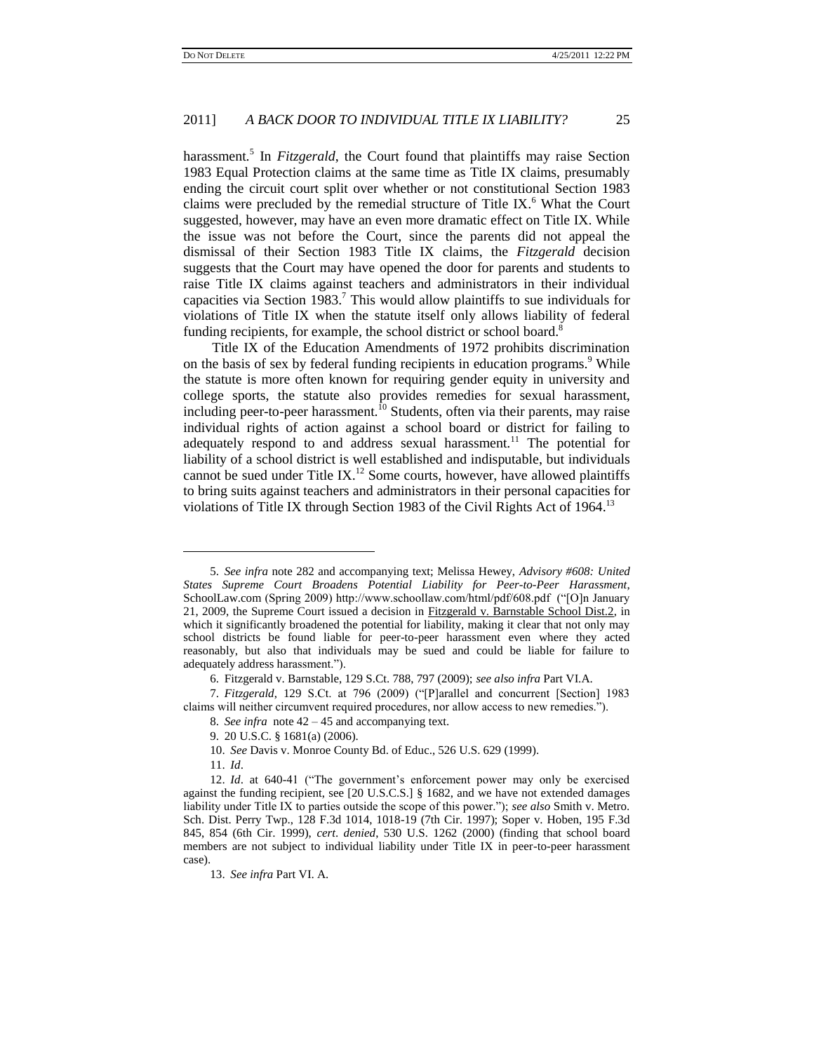harassment.[5] In *Fitzgerald*, the Court found that plaintiffs may raise Section 1983 Equal Protection claims at the same time as Title IX claims, presumably ending the circuit court split over whether or not constitutional Section 1983 claims were precluded by the remedial structure of Title IX.[6] What the Court suggested, however, may have an even more dramatic effect on Title IX. While the issue was not before the Court, since the parents did not appeal the dismissal of their Section 1983 Title IX claims, the *Fitzgerald* decision suggests that the Court may have opened the door for parents and students to raise Title IX claims against teachers and administrators in their individual capacities via Section 1983.[7] This would allow plaintiffs to sue individuals for violations of Title IX when the statute itself only allows liability of federal funding recipients, for example, the school district or school board.[8]

Title IX of the Education Amendments of 1972 prohibits discrimination on the basis of sex by federal funding recipients in education programs.[9] While the statute is more often known for requiring gender equity in university and college sports, the statute also provides remedies for sexual harassment, including peer-to-peer harassment.[10] Students, often via their parents, may raise individual rights of action against a school board or district for failing to adequately respond to and address sexual harassment.[11] The potential for liability of a school district is well established and indisputable, but individuals cannot be sued under Title IX.[12] Some courts, however, have allowed plaintiffs to bring suits against teachers and administrators in their personal capacities for violations of Title IX through Section 1983 of the Civil Rights Act of 1964.[13]

---

5. *See infra* note 282 and accompanying text; Melissa Hewey, *Advisory #608: United States Supreme Court Broadens Potential Liability for Peer-to-Peer Harassment*, SchoolLaw.com (Spring 2009) http://www.schoollaw.com/html/pdf/608.pdf ("[O]n January 21, 2009, the Supreme Court issued a decision in Fitzgerald v. Barnstable School Dist.2, in which it significantly broadened the potential for liability, making it clear that not only may school districts be found liable for peer-to-peer harassment even where they acted reasonably, but also that individuals may be sued and could be liable for failure to adequately address harassment.").

6. Fitzgerald v. Barnstable, 129 S.Ct. 788, 797 (2009); *see also infra* Part VI.A.

7. *Fitzgerald*, 129 S.Ct. at 796 (2009) ("[P]arallel and concurrent [Section] 1983 claims will neither circumvent required procedures, nor allow access to new remedies.").

8. *See infra* note 42 – 45 and accompanying text.

9. 20 U.S.C. § 1681(a) (2006).

10. *See* Davis v. Monroe County Bd. of Educ., 526 U.S. 629 (1999).

11. *Id*.

12. *Id*. at 640-41 ("The government's enforcement power may only be exercised against the funding recipient, see [20 U.S.C.S.] § 1682, and we have not extended damages liability under Title IX to parties outside the scope of this power."); *see also* Smith v. Metro. Sch. Dist. Perry Twp., 128 F.3d 1014, 1018-19 (7th Cir. 1997); Soper v. Hoben, 195 F.3d 845, 854 (6th Cir. 1999), *cert*. *denied*, 530 U.S. 1262 (2000) (finding that school board members are not subject to individual liability under Title IX in peer-to-peer harassment case).

13. *See infra* Part VI. A.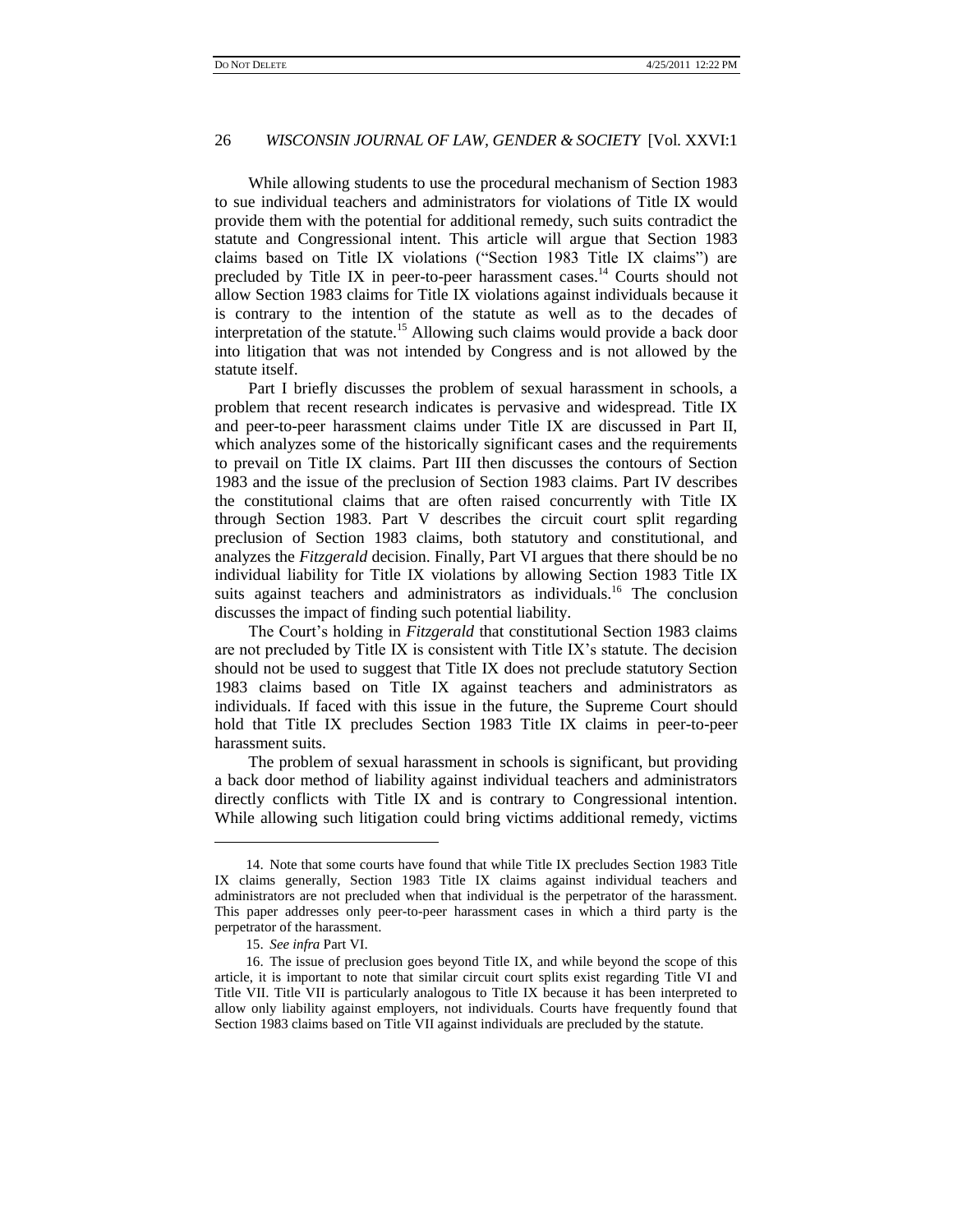While allowing students to use the procedural mechanism of Section 1983 to sue individual teachers and administrators for violations of Title IX would provide them with the potential for additional remedy, such suits contradict the statute and Congressional intent. This article will argue that Section 1983 claims based on Title IX violations ("Section 1983 Title IX claims") are precluded by Title IX in peer-to-peer harassment cases.[14] Courts should not allow Section 1983 claims for Title IX violations against individuals because it is contrary to the intention of the statute as well as to the decades of interpretation of the statute.[15] Allowing such claims would provide a back door into litigation that was not intended by Congress and is not allowed by the statute itself.

Part I briefly discusses the problem of sexual harassment in schools, a problem that recent research indicates is pervasive and widespread. Title IX and peer-to-peer harassment claims under Title IX are discussed in Part II, which analyzes some of the historically significant cases and the requirements to prevail on Title IX claims. Part III then discusses the contours of Section 1983 and the issue of the preclusion of Section 1983 claims. Part IV describes the constitutional claims that are often raised concurrently with Title IX through Section 1983. Part V describes the circuit court split regarding preclusion of Section 1983 claims, both statutory and constitutional, and analyzes the *Fitzgerald* decision. Finally, Part VI argues that there should be no individual liability for Title IX violations by allowing Section 1983 Title IX suits against teachers and administrators as individuals.[16] The conclusion discusses the impact of finding such potential liability.

The Court's holding in *Fitzgerald* that constitutional Section 1983 claims are not precluded by Title IX is consistent with Title IX's statute. The decision should not be used to suggest that Title IX does not preclude statutory Section 1983 claims based on Title IX against teachers and administrators as individuals. If faced with this issue in the future, the Supreme Court should hold that Title IX precludes Section 1983 Title IX claims in peer-to-peer harassment suits.

The problem of sexual harassment in schools is significant, but providing a back door method of liability against individual teachers and administrators directly conflicts with Title IX and is contrary to Congressional intention. While allowing such litigation could bring victims additional remedy, victims

---

14. Note that some courts have found that while Title IX precludes Section 1983 Title IX claims generally, Section 1983 Title IX claims against individual teachers and administrators are not precluded when that individual is the perpetrator of the harassment. This paper addresses only peer-to-peer harassment cases in which a third party is the perpetrator of the harassment.

15. *See infra* Part VI.

16. The issue of preclusion goes beyond Title IX, and while beyond the scope of this article, it is important to note that similar circuit court splits exist regarding Title VI and Title VII. Title VII is particularly analogous to Title IX because it has been interpreted to allow only liability against employers, not individuals. Courts have frequently found that Section 1983 claims based on Title VII against individuals are precluded by the statute.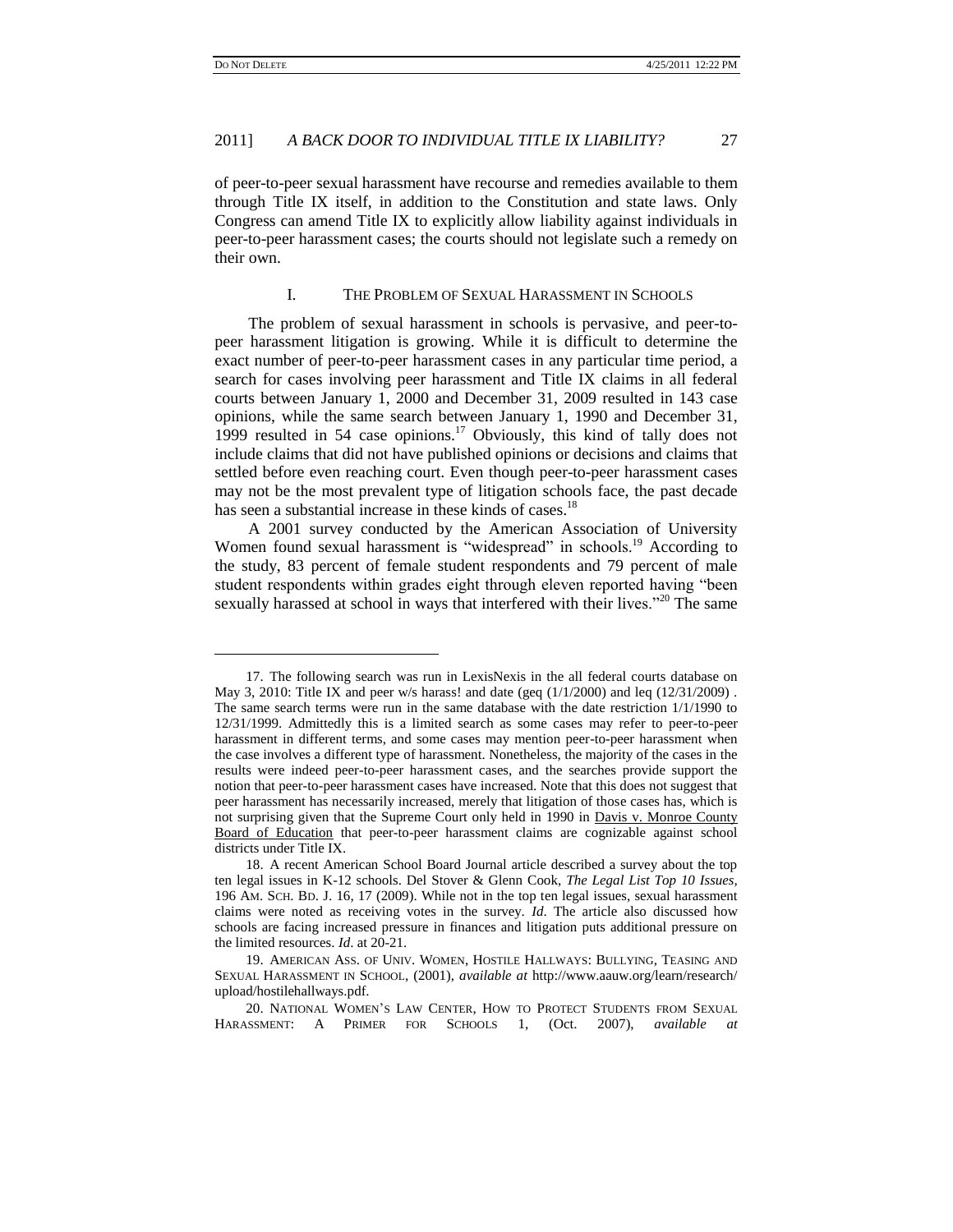of peer-to-peer sexual harassment have recourse and remedies available to them through Title IX itself, in addition to the Constitution and state laws. Only Congress can amend Title IX to explicitly allow liability against individuals in peer-to-peer harassment cases; the courts should not legislate such a remedy on their own.

## I. THE PROBLEM OF SEXUAL HARASSMENT IN SCHOOLS

The problem of sexual harassment in schools is pervasive, and peer-to-peer harassment litigation is growing. While it is difficult to determine the exact number of peer-to-peer harassment cases in any particular time period, a search for cases involving peer harassment and Title IX claims in all federal courts between January 1, 2000 and December 31, 2009 resulted in 143 case opinions, while the same search between January 1, 1990 and December 31, 1999 resulted in 54 case opinions.[17] Obviously, this kind of tally does not include claims that did not have published opinions or decisions and claims that settled before even reaching court. Even though peer-to-peer harassment cases may not be the most prevalent type of litigation schools face, the past decade has seen a substantial increase in these kinds of cases.[18]

A 2001 survey conducted by the American Association of University Women found sexual harassment is "widespread" in schools.[19] According to the study, 83 percent of female student respondents and 79 percent of male student respondents within grades eight through eleven reported having "been sexually harassed at school in ways that interfered with their lives."[20] The same

---

17. The following search was run in LexisNexis in the all federal courts database on May 3, 2010: Title IX and peer w/s harass! and date (geq (1/1/2000) and leq (12/31/2009) . The same search terms were run in the same database with the date restriction 1/1/1990 to 12/31/1999. Admittedly this is a limited search as some cases may refer to peer-to-peer harassment in different terms, and some cases may mention peer-to-peer harassment when the case involves a different type of harassment. Nonetheless, the majority of the cases in the results were indeed peer-to-peer harassment cases, and the searches provide support the notion that peer-to-peer harassment cases have increased. Note that this does not suggest that peer harassment has necessarily increased, merely that litigation of those cases has, which is not surprising given that the Supreme Court only held in 1990 in Davis v. Monroe County Board of Education that peer-to-peer harassment claims are cognizable against school districts under Title IX.

18. A recent American School Board Journal article described a survey about the top ten legal issues in K-12 schools. Del Stover & Glenn Cook, *The Legal List Top 10 Issues*, 196 AM. SCH. BD. J. 16, 17 (2009). While not in the top ten legal issues, sexual harassment claims were noted as receiving votes in the survey. *Id*. The article also discussed how schools are facing increased pressure in finances and litigation puts additional pressure on the limited resources. *Id*. at 20-21.

19. AMERICAN ASS. OF UNIV. WOMEN, HOSTILE HALLWAYS: BULLYING, TEASING AND SEXUAL HARASSMENT IN SCHOOL, (2001), *available at* http://www.aauw.org/learn/research/upload/hostilehallways.pdf.

20. NATIONAL WOMEN'S LAW CENTER, HOW TO PROTECT STUDENTS FROM SEXUAL HARASSMENT: A PRIMER FOR SCHOOLS 1, (Oct. 2007), *available at*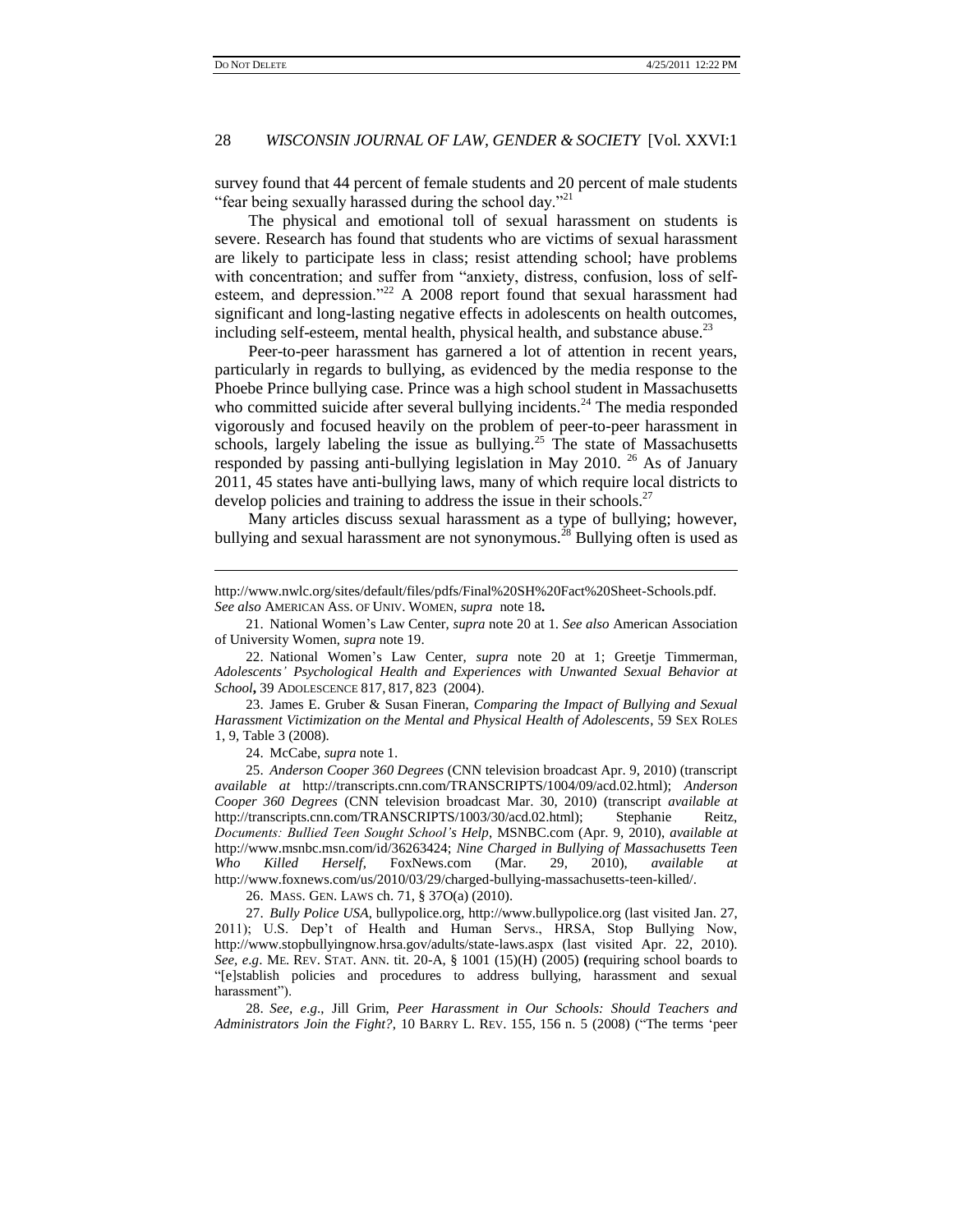survey found that 44 percent of female students and 20 percent of male students "fear being sexually harassed during the school day."[21]

The physical and emotional toll of sexual harassment on students is severe. Research has found that students who are victims of sexual harassment are likely to participate less in class; resist attending school; have problems with concentration; and suffer from "anxiety, distress, confusion, loss of self-esteem, and depression."[22] A 2008 report found that sexual harassment had significant and long-lasting negative effects in adolescents on health outcomes, including self-esteem, mental health, physical health, and substance abuse.[23]

Peer-to-peer harassment has garnered a lot of attention in recent years, particularly in regards to bullying, as evidenced by the media response to the Phoebe Prince bullying case. Prince was a high school student in Massachusetts who committed suicide after several bullying incidents.[24] The media responded vigorously and focused heavily on the problem of peer-to-peer harassment in schools, largely labeling the issue as bullying.[25] The state of Massachusetts responded by passing anti-bullying legislation in May 2010. [26] As of January 2011, 45 states have anti-bullying laws, many of which require local districts to develop policies and training to address the issue in their schools.[27]

Many articles discuss sexual harassment as a type of bullying; however, bullying and sexual harassment are not synonymous.[28] Bullying often is used as

---

http://www.nwlc.org/sites/default/files/pdfs/Final%20SH%20Fact%20Sheet-Schools.pdf. *See also* AMERICAN ASS. OF UNIV. WOMEN, *supra* note 18**.**

21. National Women's Law Center, *supra* note 20 at 1. *See also* American Association of University Women, *supra* note 19.

22. National Women's Law Center, *supra* note 20 at 1; Greetje Timmerman, *Adolescents' Psychological Health and Experiences with Unwanted Sexual Behavior at School***,** 39 ADOLESCENCE 817, 817, 823 (2004).

23. James E. Gruber & Susan Fineran, *Comparing the Impact of Bullying and Sexual Harassment Victimization on the Mental and Physical Health of Adolescents*, 59 SEX ROLES 1, 9, Table 3 (2008).

24. McCabe, *supra* note 1.

25. *Anderson Cooper 360 Degrees* (CNN television broadcast Apr. 9, 2010) (transcript *available at* http://transcripts.cnn.com/TRANSCRIPTS/1004/09/acd.02.html); *Anderson Cooper 360 Degrees* (CNN television broadcast Mar. 30, 2010) (transcript *available at* http://transcripts.cnn.com/TRANSCRIPTS/1003/30/acd.02.html); Stephanie Reitz, *Documents: Bullied Teen Sought School's Help*, MSNBC.com (Apr. 9, 2010), *available at* http://www.msnbc.msn.com/id/36263424; *Nine Charged in Bullying of Massachusetts Teen Who Killed Herself*, FoxNews.com (Mar. 29, 2010), *available at* http://www.foxnews.com/us/2010/03/29/charged-bullying-massachusetts-teen-killed/.

26. MASS. GEN. LAWS ch. 71, § 37O(a) (2010).

27. *Bully Police USA*, bullypolice.org, http://www.bullypolice.org (last visited Jan. 27, 2011); U.S. Dep't of Health and Human Servs., HRSA, Stop Bullying Now, http://www.stopbullyingnow.hrsa.gov/adults/state-laws.aspx (last visited Apr. 22, 2010). *See, e.g*. ME. REV. STAT. ANN. tit. 20-A, § 1001 (15)(H) (2005) **(**requiring school boards to "[e]stablish policies and procedures to address bullying, harassment and sexual harassment").

28. *See, e.g*., Jill Grim, *Peer Harassment in Our Schools: Should Teachers and Administrators Join the Fight?*, 10 BARRY L. REV. 155, 156 n. 5 (2008) ("The terms 'peer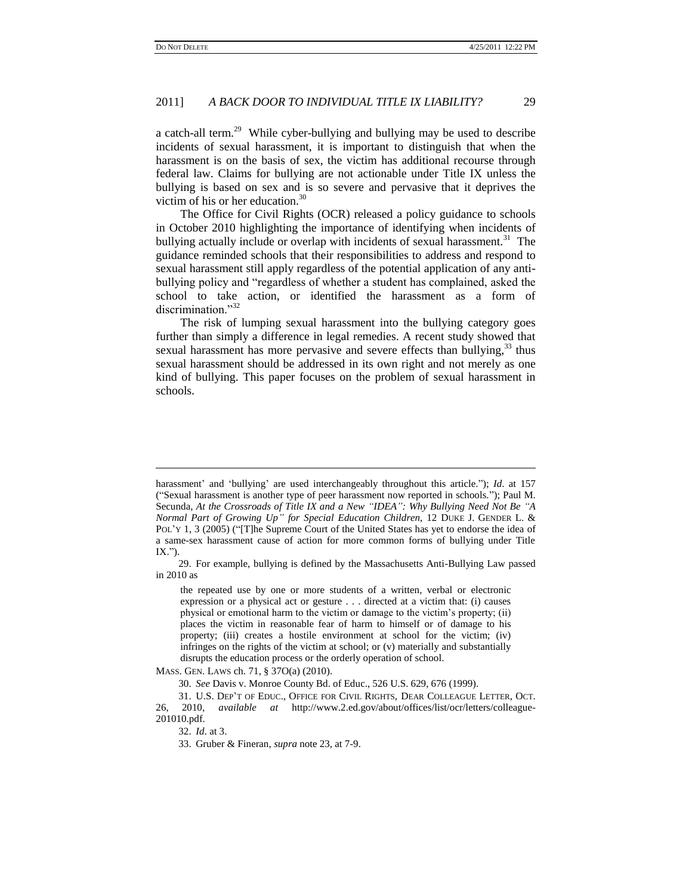a catch-all term.[29] While cyber-bullying and bullying may be used to describe incidents of sexual harassment, it is important to distinguish that when the harassment is on the basis of sex, the victim has additional recourse through federal law. Claims for bullying are not actionable under Title IX unless the bullying is based on sex and is so severe and pervasive that it deprives the victim of his or her education.[30]

The Office for Civil Rights (OCR) released a policy guidance to schools in October 2010 highlighting the importance of identifying when incidents of bullying actually include or overlap with incidents of sexual harassment.[31] The guidance reminded schools that their responsibilities to address and respond to sexual harassment still apply regardless of the potential application of any anti-bullying policy and "regardless of whether a student has complained, asked the school to take action, or identified the harassment as a form of discrimination."[32]

The risk of lumping sexual harassment into the bullying category goes further than simply a difference in legal remedies. A recent study showed that sexual harassment has more pervasive and severe effects than bullying,[33] thus sexual harassment should be addressed in its own right and not merely as one kind of bullying. This paper focuses on the problem of sexual harassment in schools.

---

harassment' and 'bullying' are used interchangeably throughout this article."); *Id.* at 157 ("Sexual harassment is another type of peer harassment now reported in schools."); Paul M. Secunda, *At the Crossroads of Title IX and a New "IDEA": Why Bullying Need Not Be "A Normal Part of Growing Up" for Special Education Children*, 12 DUKE J. GENDER L. & POL'Y 1, 3 (2005) ("[T]he Supreme Court of the United States has yet to endorse the idea of a same-sex harassment cause of action for more common forms of bullying under Title IX.").

29. For example, bullying is defined by the Massachusetts Anti-Bullying Law passed in 2010 as

> the repeated use by one or more students of a written, verbal or electronic expression or a physical act or gesture . . . directed at a victim that: (i) causes physical or emotional harm to the victim or damage to the victim's property; (ii) places the victim in reasonable fear of harm to himself or of damage to his property; (iii) creates a hostile environment at school for the victim; (iv) infringes on the rights of the victim at school; or (v) materially and substantially disrupts the education process or the orderly operation of school.

MASS. GEN. LAWS ch. 71, § 37O(a) (2010).

30. *See* Davis v. Monroe County Bd. of Educ., 526 U.S. 629, 676 (1999).

31. U.S. DEP'T OF EDUC., OFFICE FOR CIVIL RIGHTS, DEAR COLLEAGUE LETTER, OCT. 26, 2010, *available at* http://www.2.ed.gov/about/offices/list/ocr/letters/colleague-201010.pdf.

32. *Id*. at 3.

33. Gruber & Fineran, *supra* note 23, at 7-9.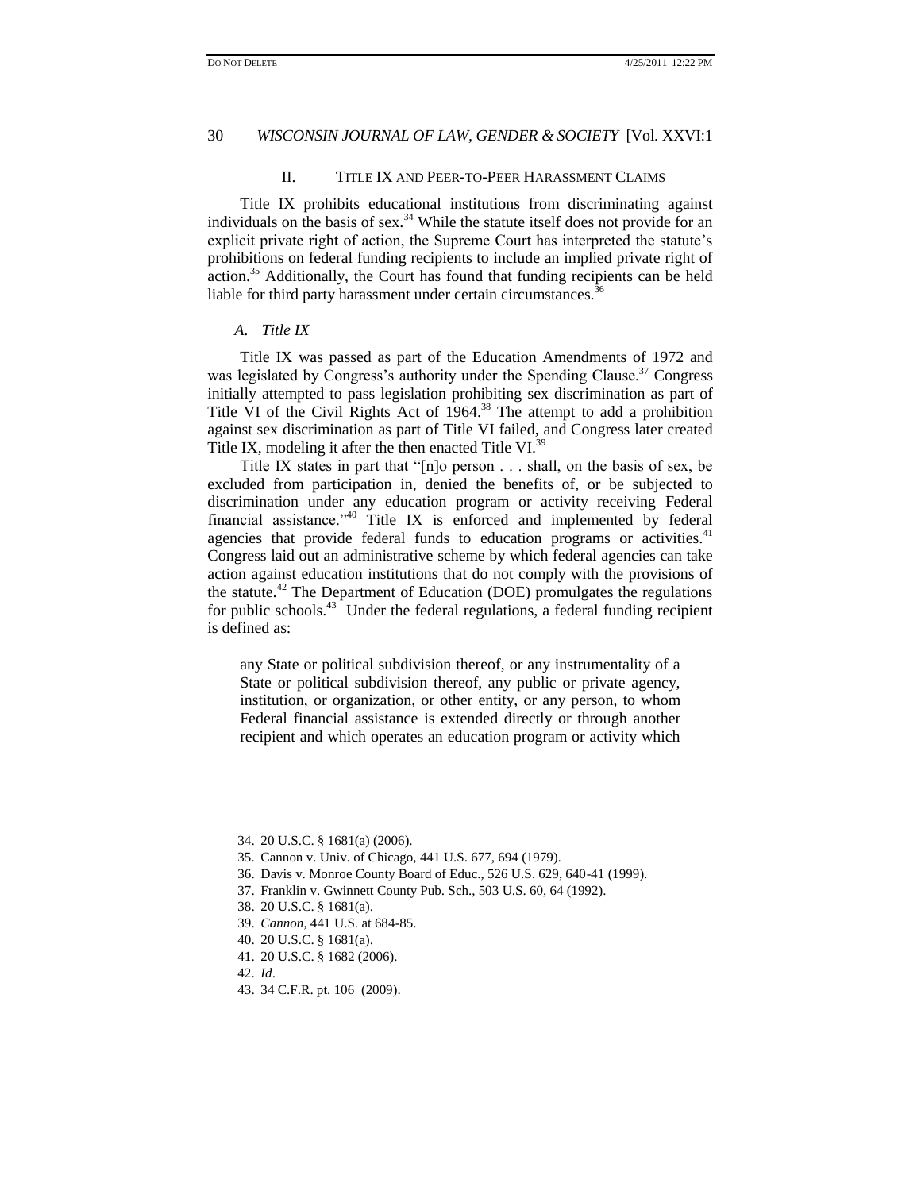## II. TITLE IX AND PEER-TO-PEER HARASSMENT CLAIMS

Title IX prohibits educational institutions from discriminating against individuals on the basis of sex.[34] While the statute itself does not provide for an explicit private right of action, the Supreme Court has interpreted the statute's prohibitions on federal funding recipients to include an implied private right of action.[35] Additionally, the Court has found that funding recipients can be held liable for third party harassment under certain circumstances.[36]

### *A. Title IX*

Title IX was passed as part of the Education Amendments of 1972 and was legislated by Congress's authority under the Spending Clause.[37] Congress initially attempted to pass legislation prohibiting sex discrimination as part of Title VI of the Civil Rights Act of 1964.[38] The attempt to add a prohibition against sex discrimination as part of Title VI failed, and Congress later created Title IX, modeling it after the then enacted Title VI.[39]

Title IX states in part that "[n]o person . . . shall, on the basis of sex, be excluded from participation in, denied the benefits of, or be subjected to discrimination under any education program or activity receiving Federal financial assistance."[40] Title IX is enforced and implemented by federal agencies that provide federal funds to education programs or activities.[41] Congress laid out an administrative scheme by which federal agencies can take action against education institutions that do not comply with the provisions of the statute.[42] The Department of Education (DOE) promulgates the regulations for public schools.[43] Under the federal regulations, a federal funding recipient is defined as:

> any State or political subdivision thereof, or any instrumentality of a State or political subdivision thereof, any public or private agency, institution, or organization, or other entity, or any person, to whom Federal financial assistance is extended directly or through another recipient and which operates an education program or activity which

---

34. 20 U.S.C. § 1681(a) (2006).

35. Cannon v. Univ. of Chicago, 441 U.S. 677, 694 (1979).

36. Davis v. Monroe County Board of Educ., 526 U.S. 629, 640-41 (1999).

37. Franklin v. Gwinnett County Pub. Sch., 503 U.S. 60, 64 (1992).

38. 20 U.S.C. § 1681(a).

39. *Cannon*, 441 U.S. at 684-85.

40. 20 U.S.C. § 1681(a).

41. 20 U.S.C. § 1682 (2006).

42. *Id*.

43. 34 C.F.R. pt. 106 (2009).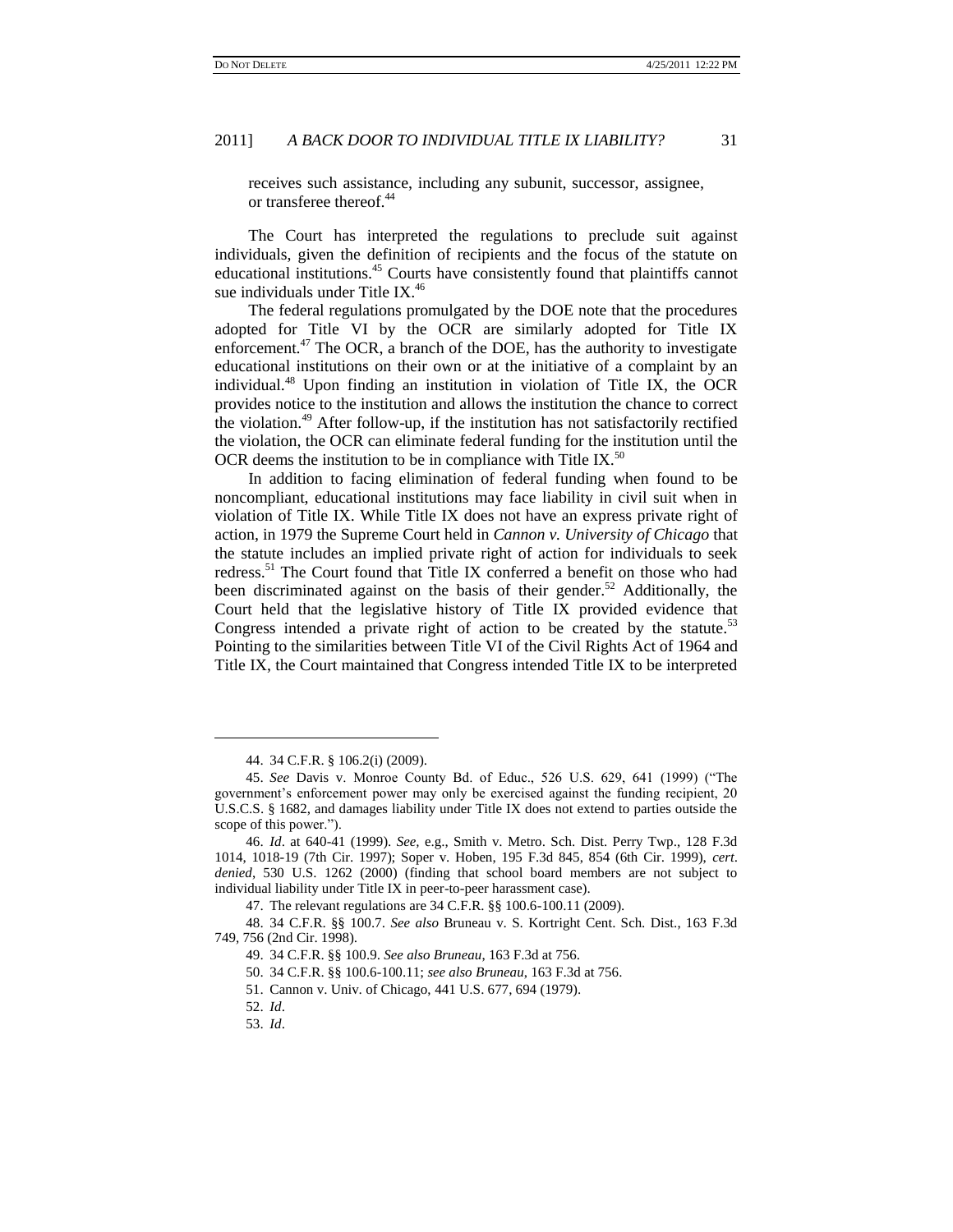receives such assistance, including any subunit, successor, assignee, or transferee thereof.[44]

The Court has interpreted the regulations to preclude suit against individuals, given the definition of recipients and the focus of the statute on educational institutions.[45] Courts have consistently found that plaintiffs cannot sue individuals under Title IX.[46]

The federal regulations promulgated by the DOE note that the procedures adopted for Title VI by the OCR are similarly adopted for Title IX enforcement.[47] The OCR, a branch of the DOE, has the authority to investigate educational institutions on their own or at the initiative of a complaint by an individual.[48] Upon finding an institution in violation of Title IX, the OCR provides notice to the institution and allows the institution the chance to correct the violation.[49] After follow-up, if the institution has not satisfactorily rectified the violation, the OCR can eliminate federal funding for the institution until the OCR deems the institution to be in compliance with Title IX.[50]

In addition to facing elimination of federal funding when found to be noncompliant, educational institutions may face liability in civil suit when in violation of Title IX. While Title IX does not have an express private right of action, in 1979 the Supreme Court held in *Cannon v. University of Chicago* that the statute includes an implied private right of action for individuals to seek redress.[51] The Court found that Title IX conferred a benefit on those who had been discriminated against on the basis of their gender.[52] Additionally, the Court held that the legislative history of Title IX provided evidence that Congress intended a private right of action to be created by the statute.[53] Pointing to the similarities between Title VI of the Civil Rights Act of 1964 and Title IX, the Court maintained that Congress intended Title IX to be interpreted

---

44. 34 C.F.R. § 106.2(i) (2009).

45. *See* Davis v. Monroe County Bd. of Educ., 526 U.S. 629, 641 (1999) ("The government's enforcement power may only be exercised against the funding recipient, 20 U.S.C.S. § 1682, and damages liability under Title IX does not extend to parties outside the scope of this power.").

46. *Id*. at 640-41 (1999). *See,* e.g., Smith v. Metro. Sch. Dist. Perry Twp., 128 F.3d 1014, 1018-19 (7th Cir. 1997); Soper v. Hoben, 195 F.3d 845, 854 (6th Cir. 1999), *cert. denied*, 530 U.S. 1262 (2000) (finding that school board members are not subject to individual liability under Title IX in peer-to-peer harassment case).

47. The relevant regulations are 34 C.F.R. §§ 100.6-100.11 (2009).

48. 34 C.F.R. §§ 100.7. *See also* Bruneau v. S. Kortright Cent. Sch. Dist., 163 F.3d 749, 756 (2nd Cir. 1998).

49. 34 C.F.R. §§ 100.9. *See also Bruneau*, 163 F.3d at 756.

50. 34 C.F.R. §§ 100.6-100.11; *see also Bruneau*, 163 F.3d at 756.

51. Cannon v. Univ. of Chicago, 441 U.S. 677, 694 (1979).

52. *Id*.

53. *Id*.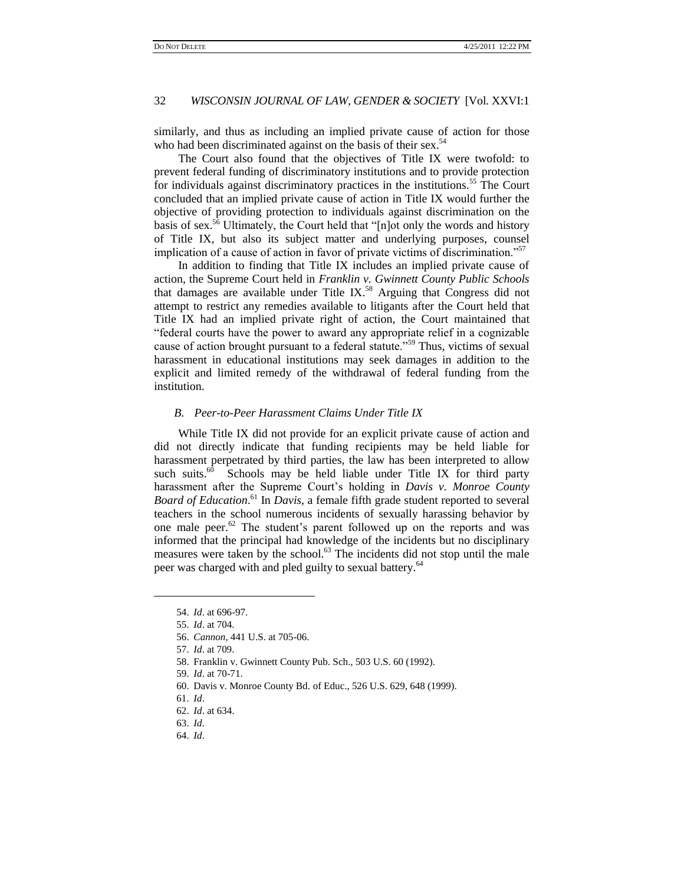similarly, and thus as including an implied private cause of action for those who had been discriminated against on the basis of their sex.[54]

The Court also found that the objectives of Title IX were twofold: to prevent federal funding of discriminatory institutions and to provide protection for individuals against discriminatory practices in the institutions.[55] The Court concluded that an implied private cause of action in Title IX would further the objective of providing protection to individuals against discrimination on the basis of sex.[56] Ultimately, the Court held that "[n]ot only the words and history of Title IX, but also its subject matter and underlying purposes, counsel implication of a cause of action in favor of private victims of discrimination."[57]

In addition to finding that Title IX includes an implied private cause of action, the Supreme Court held in *Franklin v. Gwinnett County Public Schools* that damages are available under Title IX.[58] Arguing that Congress did not attempt to restrict any remedies available to litigants after the Court held that Title IX had an implied private right of action, the Court maintained that "federal courts have the power to award any appropriate relief in a cognizable cause of action brought pursuant to a federal statute."[59] Thus, victims of sexual harassment in educational institutions may seek damages in addition to the explicit and limited remedy of the withdrawal of federal funding from the institution.

### *B. Peer-to-Peer Harassment Claims Under Title IX*

While Title IX did not provide for an explicit private cause of action and did not directly indicate that funding recipients may be held liable for harassment perpetrated by third parties, the law has been interpreted to allow such suits.[60] Schools may be held liable under Title IX for third party harassment after the Supreme Court's holding in *Davis v. Monroe County Board of Education*.[61] In *Davis*, a female fifth grade student reported to several teachers in the school numerous incidents of sexually harassing behavior by one male peer.[62] The student's parent followed up on the reports and was informed that the principal had knowledge of the incidents but no disciplinary measures were taken by the school.[63] The incidents did not stop until the male peer was charged with and pled guilty to sexual battery.[64]

---

54. *Id*. at 696-97.
55. *Id*. at 704.
56. *Cannon*, 441 U.S. at 705-06.
57. *Id*. at 709.
58. Franklin v. Gwinnett County Pub. Sch., 503 U.S. 60 (1992).
59. *Id*. at 70-71.
60. Davis v. Monroe County Bd. of Educ., 526 U.S. 629, 648 (1999).
61. *Id*.
62. *Id*. at 634.
63. *Id*.
64. *Id*.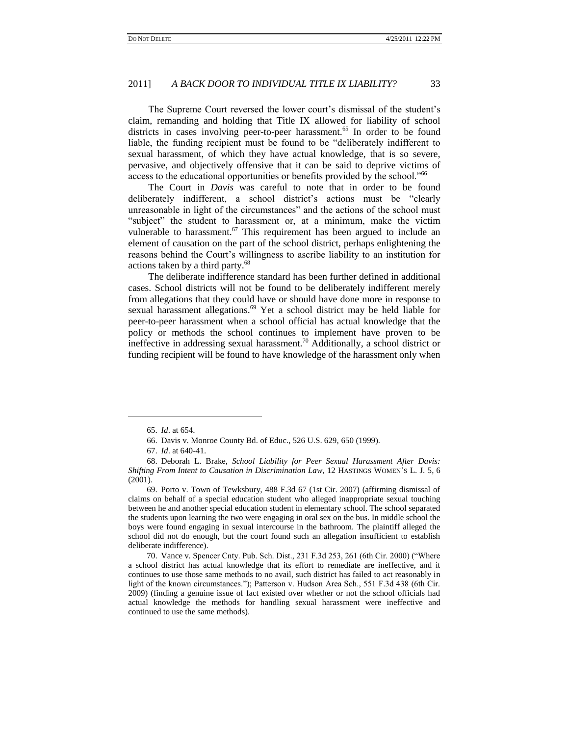The Supreme Court reversed the lower court's dismissal of the student's claim, remanding and holding that Title IX allowed for liability of school districts in cases involving peer-to-peer harassment.[65] In order to be found liable, the funding recipient must be found to be "deliberately indifferent to sexual harassment, of which they have actual knowledge, that is so severe, pervasive, and objectively offensive that it can be said to deprive victims of access to the educational opportunities or benefits provided by the school."[66]

The Court in *Davis* was careful to note that in order to be found deliberately indifferent, a school district's actions must be "clearly unreasonable in light of the circumstances" and the actions of the school must "subject" the student to harassment or, at a minimum, make the victim vulnerable to harassment.[67] This requirement has been argued to include an element of causation on the part of the school district, perhaps enlightening the reasons behind the Court's willingness to ascribe liability to an institution for actions taken by a third party.[68]

The deliberate indifference standard has been further defined in additional cases. School districts will not be found to be deliberately indifferent merely from allegations that they could have or should have done more in response to sexual harassment allegations.[69] Yet a school district may be held liable for peer-to-peer harassment when a school official has actual knowledge that the policy or methods the school continues to implement have proven to be ineffective in addressing sexual harassment.[70] Additionally, a school district or funding recipient will be found to have knowledge of the harassment only when

---

65. *Id*. at 654.

66. Davis v. Monroe County Bd. of Educ., 526 U.S. 629, 650 (1999).

67. *Id*. at 640-41.

68. Deborah L. Brake, *School Liability for Peer Sexual Harassment After Davis: Shifting From Intent to Causation in Discrimination Law*, 12 HASTINGS WOMEN'S L. J. 5, 6 (2001).

69. Porto v. Town of Tewksbury, 488 F.3d 67 (1st Cir. 2007) (affirming dismissal of claims on behalf of a special education student who alleged inappropriate sexual touching between he and another special education student in elementary school. The school separated the students upon learning the two were engaging in oral sex on the bus. In middle school the boys were found engaging in sexual intercourse in the bathroom. The plaintiff alleged the school did not do enough, but the court found such an allegation insufficient to establish deliberate indifference).

70. Vance v. Spencer Cnty. Pub. Sch. Dist., 231 F.3d 253, 261 (6th Cir. 2000) ("Where a school district has actual knowledge that its effort to remediate are ineffective, and it continues to use those same methods to no avail, such district has failed to act reasonably in light of the known circumstances."); Patterson v. Hudson Area Sch., 551 F.3d 438 (6th Cir. 2009) (finding a genuine issue of fact existed over whether or not the school officials had actual knowledge the methods for handling sexual harassment were ineffective and continued to use the same methods).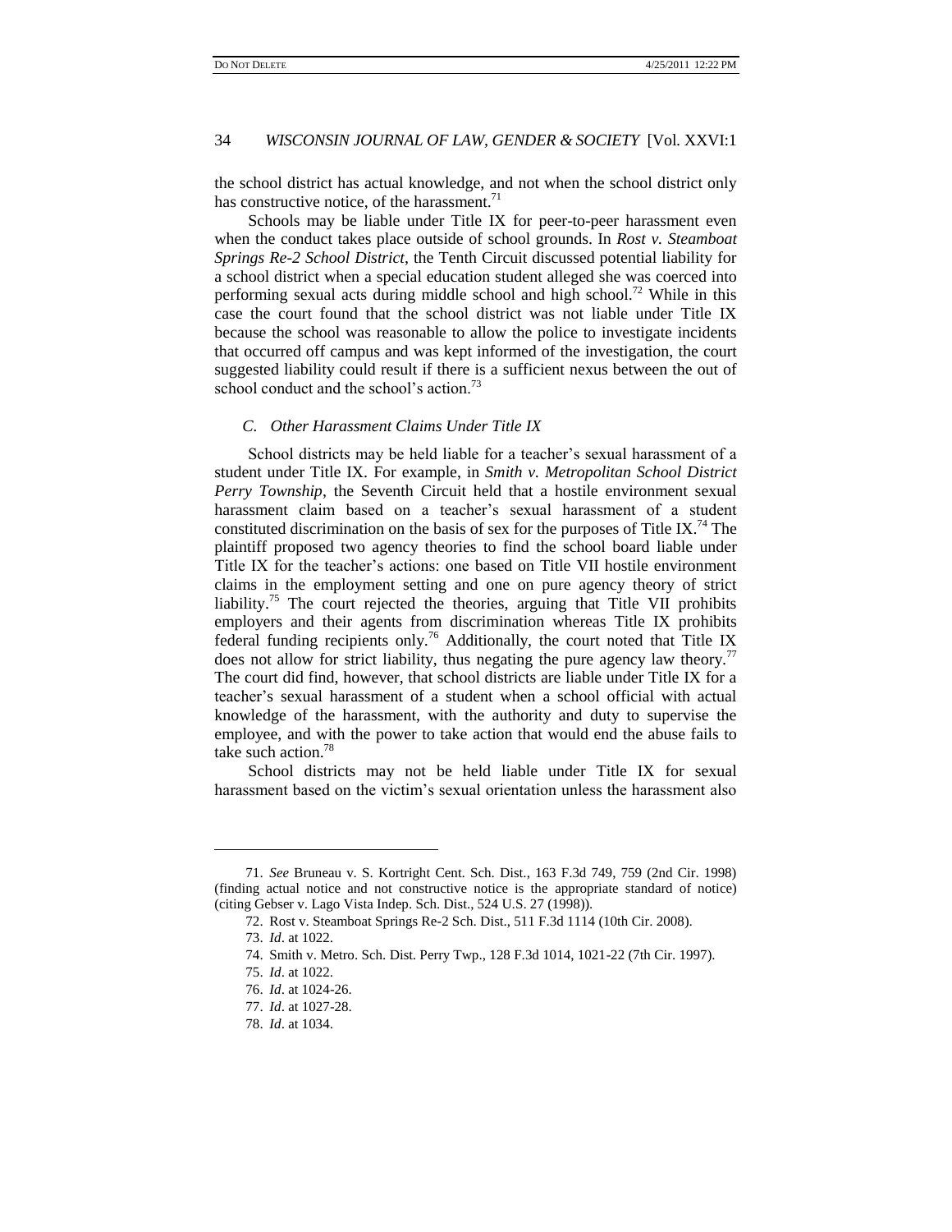the school district has actual knowledge, and not when the school district only has constructive notice, of the harassment.[71]

Schools may be liable under Title IX for peer-to-peer harassment even when the conduct takes place outside of school grounds. In *Rost v. Steamboat Springs Re-2 School District*, the Tenth Circuit discussed potential liability for a school district when a special education student alleged she was coerced into performing sexual acts during middle school and high school.[72] While in this case the court found that the school district was not liable under Title IX because the school was reasonable to allow the police to investigate incidents that occurred off campus and was kept informed of the investigation, the court suggested liability could result if there is a sufficient nexus between the out of school conduct and the school's action.[73]

### *C. Other Harassment Claims Under Title IX*

School districts may be held liable for a teacher's sexual harassment of a student under Title IX. For example, in *Smith v. Metropolitan School District Perry Township*, the Seventh Circuit held that a hostile environment sexual harassment claim based on a teacher's sexual harassment of a student constituted discrimination on the basis of sex for the purposes of Title IX.[74] The plaintiff proposed two agency theories to find the school board liable under Title IX for the teacher's actions: one based on Title VII hostile environment claims in the employment setting and one on pure agency theory of strict liability.[75] The court rejected the theories, arguing that Title VII prohibits employers and their agents from discrimination whereas Title IX prohibits federal funding recipients only.[76] Additionally, the court noted that Title IX does not allow for strict liability, thus negating the pure agency law theory.[77] The court did find, however, that school districts are liable under Title IX for a teacher's sexual harassment of a student when a school official with actual knowledge of the harassment, with the authority and duty to supervise the employee, and with the power to take action that would end the abuse fails to take such action.[78]

School districts may not be held liable under Title IX for sexual harassment based on the victim's sexual orientation unless the harassment also

---

71. *See* Bruneau v. S. Kortright Cent. Sch. Dist., 163 F.3d 749, 759 (2nd Cir. 1998) (finding actual notice and not constructive notice is the appropriate standard of notice) (citing Gebser v. Lago Vista Indep. Sch. Dist., 524 U.S. 27 (1998)).

72. Rost v. Steamboat Springs Re-2 Sch. Dist., 511 F.3d 1114 (10th Cir. 2008).

73. *Id*. at 1022.

74. Smith v. Metro. Sch. Dist. Perry Twp., 128 F.3d 1014, 1021-22 (7th Cir. 1997).

75. *Id*. at 1022.

76. *Id*. at 1024-26.

77. *Id*. at 1027-28.

78. *Id*. at 1034.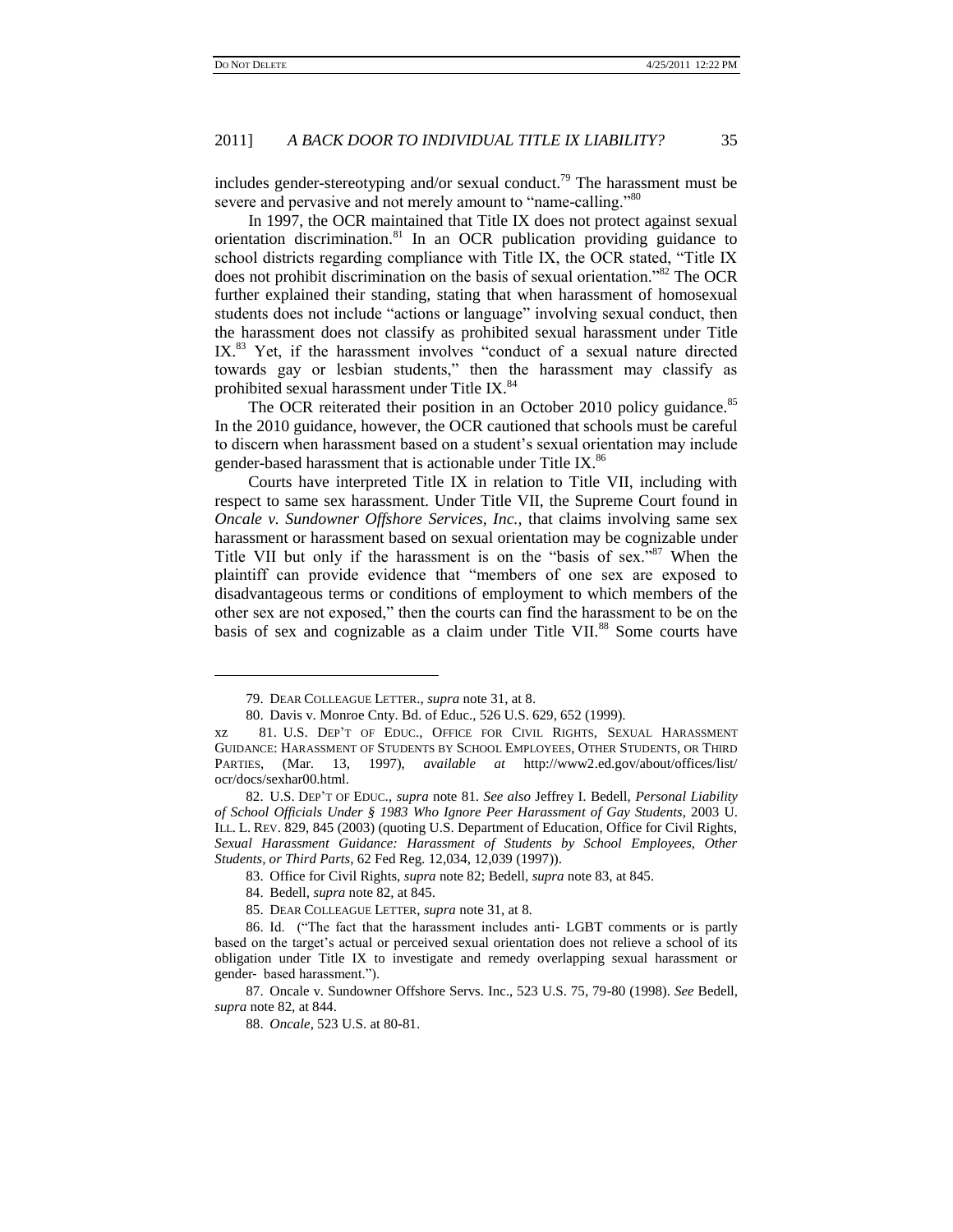includes gender-stereotyping and/or sexual conduct.[79] The harassment must be severe and pervasive and not merely amount to "name-calling."[80]

In 1997, the OCR maintained that Title IX does not protect against sexual orientation discrimination.[81] In an OCR publication providing guidance to school districts regarding compliance with Title IX, the OCR stated, "Title IX does not prohibit discrimination on the basis of sexual orientation."[82] The OCR further explained their standing, stating that when harassment of homosexual students does not include "actions or language" involving sexual conduct, then the harassment does not classify as prohibited sexual harassment under Title IX.[83] Yet, if the harassment involves "conduct of a sexual nature directed towards gay or lesbian students," then the harassment may classify as prohibited sexual harassment under Title IX.[84]

The OCR reiterated their position in an October 2010 policy guidance.[85] In the 2010 guidance, however, the OCR cautioned that schools must be careful to discern when harassment based on a student's sexual orientation may include gender-based harassment that is actionable under Title IX.[86]

Courts have interpreted Title IX in relation to Title VII, including with respect to same sex harassment. Under Title VII, the Supreme Court found in *Oncale v. Sundowner Offshore Services, Inc.*, that claims involving same sex harassment or harassment based on sexual orientation may be cognizable under Title VII but only if the harassment is on the "basis of sex."[87] When the plaintiff can provide evidence that "members of one sex are exposed to disadvantageous terms or conditions of employment to which members of the other sex are not exposed," then the courts can find the harassment to be on the basis of sex and cognizable as a claim under Title VII.[88] Some courts have

---

79. DEAR COLLEAGUE LETTER., *supra* note 31, at 8.

80. Davis v. Monroe Cnty. Bd. of Educ., 526 U.S. 629, 652 (1999).

xz 81. U.S. DEP'T OF EDUC., OFFICE FOR CIVIL RIGHTS, SEXUAL HARASSMENT GUIDANCE: HARASSMENT OF STUDENTS BY SCHOOL EMPLOYEES, OTHER STUDENTS, OR THIRD PARTIES, (Mar. 13, 1997), *available at* http://www2.ed.gov/about/offices/list/ocr/docs/sexhar00.html.

82. U.S. DEP'T OF EDUC., *supra* note 81. *See also* Jeffrey I. Bedell, *Personal Liability of School Officials Under § 1983 Who Ignore Peer Harassment of Gay Students*, 2003 U. ILL. L. REV. 829, 845 (2003) (quoting U.S. Department of Education, Office for Civil Rights, *Sexual Harassment Guidance: Harassment of Students by School Employees, Other Students, or Third Parts*, 62 Fed Reg. 12,034, 12,039 (1997)).

83. Office for Civil Rights, *supra* note 82; Bedell, *supra* note 83, at 845.

84. Bedell, *supra* note 82, at 845.

85. DEAR COLLEAGUE LETTER, *supra* note 31, at 8.

86. Id. ("The fact that the harassment includes anti- LGBT comments or is partly based on the target's actual or perceived sexual orientation does not relieve a school of its obligation under Title IX to investigate and remedy overlapping sexual harassment or gender- based harassment.").

87. Oncale v. Sundowner Offshore Servs. Inc., 523 U.S. 75, 79-80 (1998). *See* Bedell, *supra* note 82, at 844.

88. *Oncale*, 523 U.S. at 80-81.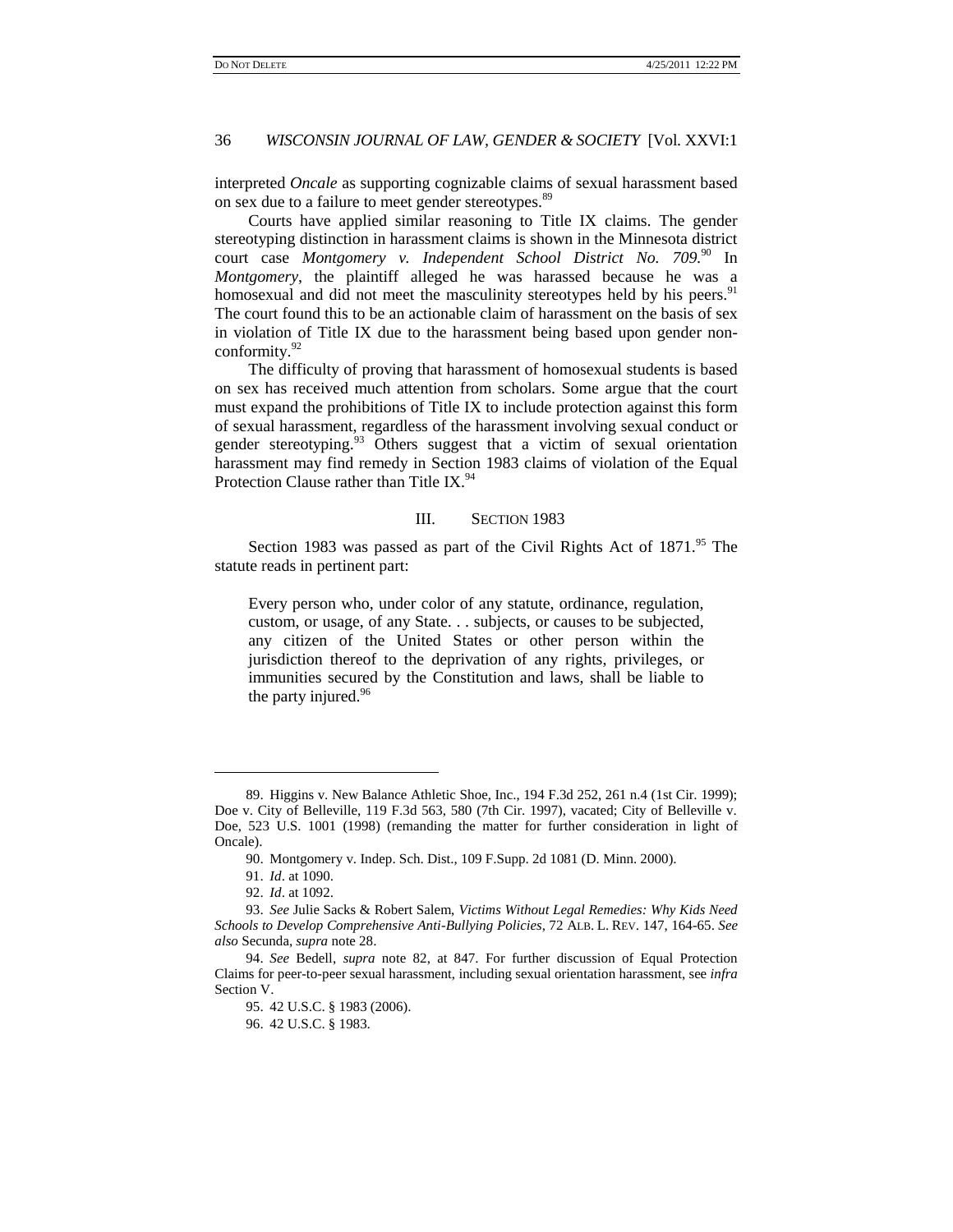interpreted *Oncale* as supporting cognizable claims of sexual harassment based on sex due to a failure to meet gender stereotypes.[89]

Courts have applied similar reasoning to Title IX claims. The gender stereotyping distinction in harassment claims is shown in the Minnesota district court case *Montgomery v. Independent School District No. 709*.[90] In *Montgomery*, the plaintiff alleged he was harassed because he was a homosexual and did not meet the masculinity stereotypes held by his peers.[91] The court found this to be an actionable claim of harassment on the basis of sex in violation of Title IX due to the harassment being based upon gender non-conformity.[92]

The difficulty of proving that harassment of homosexual students is based on sex has received much attention from scholars. Some argue that the court must expand the prohibitions of Title IX to include protection against this form of sexual harassment, regardless of the harassment involving sexual conduct or gender stereotyping.[93] Others suggest that a victim of sexual orientation harassment may find remedy in Section 1983 claims of violation of the Equal Protection Clause rather than Title IX.[94]

## III. SECTION 1983

Section 1983 was passed as part of the Civil Rights Act of 1871.[95] The statute reads in pertinent part:

> Every person who, under color of any statute, ordinance, regulation, custom, or usage, of any State. . . subjects, or causes to be subjected, any citizen of the United States or other person within the jurisdiction thereof to the deprivation of any rights, privileges, or immunities secured by the Constitution and laws, shall be liable to the party injured.[96]

---

89. Higgins v. New Balance Athletic Shoe, Inc., 194 F.3d 252, 261 n.4 (1st Cir. 1999); Doe v. City of Belleville, 119 F.3d 563, 580 (7th Cir. 1997), vacated; City of Belleville v. Doe, 523 U.S. 1001 (1998) (remanding the matter for further consideration in light of Oncale).

90. Montgomery v. Indep. Sch. Dist., 109 F.Supp. 2d 1081 (D. Minn. 2000).

91. *Id*. at 1090.

92. *Id*. at 1092.

93. *See* Julie Sacks & Robert Salem, *Victims Without Legal Remedies: Why Kids Need Schools to Develop Comprehensive Anti-Bullying Policies*, 72 ALB. L. REV. 147, 164-65. *See also* Secunda, *supra* note 28.

94. *See* Bedell, *supra* note 82, at 847. For further discussion of Equal Protection Claims for peer-to-peer sexual harassment, including sexual orientation harassment, see *infra* Section V.

95. 42 U.S.C. § 1983 (2006).

96. 42 U.S.C. § 1983.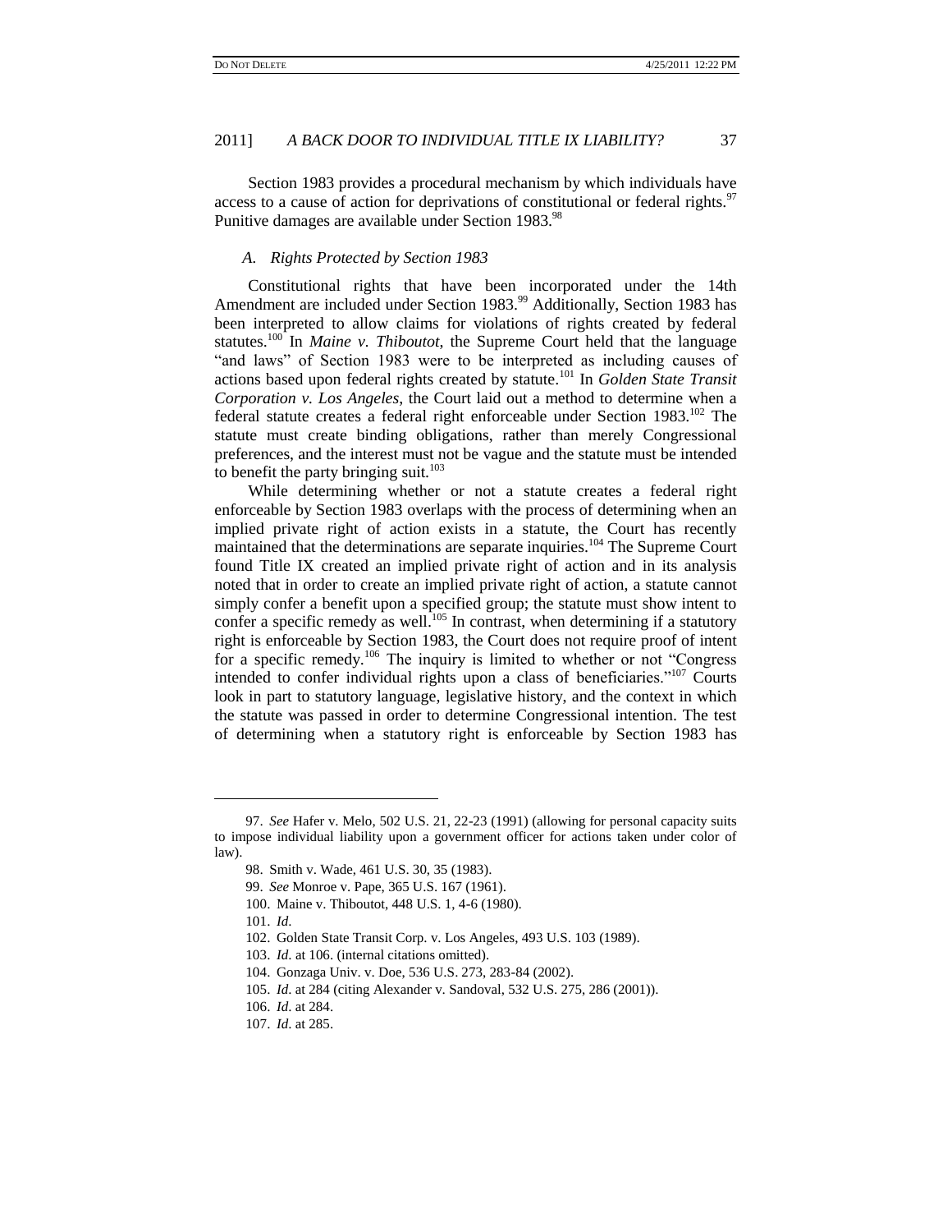Section 1983 provides a procedural mechanism by which individuals have access to a cause of action for deprivations of constitutional or federal rights.[97] Punitive damages are available under Section 1983.[98]

### *A. Rights Protected by Section 1983*

Constitutional rights that have been incorporated under the 14th Amendment are included under Section 1983.[99] Additionally, Section 1983 has been interpreted to allow claims for violations of rights created by federal statutes.[100] In *Maine v. Thiboutot*, the Supreme Court held that the language "and laws" of Section 1983 were to be interpreted as including causes of actions based upon federal rights created by statute.[101] In *Golden State Transit Corporation v. Los Angeles*, the Court laid out a method to determine when a federal statute creates a federal right enforceable under Section 1983.[102] The statute must create binding obligations, rather than merely Congressional preferences, and the interest must not be vague and the statute must be intended to benefit the party bringing suit.[103]

While determining whether or not a statute creates a federal right enforceable by Section 1983 overlaps with the process of determining when an implied private right of action exists in a statute, the Court has recently maintained that the determinations are separate inquiries.[104] The Supreme Court found Title IX created an implied private right of action and in its analysis noted that in order to create an implied private right of action, a statute cannot simply confer a benefit upon a specified group; the statute must show intent to confer a specific remedy as well.[105] In contrast, when determining if a statutory right is enforceable by Section 1983, the Court does not require proof of intent for a specific remedy.[106] The inquiry is limited to whether or not "Congress intended to confer individual rights upon a class of beneficiaries."[107] Courts look in part to statutory language, legislative history, and the context in which the statute was passed in order to determine Congressional intention. The test of determining when a statutory right is enforceable by Section 1983 has

---

97. *See* Hafer v. Melo, 502 U.S. 21, 22-23 (1991) (allowing for personal capacity suits to impose individual liability upon a government officer for actions taken under color of law).

98. Smith v. Wade, 461 U.S. 30, 35 (1983).

99. *See* Monroe v. Pape, 365 U.S. 167 (1961).

100. Maine v. Thiboutot, 448 U.S. 1, 4-6 (1980).

101. *Id.*

102. Golden State Transit Corp. v. Los Angeles, 493 U.S. 103 (1989).

103. *Id.* at 106. (internal citations omitted).

104. Gonzaga Univ. v. Doe, 536 U.S. 273, 283-84 (2002).

105. *Id.* at 284 (citing Alexander v. Sandoval, 532 U.S. 275, 286 (2001)).

106. *Id.* at 284.

107. *Id.* at 285.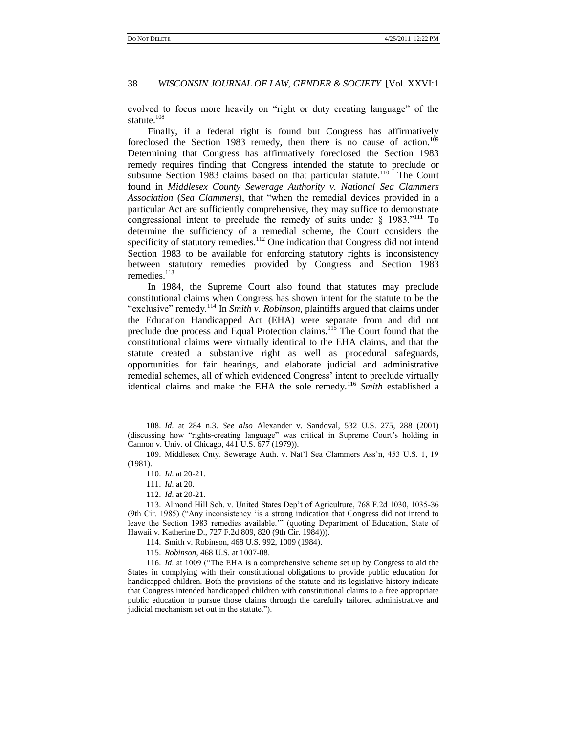evolved to focus more heavily on "right or duty creating language" of the statute.[108]

Finally, if a federal right is found but Congress has affirmatively foreclosed the Section 1983 remedy, then there is no cause of action.[109] Determining that Congress has affirmatively foreclosed the Section 1983 remedy requires finding that Congress intended the statute to preclude or subsume Section 1983 claims based on that particular statute.[110] The Court found in *Middlesex County Sewerage Authority v. National Sea Clammers Association* (*Sea Clammers*), that "when the remedial devices provided in a particular Act are sufficiently comprehensive, they may suffice to demonstrate congressional intent to preclude the remedy of suits under § 1983."[111] To determine the sufficiency of a remedial scheme, the Court considers the specificity of statutory remedies.[112] One indication that Congress did not intend Section 1983 to be available for enforcing statutory rights is inconsistency between statutory remedies provided by Congress and Section 1983 remedies.[113]

In 1984, the Supreme Court also found that statutes may preclude constitutional claims when Congress has shown intent for the statute to be the "exclusive" remedy.[114] In *Smith v. Robinson*, plaintiffs argued that claims under the Education Handicapped Act (EHA) were separate from and did not preclude due process and Equal Protection claims.[115] The Court found that the constitutional claims were virtually identical to the EHA claims, and that the statute created a substantive right as well as procedural safeguards, opportunities for fair hearings, and elaborate judicial and administrative remedial schemes, all of which evidenced Congress' intent to preclude virtually identical claims and make the EHA the sole remedy.[116] *Smith* established a

---

108. *Id.* at 284 n.3. *See also* Alexander v. Sandoval, 532 U.S. 275, 288 (2001) (discussing how "rights-creating language" was critical in Supreme Court's holding in Cannon v. Univ. of Chicago, 441 U.S. 677 (1979)).

109. Middlesex Cnty. Sewerage Auth. v. Nat'l Sea Clammers Ass'n, 453 U.S. 1, 19 (1981).

110. *Id.* at 20-21.

111. *Id.* at 20.

112. *Id.* at 20-21.

113. Almond Hill Sch. v. United States Dep't of Agriculture, 768 F.2d 1030, 1035-36 (9th Cir. 1985) ("Any inconsistency 'is a strong indication that Congress did not intend to leave the Section 1983 remedies available.'" (quoting Department of Education, State of Hawaii v. Katherine D., 727 F.2d 809, 820 (9th Cir. 1984))).

114. Smith v. Robinson, 468 U.S. 992, 1009 (1984).

115. *Robinson*, 468 U.S. at 1007-08.

116. *Id.* at 1009 ("The EHA is a comprehensive scheme set up by Congress to aid the States in complying with their constitutional obligations to provide public education for handicapped children. Both the provisions of the statute and its legislative history indicate that Congress intended handicapped children with constitutional claims to a free appropriate public education to pursue those claims through the carefully tailored administrative and judicial mechanism set out in the statute.").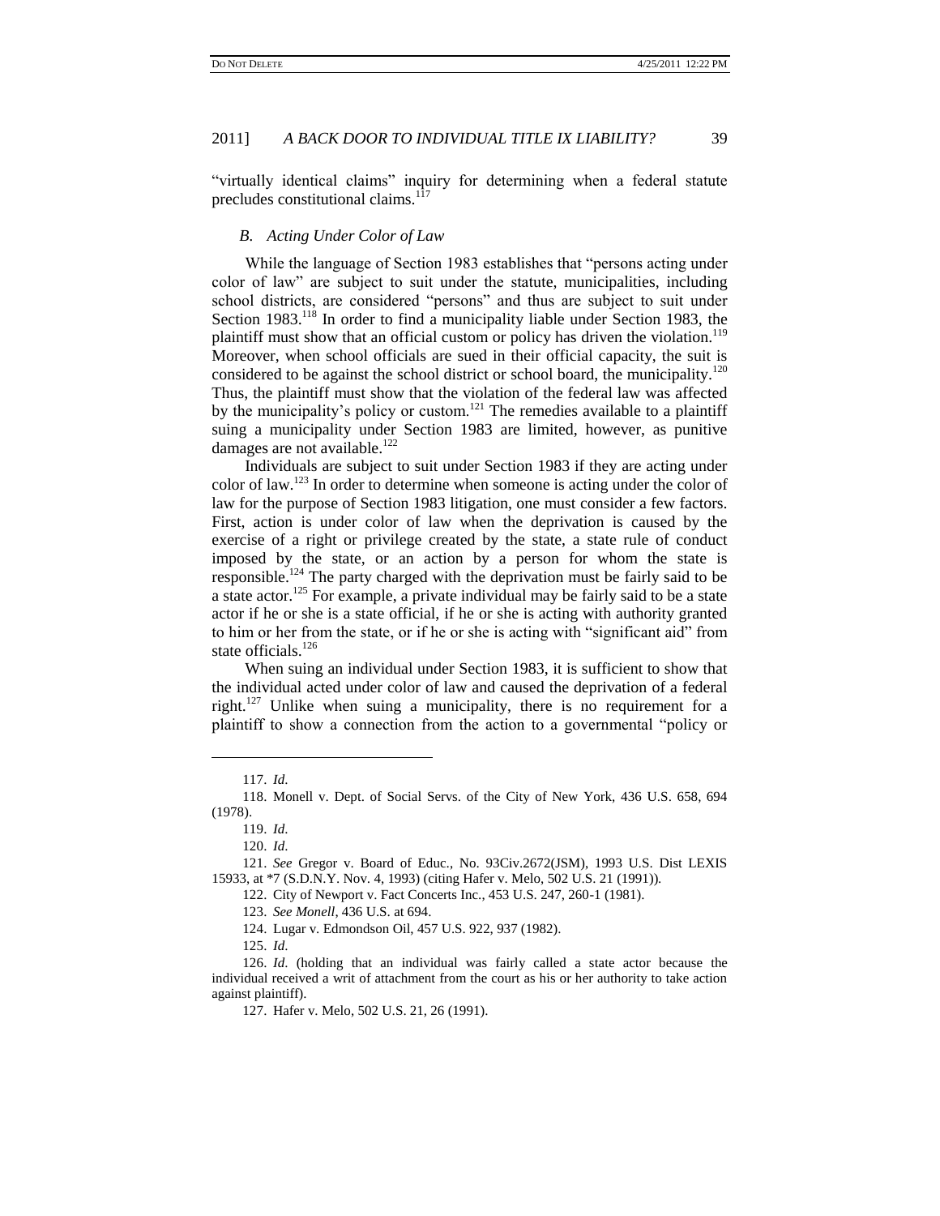"virtually identical claims" inquiry for determining when a federal statute precludes constitutional claims.[117]

### *B. Acting Under Color of Law*

While the language of Section 1983 establishes that "persons acting under color of law" are subject to suit under the statute, municipalities, including school districts, are considered "persons" and thus are subject to suit under Section 1983.[118] In order to find a municipality liable under Section 1983, the plaintiff must show that an official custom or policy has driven the violation.[119] Moreover, when school officials are sued in their official capacity, the suit is considered to be against the school district or school board, the municipality.[120] Thus, the plaintiff must show that the violation of the federal law was affected by the municipality's policy or custom.[121] The remedies available to a plaintiff suing a municipality under Section 1983 are limited, however, as punitive damages are not available.[122]

Individuals are subject to suit under Section 1983 if they are acting under color of law.[123] In order to determine when someone is acting under the color of law for the purpose of Section 1983 litigation, one must consider a few factors. First, action is under color of law when the deprivation is caused by the exercise of a right or privilege created by the state, a state rule of conduct imposed by the state, or an action by a person for whom the state is responsible.[124] The party charged with the deprivation must be fairly said to be a state actor.[125] For example, a private individual may be fairly said to be a state actor if he or she is a state official, if he or she is acting with authority granted to him or her from the state, or if he or she is acting with "significant aid" from state officials.[126]

When suing an individual under Section 1983, it is sufficient to show that the individual acted under color of law and caused the deprivation of a federal right.[127] Unlike when suing a municipality, there is no requirement for a plaintiff to show a connection from the action to a governmental "policy or

---

117. *Id.*

118. Monell v. Dept. of Social Servs. of the City of New York, 436 U.S. 658, 694 (1978).

119. *Id.*

120. *Id.*

121. *See* Gregor v. Board of Educ., No. 93Civ.2672(JSM), 1993 U.S. Dist LEXIS 15933, at *7 (S.D.N.Y. Nov. 4, 1993) (citing Hafer v. Melo, 502 U.S. 21 (1991)).

122. City of Newport v. Fact Concerts Inc., 453 U.S. 247, 260-1 (1981).

123. *See Monell*, 436 U.S. at 694.

124. Lugar v. Edmondson Oil, 457 U.S. 922, 937 (1982).

125. *Id.*

126. *Id.* (holding that an individual was fairly called a state actor because the individual received a writ of attachment from the court as his or her authority to take action against plaintiff).

127. Hafer v. Melo, 502 U.S. 21, 26 (1991).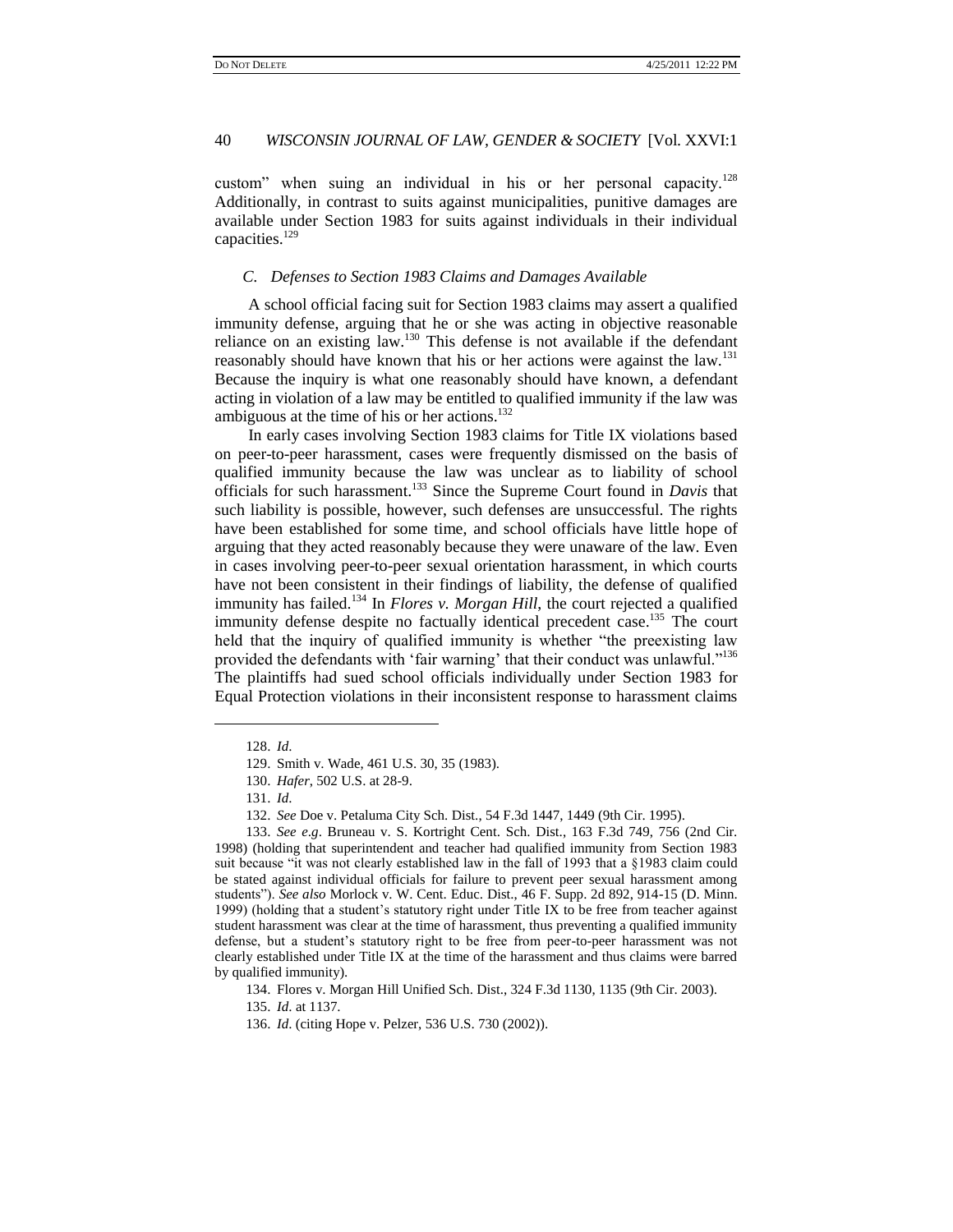custom" when suing an individual in his or her personal capacity.[128] Additionally, in contrast to suits against municipalities, punitive damages are available under Section 1983 for suits against individuals in their individual capacities.[129]

### *C. Defenses to Section 1983 Claims and Damages Available*

A school official facing suit for Section 1983 claims may assert a qualified immunity defense, arguing that he or she was acting in objective reasonable reliance on an existing law.[130] This defense is not available if the defendant reasonably should have known that his or her actions were against the law.[131] Because the inquiry is what one reasonably should have known, a defendant acting in violation of a law may be entitled to qualified immunity if the law was ambiguous at the time of his or her actions.[132]

In early cases involving Section 1983 claims for Title IX violations based on peer-to-peer harassment, cases were frequently dismissed on the basis of qualified immunity because the law was unclear as to liability of school officials for such harassment.[133] Since the Supreme Court found in *Davis* that such liability is possible, however, such defenses are unsuccessful. The rights have been established for some time, and school officials have little hope of arguing that they acted reasonably because they were unaware of the law. Even in cases involving peer-to-peer sexual orientation harassment, in which courts have not been consistent in their findings of liability, the defense of qualified immunity has failed.[134] In *Flores v. Morgan Hill*, the court rejected a qualified immunity defense despite no factually identical precedent case.[135] The court held that the inquiry of qualified immunity is whether "the preexisting law provided the defendants with 'fair warning' that their conduct was unlawful."[136] The plaintiffs had sued school officials individually under Section 1983 for Equal Protection violations in their inconsistent response to harassment claims

---

128. *Id*.

129. Smith v. Wade, 461 U.S. 30, 35 (1983).

130. *Hafer*, 502 U.S. at 28-9.

131. *Id.*

132. *See* Doe v. Petaluma City Sch. Dist., 54 F.3d 1447, 1449 (9th Cir. 1995).

133. *See e.g*. Bruneau v. S. Kortright Cent. Sch. Dist., 163 F.3d 749, 756 (2nd Cir. 1998) (holding that superintendent and teacher had qualified immunity from Section 1983 suit because "it was not clearly established law in the fall of 1993 that a §1983 claim could be stated against individual officials for failure to prevent peer sexual harassment among students"). *See also* Morlock v. W. Cent. Educ. Dist., 46 F. Supp. 2d 892, 914-15 (D. Minn. 1999) (holding that a student's statutory right under Title IX to be free from teacher against student harassment was clear at the time of harassment, thus preventing a qualified immunity defense, but a student's statutory right to be free from peer-to-peer harassment was not clearly established under Title IX at the time of the harassment and thus claims were barred by qualified immunity).

134. Flores v. Morgan Hill Unified Sch. Dist., 324 F.3d 1130, 1135 (9th Cir. 2003).

135. *Id*. at 1137.

136. *Id*. (citing Hope v. Pelzer, 536 U.S. 730 (2002)).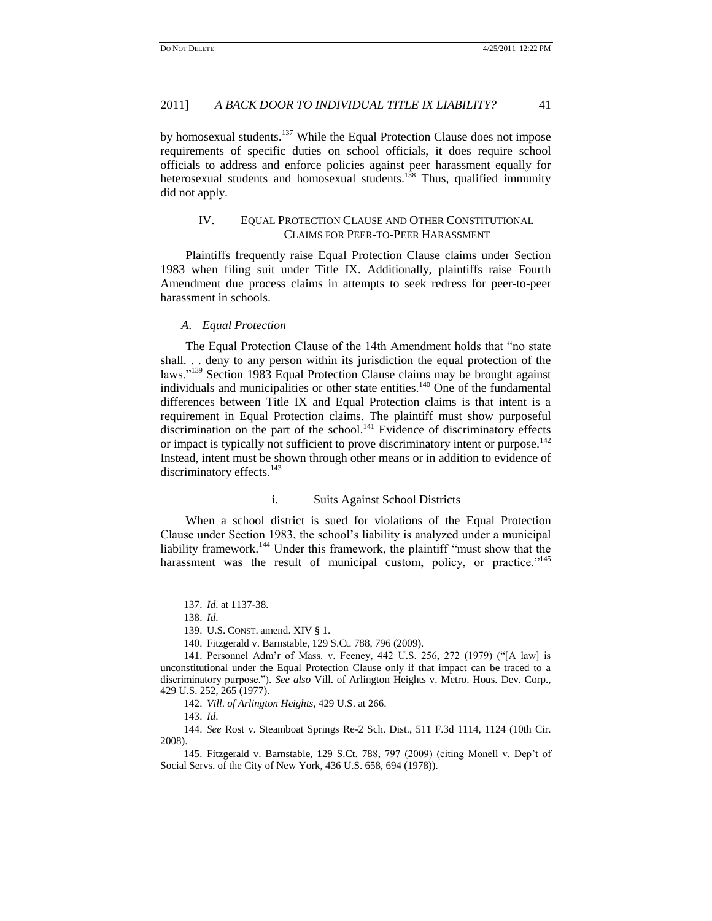by homosexual students.[137] While the Equal Protection Clause does not impose requirements of specific duties on school officials, it does require school officials to address and enforce policies against peer harassment equally for heterosexual students and homosexual students.[138] Thus, qualified immunity did not apply.

## IV. Equal Protection Clause and Other Constitutional Claims for Peer-to-Peer Harassment

Plaintiffs frequently raise Equal Protection Clause claims under Section 1983 when filing suit under Title IX. Additionally, plaintiffs raise Fourth Amendment due process claims in attempts to seek redress for peer-to-peer harassment in schools.

### *A. Equal Protection*

The Equal Protection Clause of the 14th Amendment holds that "no state shall. . . deny to any person within its jurisdiction the equal protection of the laws."[139] Section 1983 Equal Protection Clause claims may be brought against individuals and municipalities or other state entities.[140] One of the fundamental differences between Title IX and Equal Protection claims is that intent is a requirement in Equal Protection claims. The plaintiff must show purposeful discrimination on the part of the school.[141] Evidence of discriminatory effects or impact is typically not sufficient to prove discriminatory intent or purpose.[142] Instead, intent must be shown through other means or in addition to evidence of discriminatory effects.[143]

#### i. Suits Against School Districts

When a school district is sued for violations of the Equal Protection Clause under Section 1983, the school's liability is analyzed under a municipal liability framework.[144] Under this framework, the plaintiff "must show that the harassment was the result of municipal custom, policy, or practice."[145]

---

137. *Id.* at 1137-38.

138. *Id.*

139. U.S. Const. amend. XIV § 1.

140. Fitzgerald v. Barnstable, 129 S.Ct. 788, 796 (2009).

141. Personnel Adm'r of Mass. v. Feeney, 442 U.S. 256, 272 (1979) ("[A law] is unconstitutional under the Equal Protection Clause only if that impact can be traced to a discriminatory purpose."). *See also* Vill. of Arlington Heights v. Metro. Hous. Dev. Corp., 429 U.S. 252, 265 (1977).

142. *Vill. of Arlington Heights*, 429 U.S. at 266.

143. *Id.*

144. *See* Rost v. Steamboat Springs Re-2 Sch. Dist., 511 F.3d 1114, 1124 (10th Cir. 2008).

145. Fitzgerald v. Barnstable, 129 S.Ct. 788, 797 (2009) (citing Monell v. Dep't of Social Servs. of the City of New York, 436 U.S. 658, 694 (1978)).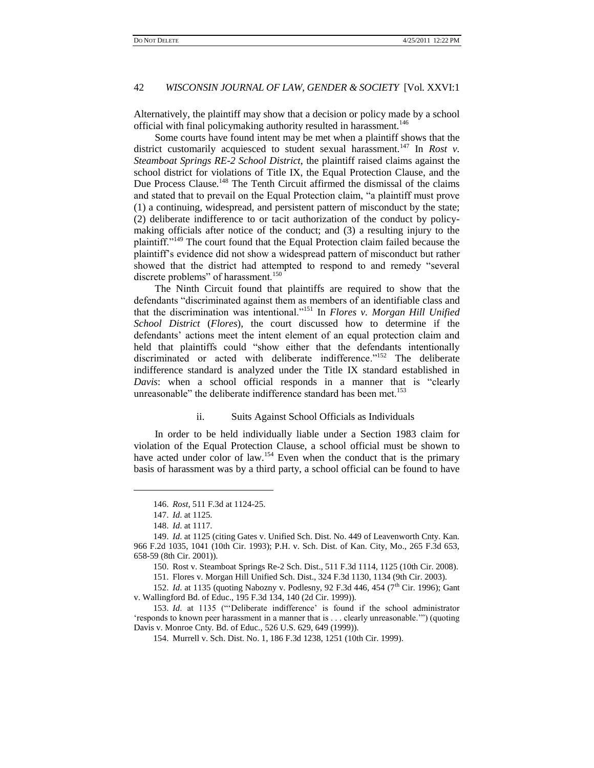Alternatively, the plaintiff may show that a decision or policy made by a school official with final policymaking authority resulted in harassment.[146]

Some courts have found intent may be met when a plaintiff shows that the district customarily acquiesced to student sexual harassment.[147] In *Rost v. Steamboat Springs RE-2 School District*, the plaintiff raised claims against the school district for violations of Title IX, the Equal Protection Clause, and the Due Process Clause.[148] The Tenth Circuit affirmed the dismissal of the claims and stated that to prevail on the Equal Protection claim, "a plaintiff must prove (1) a continuing, widespread, and persistent pattern of misconduct by the state; (2) deliberate indifference to or tacit authorization of the conduct by policy-making officials after notice of the conduct; and (3) a resulting injury to the plaintiff."[149] The court found that the Equal Protection claim failed because the plaintiff's evidence did not show a widespread pattern of misconduct but rather showed that the district had attempted to respond to and remedy "several discrete problems" of harassment.[150]

The Ninth Circuit found that plaintiffs are required to show that the defendants "discriminated against them as members of an identifiable class and that the discrimination was intentional."[151] In *Flores v. Morgan Hill Unified School District* (*Flores*), the court discussed how to determine if the defendants' actions meet the intent element of an equal protection claim and held that plaintiffs could "show either that the defendants intentionally discriminated or acted with deliberate indifference."[152] The deliberate indifference standard is analyzed under the Title IX standard established in *Davis*: when a school official responds in a manner that is "clearly unreasonable" the deliberate indifference standard has been met.[153]

### ii. Suits Against School Officials as Individuals

In order to be held individually liable under a Section 1983 claim for violation of the Equal Protection Clause, a school official must be shown to have acted under color of law.[154] Even when the conduct that is the primary basis of harassment was by a third party, a school official can be found to have

---

146. *Rost*, 511 F.3d at 1124-25.

147. *Id*. at 1125.

148. *Id*. at 1117.

149. *Id*. at 1125 (citing Gates v. Unified Sch. Dist. No. 449 of Leavenworth Cnty. Kan. 966 F.2d 1035, 1041 (10th Cir. 1993); P.H. v. Sch. Dist. of Kan. City, Mo., 265 F.3d 653, 658-59 (8th Cir. 2001)).

150. Rost v. Steamboat Springs Re-2 Sch. Dist., 511 F.3d 1114, 1125 (10th Cir. 2008).

151. Flores v. Morgan Hill Unified Sch. Dist., 324 F.3d 1130, 1134 (9th Cir. 2003).

152. *Id*. at 1135 (quoting Nabozny v. Podlesny, 92 F.3d 446, 454 (7th Cir. 1996); Gant v. Wallingford Bd. of Educ., 195 F.3d 134, 140 (2d Cir. 1999)).

153. *Id*. at 1135 ("'Deliberate indifference' is found if the school administrator 'responds to known peer harassment in a manner that is . . . clearly unreasonable.'") (quoting Davis v. Monroe Cnty. Bd. of Educ., 526 U.S. 629, 649 (1999)).

154. Murrell v. Sch. Dist. No. 1, 186 F.3d 1238, 1251 (10th Cir. 1999).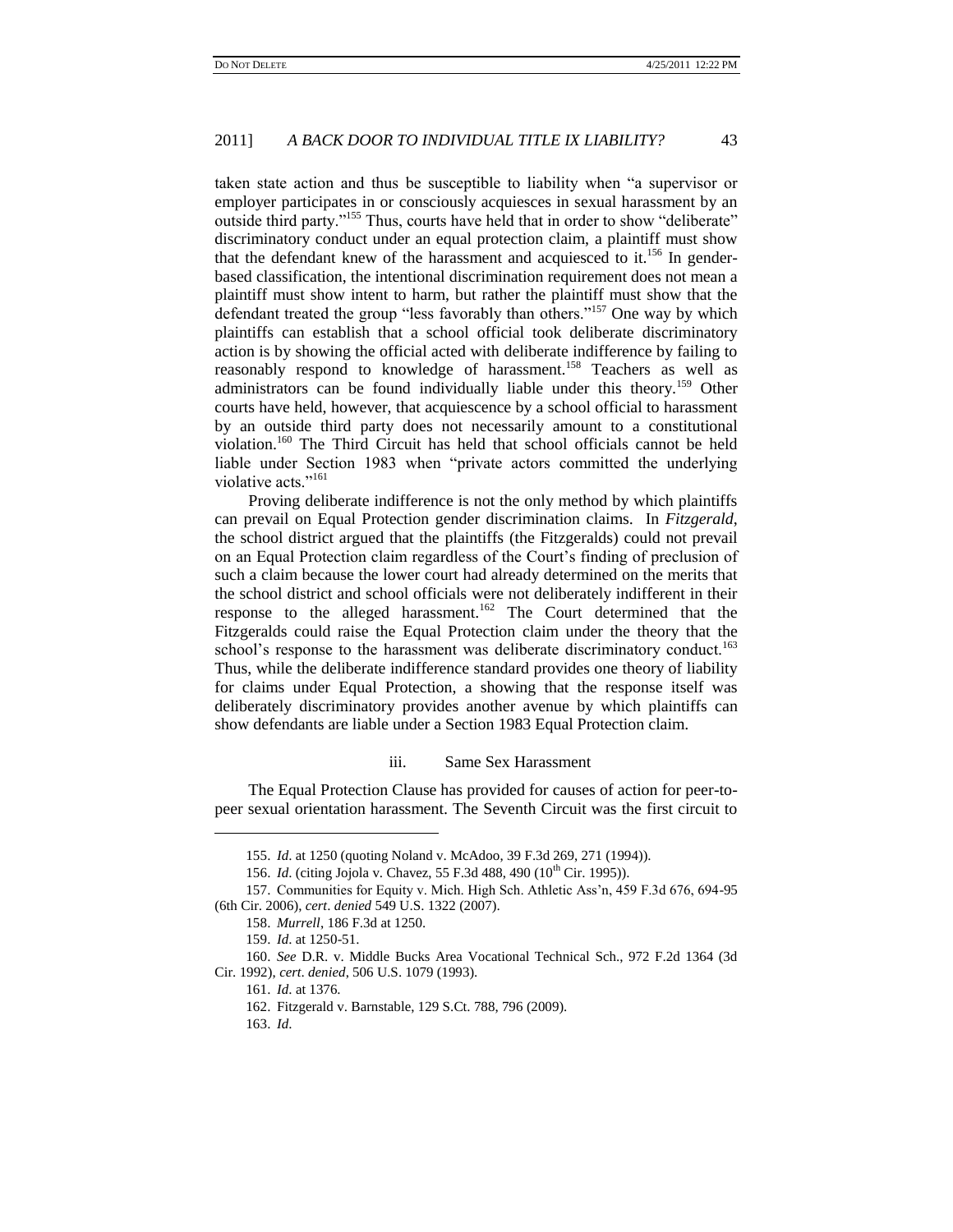taken state action and thus be susceptible to liability when "a supervisor or employer participates in or consciously acquiesces in sexual harassment by an outside third party."[155] Thus, courts have held that in order to show "deliberate" discriminatory conduct under an equal protection claim, a plaintiff must show that the defendant knew of the harassment and acquiesced to it.[156] In gender-based classification, the intentional discrimination requirement does not mean a plaintiff must show intent to harm, but rather the plaintiff must show that the defendant treated the group "less favorably than others."[157] One way by which plaintiffs can establish that a school official took deliberate discriminatory action is by showing the official acted with deliberate indifference by failing to reasonably respond to knowledge of harassment.[158] Teachers as well as administrators can be found individually liable under this theory.[159] Other courts have held, however, that acquiescence by a school official to harassment by an outside third party does not necessarily amount to a constitutional violation.[160] The Third Circuit has held that school officials cannot be held liable under Section 1983 when "private actors committed the underlying violative acts."[161]

Proving deliberate indifference is not the only method by which plaintiffs can prevail on Equal Protection gender discrimination claims. In *Fitzgerald*, the school district argued that the plaintiffs (the Fitzgeralds) could not prevail on an Equal Protection claim regardless of the Court's finding of preclusion of such a claim because the lower court had already determined on the merits that the school district and school officials were not deliberately indifferent in their response to the alleged harassment.[162] The Court determined that the Fitzgeralds could raise the Equal Protection claim under the theory that the school's response to the harassment was deliberate discriminatory conduct.[163] Thus, while the deliberate indifference standard provides one theory of liability for claims under Equal Protection, a showing that the response itself was deliberately discriminatory provides another avenue by which plaintiffs can show defendants are liable under a Section 1983 Equal Protection claim.

#### iii. Same Sex Harassment

The Equal Protection Clause has provided for causes of action for peer-to-peer sexual orientation harassment. The Seventh Circuit was the first circuit to

---

155. *Id*. at 1250 (quoting Noland v. McAdoo, 39 F.3d 269, 271 (1994)).

156. *Id*. (citing Jojola v. Chavez, 55 F.3d 488, 490 (10th Cir. 1995)).

157. Communities for Equity v. Mich. High Sch. Athletic Ass'n, 459 F.3d 676, 694-95 (6th Cir. 2006), *cert*. *denied* 549 U.S. 1322 (2007).

158. *Murrell*, 186 F.3d at 1250.

159. *Id*. at 1250-51.

160. *See* D.R. v. Middle Bucks Area Vocational Technical Sch., 972 F.2d 1364 (3d Cir. 1992), *cert*. *denied*, 506 U.S. 1079 (1993).

161. *Id*. at 1376.

162. Fitzgerald v. Barnstable, 129 S.Ct. 788, 796 (2009).

163. *Id*.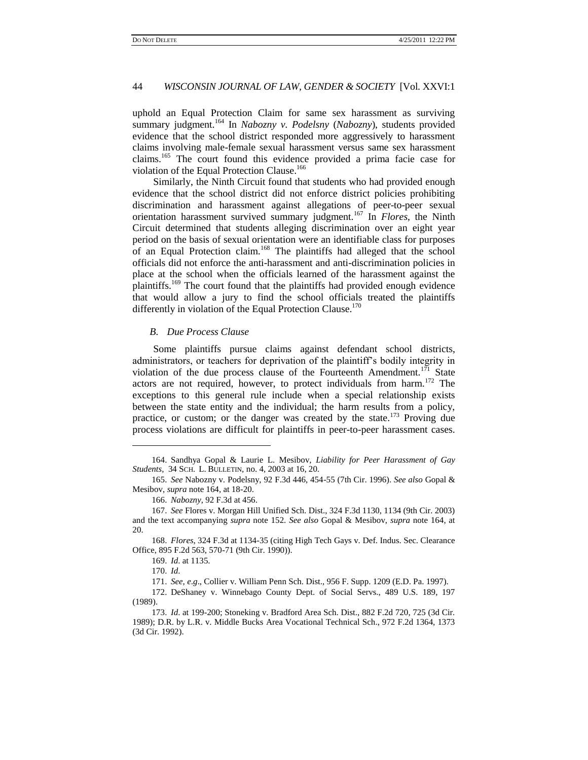uphold an Equal Protection Claim for same sex harassment as surviving summary judgment.[164] In *Nabozny v. Podelsny* (*Nabozny*), students provided evidence that the school district responded more aggressively to harassment claims involving male-female sexual harassment versus same sex harassment claims.[165] The court found this evidence provided a prima facie case for violation of the Equal Protection Clause.[166]

Similarly, the Ninth Circuit found that students who had provided enough evidence that the school district did not enforce district policies prohibiting discrimination and harassment against allegations of peer-to-peer sexual orientation harassment survived summary judgment.[167] In *Flores*, the Ninth Circuit determined that students alleging discrimination over an eight year period on the basis of sexual orientation were an identifiable class for purposes of an Equal Protection claim.[168] The plaintiffs had alleged that the school officials did not enforce the anti-harassment and anti-discrimination policies in place at the school when the officials learned of the harassment against the plaintiffs.[169] The court found that the plaintiffs had provided enough evidence that would allow a jury to find the school officials treated the plaintiffs differently in violation of the Equal Protection Clause.[170]

### *B. Due Process Clause*

Some plaintiffs pursue claims against defendant school districts, administrators, or teachers for deprivation of the plaintiff's bodily integrity in violation of the due process clause of the Fourteenth Amendment.[171] State actors are not required, however, to protect individuals from harm.[172] The exceptions to this general rule include when a special relationship exists between the state entity and the individual; the harm results from a policy, practice, or custom; or the danger was created by the state.[173] Proving due process violations are difficult for plaintiffs in peer-to-peer harassment cases.

---

164. Sandhya Gopal & Laurie L. Mesibov, *Liability for Peer Harassment of Gay Students*, 34 SCH. L. BULLETIN, no. 4, 2003 at 16, 20.

165. *See* Nabozny v. Podelsny, 92 F.3d 446, 454-55 (7th Cir. 1996). *See also* Gopal & Mesibov, *supra* note 164, at 18-20.

166. *Nabozny*, 92 F.3d at 456.

167. *See* Flores v. Morgan Hill Unified Sch. Dist., 324 F.3d 1130, 1134 (9th Cir. 2003) and the text accompanying *supra* note 152. *See also* Gopal & Mesibov, *supra* note 164, at 20.

168. *Flores*, 324 F.3d at 1134-35 (citing High Tech Gays v. Def. Indus. Sec. Clearance Office, 895 F.2d 563, 570-71 (9th Cir. 1990)).

169. *Id.* at 1135.

170. *Id.*

171. *See, e.g*., Collier v. William Penn Sch. Dist., 956 F. Supp. 1209 (E.D. Pa. 1997).

172. DeShaney v. Winnebago County Dept. of Social Servs., 489 U.S. 189, 197 (1989).

173. *Id.* at 199-200; Stoneking v. Bradford Area Sch. Dist., 882 F.2d 720, 725 (3d Cir. 1989); D.R. by L.R. v. Middle Bucks Area Vocational Technical Sch., 972 F.2d 1364, 1373 (3d Cir. 1992).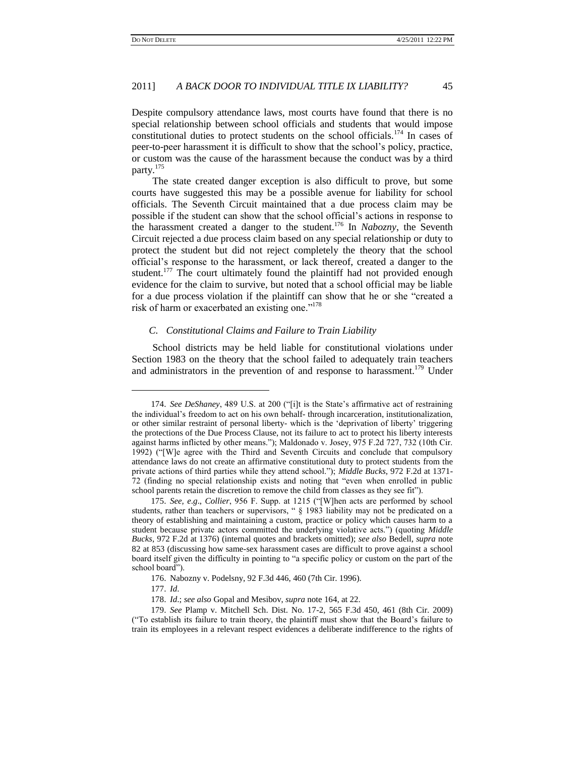Despite compulsory attendance laws, most courts have found that there is no special relationship between school officials and students that would impose constitutional duties to protect students on the school officials.[174] In cases of peer-to-peer harassment it is difficult to show that the school's policy, practice, or custom was the cause of the harassment because the conduct was by a third party.[175]

The state created danger exception is also difficult to prove, but some courts have suggested this may be a possible avenue for liability for school officials. The Seventh Circuit maintained that a due process claim may be possible if the student can show that the school official's actions in response to the harassment created a danger to the student.[176] In *Nabozny*, the Seventh Circuit rejected a due process claim based on any special relationship or duty to protect the student but did not reject completely the theory that the school official's response to the harassment, or lack thereof, created a danger to the student.[177] The court ultimately found the plaintiff had not provided enough evidence for the claim to survive, but noted that a school official may be liable for a due process violation if the plaintiff can show that he or she "created a risk of harm or exacerbated an existing one."[178]

### *C. Constitutional Claims and Failure to Train Liability*

School districts may be held liable for constitutional violations under Section 1983 on the theory that the school failed to adequately train teachers and administrators in the prevention of and response to harassment.[179] Under

---

174. *See DeShaney*, 489 U.S. at 200 ("[i]t is the State's affirmative act of restraining the individual's freedom to act on his own behalf- through incarceration, institutionalization, or other similar restraint of personal liberty- which is the 'deprivation of liberty' triggering the protections of the Due Process Clause, not its failure to act to protect his liberty interests against harms inflicted by other means."); Maldonado v. Josey, 975 F.2d 727, 732 (10th Cir. 1992) ("[W]e agree with the Third and Seventh Circuits and conclude that compulsory attendance laws do not create an affirmative constitutional duty to protect students from the private actions of third parties while they attend school."); *Middle Bucks*, 972 F.2d at 1371-72 (finding no special relationship exists and noting that "even when enrolled in public school parents retain the discretion to remove the child from classes as they see fit").

175. *See, e.g*., *Collier*, 956 F. Supp. at 1215 ("[W]hen acts are performed by school students, rather than teachers or supervisors, " § 1983 liability may not be predicated on a theory of establishing and maintaining a custom, practice or policy which causes harm to a student because private actors committed the underlying violative acts.") (quoting *Middle Bucks*, 972 F.2d at 1376) (internal quotes and brackets omitted); *see also* Bedell, *supra* note 82 at 853 (discussing how same-sex harassment cases are difficult to prove against a school board itself given the difficulty in pointing to "a specific policy or custom on the part of the school board").

176. Nabozny v. Podelsny, 92 F.3d 446, 460 (7th Cir. 1996).

177. *Id.*

178. *Id*.; *see also* Gopal and Mesibov, *supra* note 164, at 22.

179. *See* Plamp v. Mitchell Sch. Dist. No. 17-2, 565 F.3d 450, 461 (8th Cir. 2009) ("To establish its failure to train theory, the plaintiff must show that the Board's failure to train its employees in a relevant respect evidences a deliberate indifference to the rights of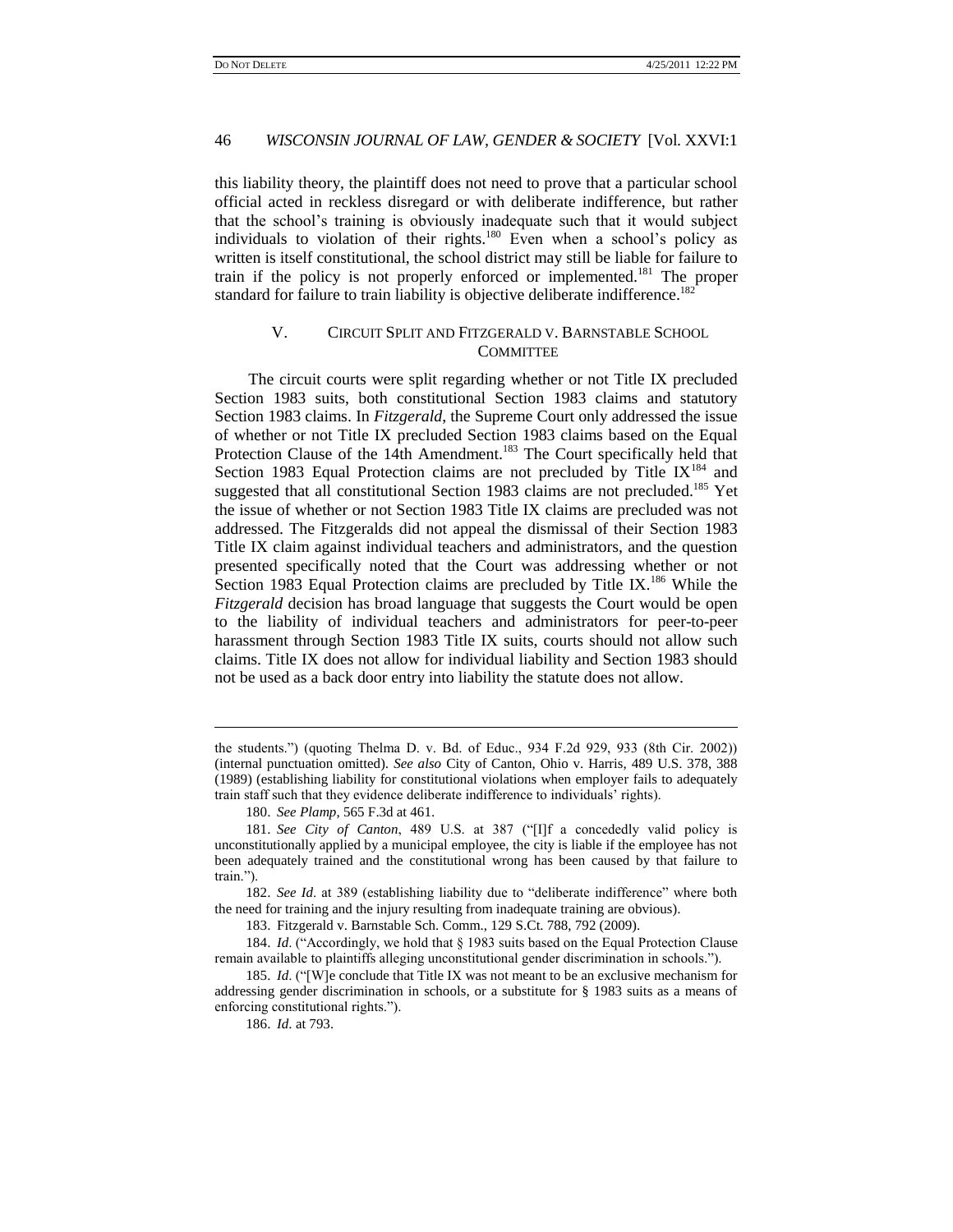this liability theory, the plaintiff does not need to prove that a particular school official acted in reckless disregard or with deliberate indifference, but rather that the school's training is obviously inadequate such that it would subject individuals to violation of their rights.[180] Even when a school's policy as written is itself constitutional, the school district may still be liable for failure to train if the policy is not properly enforced or implemented.[181] The proper standard for failure to train liability is objective deliberate indifference.[182]

## V. CIRCUIT SPLIT AND FITZGERALD V. BARNSTABLE SCHOOL COMMITTEE

The circuit courts were split regarding whether or not Title IX precluded Section 1983 suits, both constitutional Section 1983 claims and statutory Section 1983 claims. In *Fitzgerald*, the Supreme Court only addressed the issue of whether or not Title IX precluded Section 1983 claims based on the Equal Protection Clause of the 14th Amendment.[183] The Court specifically held that Section 1983 Equal Protection claims are not precluded by Title IX[184] and suggested that all constitutional Section 1983 claims are not precluded.[185] Yet the issue of whether or not Section 1983 Title IX claims are precluded was not addressed. The Fitzgeralds did not appeal the dismissal of their Section 1983 Title IX claim against individual teachers and administrators, and the question presented specifically noted that the Court was addressing whether or not Section 1983 Equal Protection claims are precluded by Title IX.[186] While the *Fitzgerald* decision has broad language that suggests the Court would be open to the liability of individual teachers and administrators for peer-to-peer harassment through Section 1983 Title IX suits, courts should not allow such claims. Title IX does not allow for individual liability and Section 1983 should not be used as a back door entry into liability the statute does not allow.

---

the students.") (quoting Thelma D. v. Bd. of Educ., 934 F.2d 929, 933 (8th Cir. 2002)) (internal punctuation omitted). *See also* City of Canton, Ohio v. Harris, 489 U.S. 378, 388 (1989) (establishing liability for constitutional violations when employer fails to adequately train staff such that they evidence deliberate indifference to individuals' rights).

180. *See Plamp*, 565 F.3d at 461.

181. *See City of Canton*, 489 U.S. at 387 ("[I]f a concededly valid policy is unconstitutionally applied by a municipal employee, the city is liable if the employee has not been adequately trained and the constitutional wrong has been caused by that failure to train.").

182. *See Id.* at 389 (establishing liability due to "deliberate indifference" where both the need for training and the injury resulting from inadequate training are obvious).

183. Fitzgerald v. Barnstable Sch. Comm., 129 S.Ct. 788, 792 (2009).

184. *Id*. ("Accordingly, we hold that § 1983 suits based on the Equal Protection Clause remain available to plaintiffs alleging unconstitutional gender discrimination in schools.").

185. *Id*. ("[W]e conclude that Title IX was not meant to be an exclusive mechanism for addressing gender discrimination in schools, or a substitute for § 1983 suits as a means of enforcing constitutional rights.").

186. *Id*. at 793.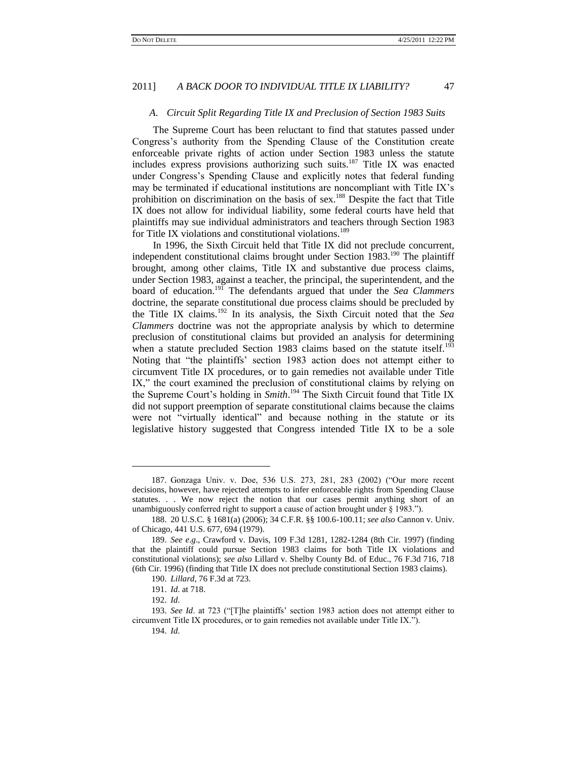### *A. Circuit Split Regarding Title IX and Preclusion of Section 1983 Suits*

The Supreme Court has been reluctant to find that statutes passed under Congress's authority from the Spending Clause of the Constitution create enforceable private rights of action under Section 1983 unless the statute includes express provisions authorizing such suits.[187] Title IX was enacted under Congress's Spending Clause and explicitly notes that federal funding may be terminated if educational institutions are noncompliant with Title IX's prohibition on discrimination on the basis of sex.[188] Despite the fact that Title IX does not allow for individual liability, some federal courts have held that plaintiffs may sue individual administrators and teachers through Section 1983 for Title IX violations and constitutional violations.[189]

In 1996, the Sixth Circuit held that Title IX did not preclude concurrent, independent constitutional claims brought under Section 1983.[190] The plaintiff brought, among other claims, Title IX and substantive due process claims, under Section 1983, against a teacher, the principal, the superintendent, and the board of education.[191] The defendants argued that under the *Sea Clammers* doctrine, the separate constitutional due process claims should be precluded by the Title IX claims.[192] In its analysis, the Sixth Circuit noted that the *Sea Clammers* doctrine was not the appropriate analysis by which to determine preclusion of constitutional claims but provided an analysis for determining when a statute precluded Section 1983 claims based on the statute itself.[193] Noting that "the plaintiffs' section 1983 action does not attempt either to circumvent Title IX procedures, or to gain remedies not available under Title IX," the court examined the preclusion of constitutional claims by relying on the Supreme Court's holding in *Smith*.[194] The Sixth Circuit found that Title IX did not support preemption of separate constitutional claims because the claims were not "virtually identical" and because nothing in the statute or its legislative history suggested that Congress intended Title IX to be a sole

---

187. Gonzaga Univ. v. Doe, 536 U.S. 273, 281, 283 (2002) ("Our more recent decisions, however, have rejected attempts to infer enforceable rights from Spending Clause statutes. . . We now reject the notion that our cases permit anything short of an unambiguously conferred right to support a cause of action brought under § 1983.").

188. 20 U.S.C. § 1681(a) (2006); 34 C.F.R. §§ 100.6-100.11; *see also* Cannon v. Univ. of Chicago, 441 U.S. 677, 694 (1979).

189. *See e.g*., Crawford v. Davis, 109 F.3d 1281, 1282-1284 (8th Cir. 1997) (finding that the plaintiff could pursue Section 1983 claims for both Title IX violations and constitutional violations); *see also* Lillard v. Shelby County Bd. of Educ., 76 F.3d 716, 718 (6th Cir. 1996) (finding that Title IX does not preclude constitutional Section 1983 claims).

190. *Lillard*, 76 F.3d at 723.

191. *Id.* at 718.

192. *Id.*

193. *See Id*. at 723 ("[T]he plaintiffs' section 1983 action does not attempt either to circumvent Title IX procedures, or to gain remedies not available under Title IX.").

194. *Id.*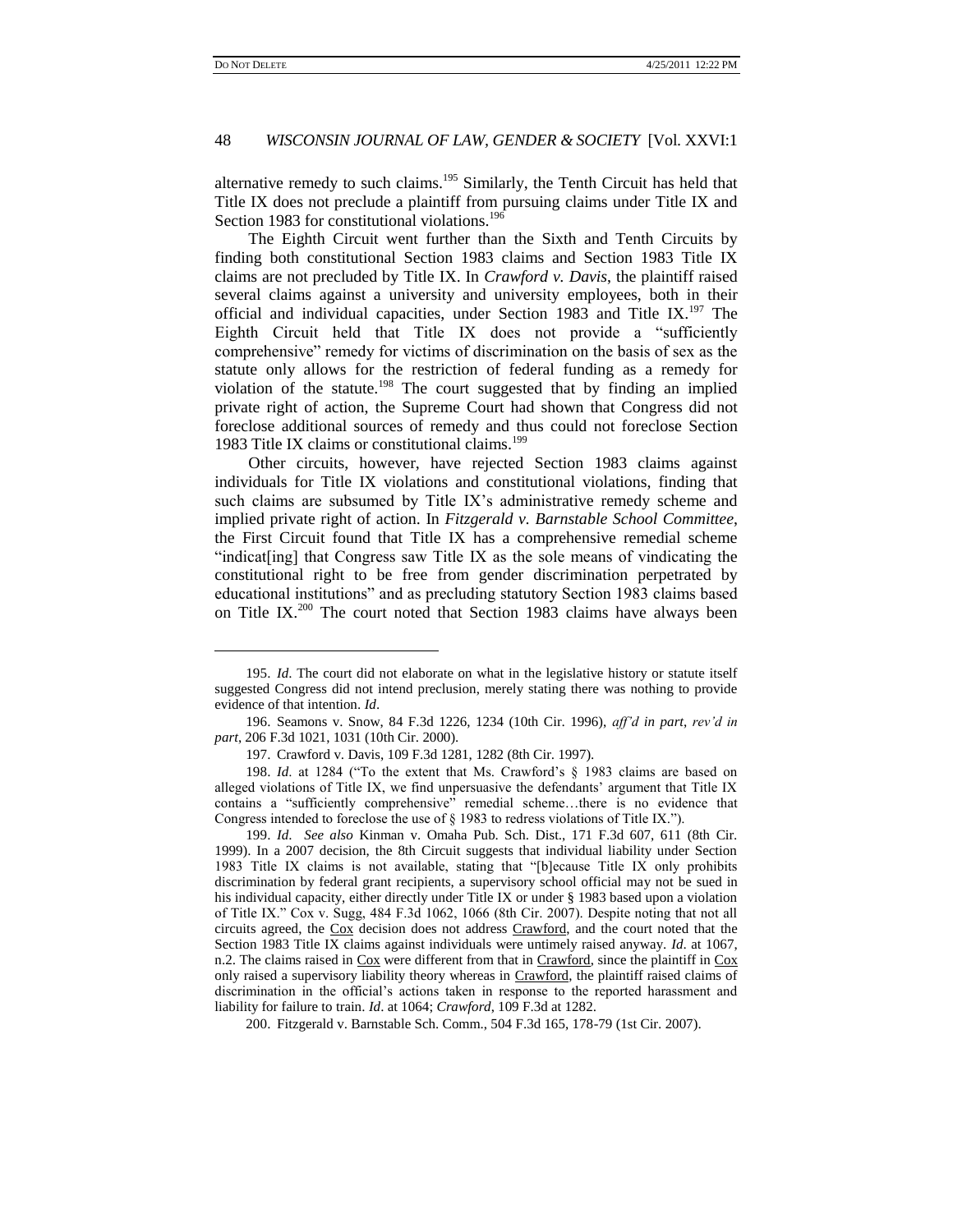alternative remedy to such claims.[195] Similarly, the Tenth Circuit has held that Title IX does not preclude a plaintiff from pursuing claims under Title IX and Section 1983 for constitutional violations.[196]

The Eighth Circuit went further than the Sixth and Tenth Circuits by finding both constitutional Section 1983 claims and Section 1983 Title IX claims are not precluded by Title IX. In *Crawford v. Davis*, the plaintiff raised several claims against a university and university employees, both in their official and individual capacities, under Section 1983 and Title IX.[197] The Eighth Circuit held that Title IX does not provide a "sufficiently comprehensive" remedy for victims of discrimination on the basis of sex as the statute only allows for the restriction of federal funding as a remedy for violation of the statute.[198] The court suggested that by finding an implied private right of action, the Supreme Court had shown that Congress did not foreclose additional sources of remedy and thus could not foreclose Section 1983 Title IX claims or constitutional claims.[199]

Other circuits, however, have rejected Section 1983 claims against individuals for Title IX violations and constitutional violations, finding that such claims are subsumed by Title IX's administrative remedy scheme and implied private right of action. In *Fitzgerald v. Barnstable School Committee*, the First Circuit found that Title IX has a comprehensive remedial scheme "indicat[ing] that Congress saw Title IX as the sole means of vindicating the constitutional right to be free from gender discrimination perpetrated by educational institutions" and as precluding statutory Section 1983 claims based on Title IX.[200] The court noted that Section 1983 claims have always been

---

195. *Id.* The court did not elaborate on what in the legislative history or statute itself suggested Congress did not intend preclusion, merely stating there was nothing to provide evidence of that intention. *Id.*

196. Seamons v. Snow, 84 F.3d 1226, 1234 (10th Cir. 1996), *aff'd in part, rev'd in part*, 206 F.3d 1021, 1031 (10th Cir. 2000).

197. Crawford v. Davis, 109 F.3d 1281, 1282 (8th Cir. 1997).

198. *Id.* at 1284 ("To the extent that Ms. Crawford's § 1983 claims are based on alleged violations of Title IX, we find unpersuasive the defendants' argument that Title IX contains a "sufficiently comprehensive" remedial scheme…there is no evidence that Congress intended to foreclose the use of § 1983 to redress violations of Title IX.").

199. *Id. See also* Kinman v. Omaha Pub. Sch. Dist., 171 F.3d 607, 611 (8th Cir. 1999). In a 2007 decision, the 8th Circuit suggests that individual liability under Section 1983 Title IX claims is not available, stating that "[b]ecause Title IX only prohibits discrimination by federal grant recipients, a supervisory school official may not be sued in his individual capacity, either directly under Title IX or under § 1983 based upon a violation of Title IX." Cox v. Sugg, 484 F.3d 1062, 1066 (8th Cir. 2007). Despite noting that not all circuits agreed, the Cox decision does not address Crawford, and the court noted that the Section 1983 Title IX claims against individuals were untimely raised anyway. *Id.* at 1067, n.2. The claims raised in Cox were different from that in Crawford, since the plaintiff in Cox only raised a supervisory liability theory whereas in Crawford, the plaintiff raised claims of discrimination in the official's actions taken in response to the reported harassment and liability for failure to train. *Id.* at 1064; *Crawford*, 109 F.3d at 1282.

200. Fitzgerald v. Barnstable Sch. Comm., 504 F.3d 165, 178-79 (1st Cir. 2007).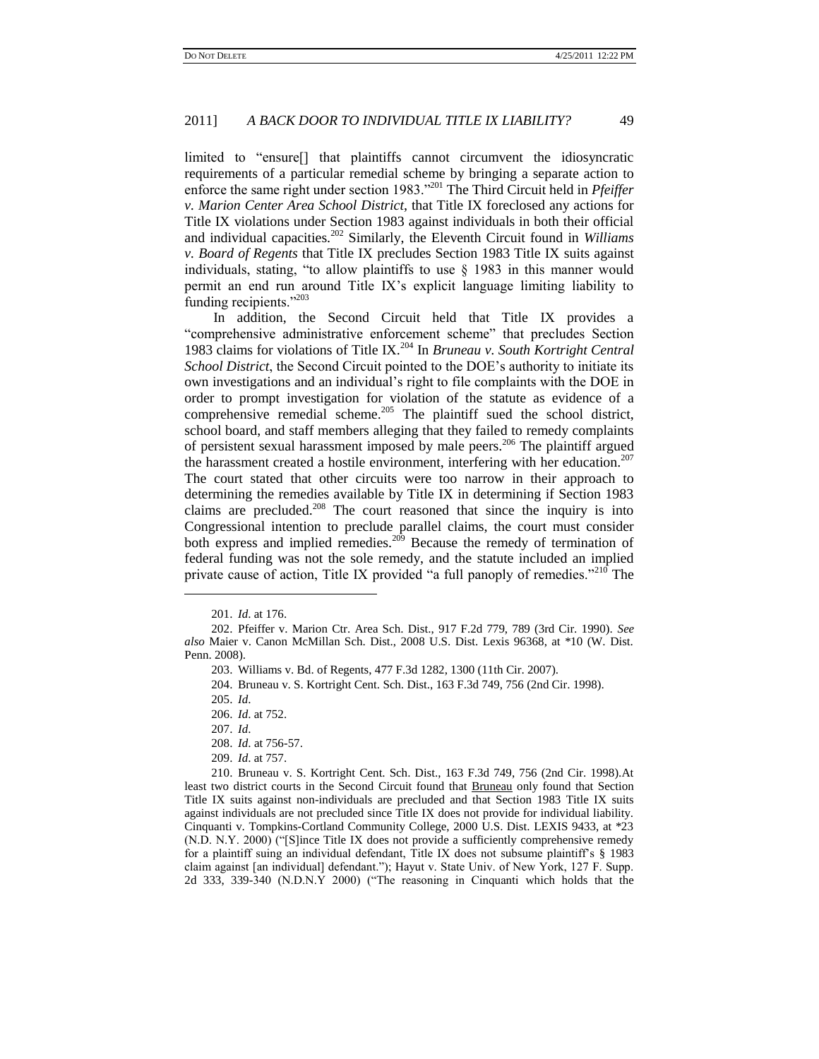limited to "ensure[] that plaintiffs cannot circumvent the idiosyncratic requirements of a particular remedial scheme by bringing a separate action to enforce the same right under section 1983."[201] The Third Circuit held in *Pfeiffer v. Marion Center Area School District*, that Title IX foreclosed any actions for Title IX violations under Section 1983 against individuals in both their official and individual capacities.[202] Similarly, the Eleventh Circuit found in *Williams v. Board of Regents* that Title IX precludes Section 1983 Title IX suits against individuals, stating, "to allow plaintiffs to use § 1983 in this manner would permit an end run around Title IX's explicit language limiting liability to funding recipients."[203]

In addition, the Second Circuit held that Title IX provides a "comprehensive administrative enforcement scheme" that precludes Section 1983 claims for violations of Title IX.[204] In *Bruneau v. South Kortright Central School District*, the Second Circuit pointed to the DOE's authority to initiate its own investigations and an individual's right to file complaints with the DOE in order to prompt investigation for violation of the statute as evidence of a comprehensive remedial scheme.[205] The plaintiff sued the school district, school board, and staff members alleging that they failed to remedy complaints of persistent sexual harassment imposed by male peers.[206] The plaintiff argued the harassment created a hostile environment, interfering with her education.[207] The court stated that other circuits were too narrow in their approach to determining the remedies available by Title IX in determining if Section 1983 claims are precluded.[208] The court reasoned that since the inquiry is into Congressional intention to preclude parallel claims, the court must consider both express and implied remedies.[209] Because the remedy of termination of federal funding was not the sole remedy, and the statute included an implied private cause of action, Title IX provided "a full panoply of remedies."[210] The

---

201. *Id.* at 176.

202. Pfeiffer v. Marion Ctr. Area Sch. Dist., 917 F.2d 779, 789 (3rd Cir. 1990). *See also* Maier v. Canon McMillan Sch. Dist., 2008 U.S. Dist. Lexis 96368, at *10 (W. Dist. Penn. 2008).

203. Williams v. Bd. of Regents, 477 F.3d 1282, 1300 (11th Cir. 2007).

204. Bruneau v. S. Kortright Cent. Sch. Dist., 163 F.3d 749, 756 (2nd Cir. 1998).

205. *Id.*

206. *Id.* at 752.

207. *Id.*

208. *Id.* at 756-57.

209. *Id.* at 757.

210. Bruneau v. S. Kortright Cent. Sch. Dist., 163 F.3d 749, 756 (2nd Cir. 1998).At least two district courts in the Second Circuit found that Bruneau only found that Section Title IX suits against non-individuals are precluded and that Section 1983 Title IX suits against individuals are not precluded since Title IX does not provide for individual liability. Cinquanti v. Tompkins-Cortland Community College, 2000 U.S. Dist. LEXIS 9433, at *23 (N.D. N.Y. 2000) ("[S]ince Title IX does not provide a sufficiently comprehensive remedy for a plaintiff suing an individual defendant, Title IX does not subsume plaintiff's § 1983 claim against [an individual] defendant."); Hayut v. State Univ. of New York, 127 F. Supp. 2d 333, 339-340 (N.D.N.Y 2000) ("The reasoning in Cinquanti which holds that the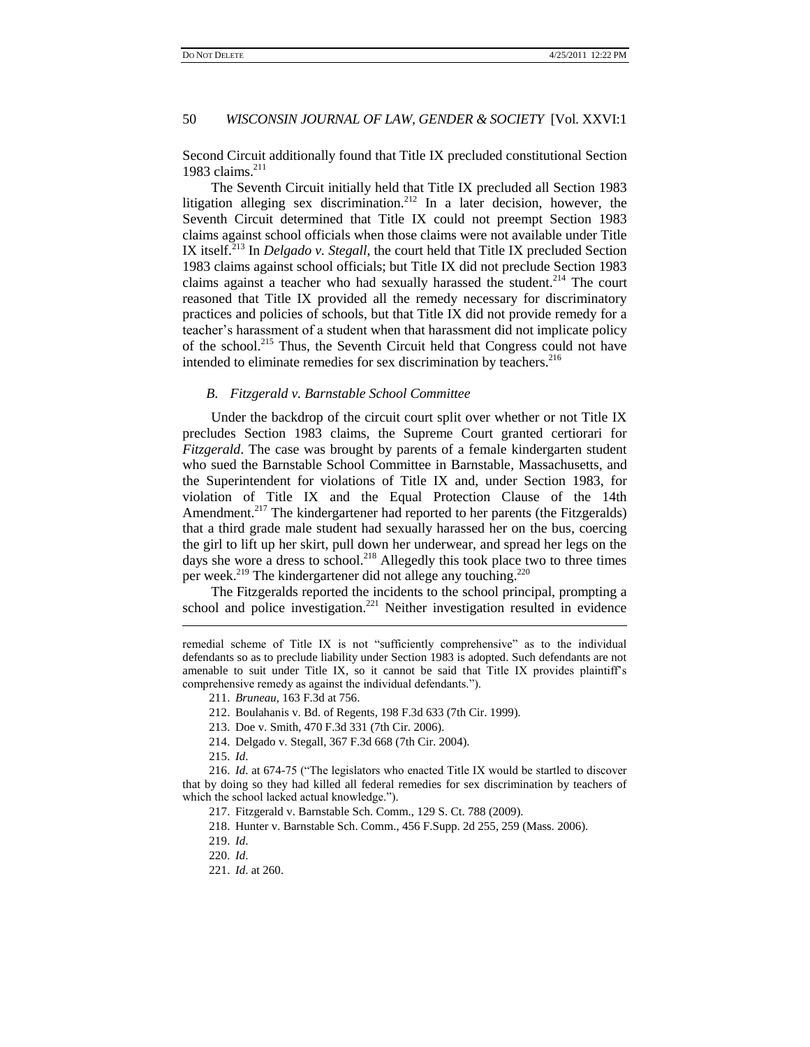Second Circuit additionally found that Title IX precluded constitutional Section 1983 claims.[211]

The Seventh Circuit initially held that Title IX precluded all Section 1983 litigation alleging sex discrimination.[212] In a later decision, however, the Seventh Circuit determined that Title IX could not preempt Section 1983 claims against school officials when those claims were not available under Title IX itself.[213] In *Delgado v. Stegall*, the court held that Title IX precluded Section 1983 claims against school officials; but Title IX did not preclude Section 1983 claims against a teacher who had sexually harassed the student.[214] The court reasoned that Title IX provided all the remedy necessary for discriminatory practices and policies of schools, but that Title IX did not provide remedy for a teacher's harassment of a student when that harassment did not implicate policy of the school.[215] Thus, the Seventh Circuit held that Congress could not have intended to eliminate remedies for sex discrimination by teachers.[216]

### *B. Fitzgerald v. Barnstable School Committee*

Under the backdrop of the circuit court split over whether or not Title IX precludes Section 1983 claims, the Supreme Court granted certiorari for *Fitzgerald*. The case was brought by parents of a female kindergarten student who sued the Barnstable School Committee in Barnstable, Massachusetts, and the Superintendent for violations of Title IX and, under Section 1983, for violation of Title IX and the Equal Protection Clause of the 14th Amendment.[217] The kindergartener had reported to her parents (the Fitzgeralds) that a third grade male student had sexually harassed her on the bus, coercing the girl to lift up her skirt, pull down her underwear, and spread her legs on the days she wore a dress to school.[218] Allegedly this took place two to three times per week.[219] The kindergartener did not allege any touching.[220]

The Fitzgeralds reported the incidents to the school principal, prompting a school and police investigation.[221] Neither investigation resulted in evidence

---

remedial scheme of Title IX is not "sufficiently comprehensive" as to the individual defendants so as to preclude liability under Section 1983 is adopted. Such defendants are not amenable to suit under Title IX, so it cannot be said that Title IX provides plaintiff's comprehensive remedy as against the individual defendants.").

211. *Bruneau*, 163 F.3d at 756.

212. Boulahanis v. Bd. of Regents, 198 F.3d 633 (7th Cir. 1999).

213. Doe v. Smith, 470 F.3d 331 (7th Cir. 2006).

214. Delgado v. Stegall, 367 F.3d 668 (7th Cir. 2004).

215. *Id.*

216. *Id.* at 674-75 ("The legislators who enacted Title IX would be startled to discover that by doing so they had killed all federal remedies for sex discrimination by teachers of which the school lacked actual knowledge.").

217. Fitzgerald v. Barnstable Sch. Comm., 129 S. Ct. 788 (2009).

218. Hunter v. Barnstable Sch. Comm., 456 F.Supp. 2d 255, 259 (Mass. 2006).

219. *Id.*

220. *Id.*

221. *Id.* at 260.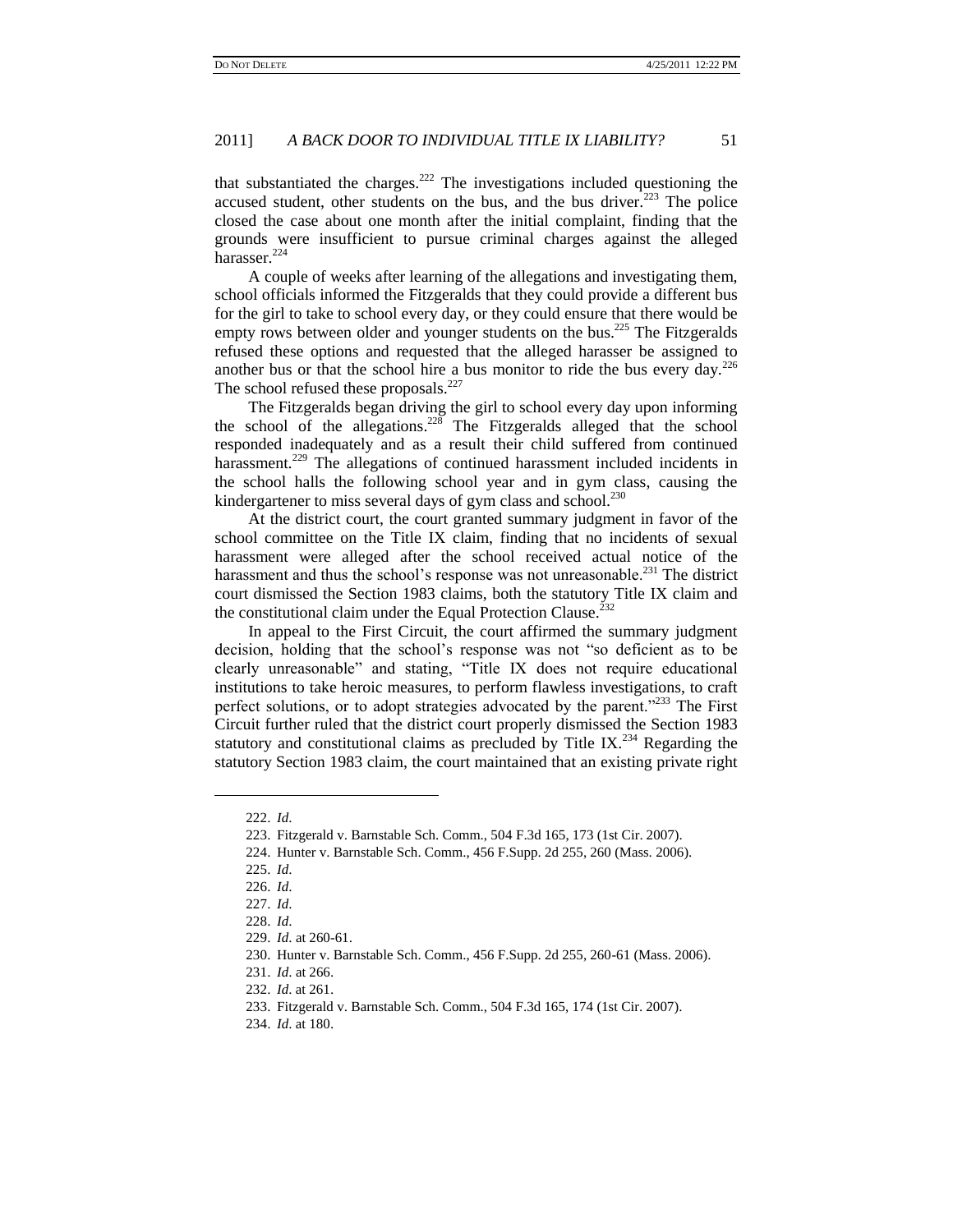that substantiated the charges.[222] The investigations included questioning the accused student, other students on the bus, and the bus driver.[223] The police closed the case about one month after the initial complaint, finding that the grounds were insufficient to pursue criminal charges against the alleged harasser.[224]

A couple of weeks after learning of the allegations and investigating them, school officials informed the Fitzgeralds that they could provide a different bus for the girl to take to school every day, or they could ensure that there would be empty rows between older and younger students on the bus.[225] The Fitzgeralds refused these options and requested that the alleged harasser be assigned to another bus or that the school hire a bus monitor to ride the bus every day.[226] The school refused these proposals.[227]

The Fitzgeralds began driving the girl to school every day upon informing the school of the allegations.[228] The Fitzgeralds alleged that the school responded inadequately and as a result their child suffered from continued harassment.[229] The allegations of continued harassment included incidents in the school halls the following school year and in gym class, causing the kindergartener to miss several days of gym class and school.[230]

At the district court, the court granted summary judgment in favor of the school committee on the Title IX claim, finding that no incidents of sexual harassment were alleged after the school received actual notice of the harassment and thus the school's response was not unreasonable.[231] The district court dismissed the Section 1983 claims, both the statutory Title IX claim and the constitutional claim under the Equal Protection Clause.[232]

In appeal to the First Circuit, the court affirmed the summary judgment decision, holding that the school's response was not "so deficient as to be clearly unreasonable" and stating, "Title IX does not require educational institutions to take heroic measures, to perform flawless investigations, to craft perfect solutions, or to adopt strategies advocated by the parent."[233] The First Circuit further ruled that the district court properly dismissed the Section 1983 statutory and constitutional claims as precluded by Title IX.[234] Regarding the statutory Section 1983 claim, the court maintained that an existing private right

---

222. *Id.*

223. Fitzgerald v. Barnstable Sch. Comm., 504 F.3d 165, 173 (1st Cir. 2007).

224. Hunter v. Barnstable Sch. Comm., 456 F.Supp. 2d 255, 260 (Mass. 2006).

225. *Id.*

226. *Id.*

227. *Id.*

228. *Id.*

229. *Id.* at 260-61.

230. Hunter v. Barnstable Sch. Comm., 456 F.Supp. 2d 255, 260-61 (Mass. 2006).

231. *Id.* at 266.

232. *Id.* at 261.

233. Fitzgerald v. Barnstable Sch. Comm., 504 F.3d 165, 174 (1st Cir. 2007).

234. *Id.* at 180.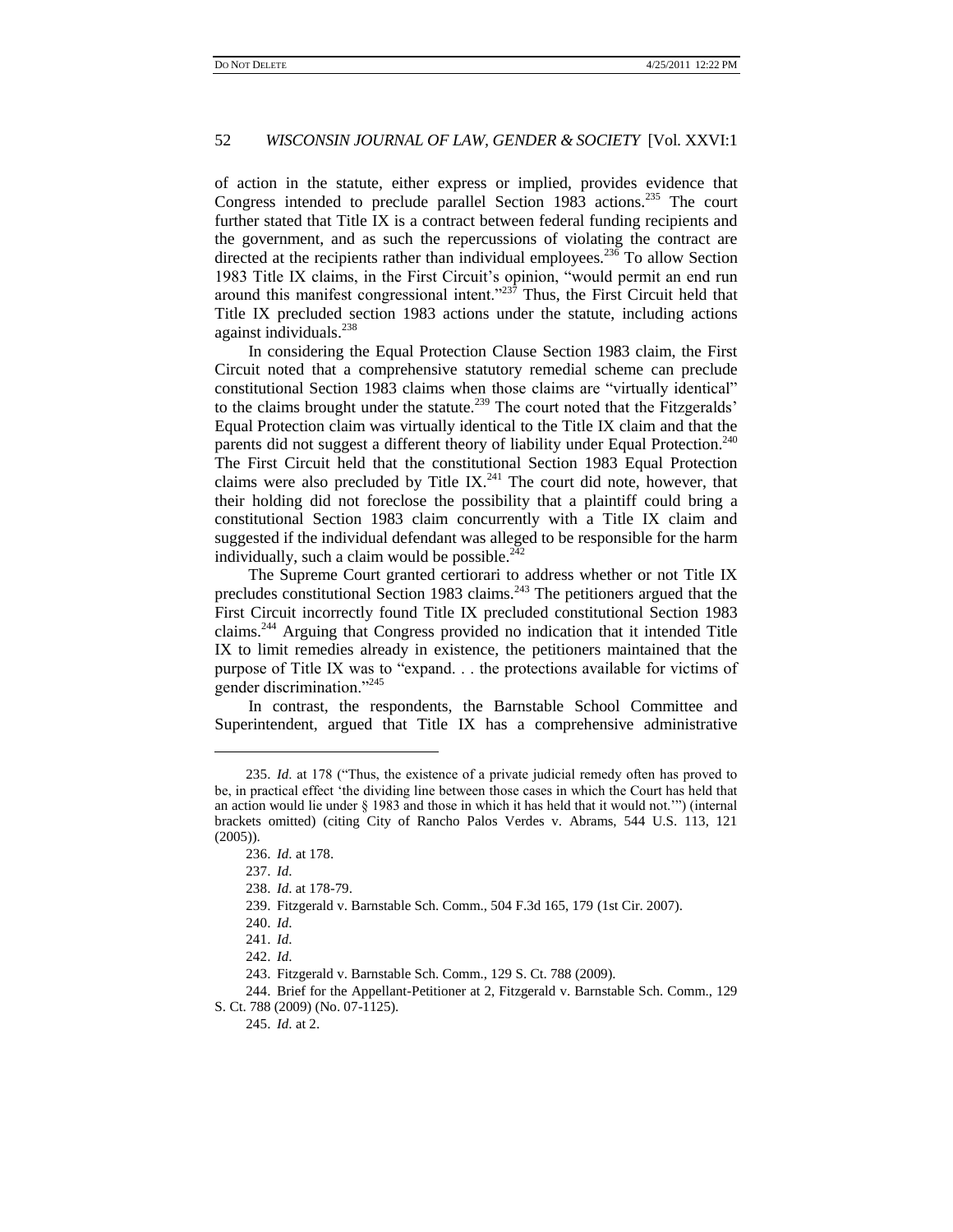of action in the statute, either express or implied, provides evidence that Congress intended to preclude parallel Section 1983 actions.[235] The court further stated that Title IX is a contract between federal funding recipients and the government, and as such the repercussions of violating the contract are directed at the recipients rather than individual employees.[236] To allow Section 1983 Title IX claims, in the First Circuit's opinion, "would permit an end run around this manifest congressional intent."[237] Thus, the First Circuit held that Title IX precluded section 1983 actions under the statute, including actions against individuals.[238]

In considering the Equal Protection Clause Section 1983 claim, the First Circuit noted that a comprehensive statutory remedial scheme can preclude constitutional Section 1983 claims when those claims are "virtually identical" to the claims brought under the statute.[239] The court noted that the Fitzgeralds' Equal Protection claim was virtually identical to the Title IX claim and that the parents did not suggest a different theory of liability under Equal Protection.[240] The First Circuit held that the constitutional Section 1983 Equal Protection claims were also precluded by Title IX.[241] The court did note, however, that their holding did not foreclose the possibility that a plaintiff could bring a constitutional Section 1983 claim concurrently with a Title IX claim and suggested if the individual defendant was alleged to be responsible for the harm individually, such a claim would be possible.[242]

The Supreme Court granted certiorari to address whether or not Title IX precludes constitutional Section 1983 claims.[243] The petitioners argued that the First Circuit incorrectly found Title IX precluded constitutional Section 1983 claims.[244] Arguing that Congress provided no indication that it intended Title IX to limit remedies already in existence, the petitioners maintained that the purpose of Title IX was to "expand. . . the protections available for victims of gender discrimination."[245]

In contrast, the respondents, the Barnstable School Committee and Superintendent, argued that Title IX has a comprehensive administrative

---

235. *Id.* at 178 ("Thus, the existence of a private judicial remedy often has proved to be, in practical effect 'the dividing line between those cases in which the Court has held that an action would lie under § 1983 and those in which it has held that it would not.'") (internal brackets omitted) (citing City of Rancho Palos Verdes v. Abrams, 544 U.S. 113, 121 (2005)).

236. *Id.* at 178.

237. *Id.*

238. *Id.* at 178-79.

239. Fitzgerald v. Barnstable Sch. Comm., 504 F.3d 165, 179 (1st Cir. 2007).

240. *Id.*

241. *Id.*

242. *Id.*

243. Fitzgerald v. Barnstable Sch. Comm., 129 S. Ct. 788 (2009).

244. Brief for the Appellant-Petitioner at 2, Fitzgerald v. Barnstable Sch. Comm., 129 S. Ct. 788 (2009) (No. 07-1125).

245. *Id.* at 2.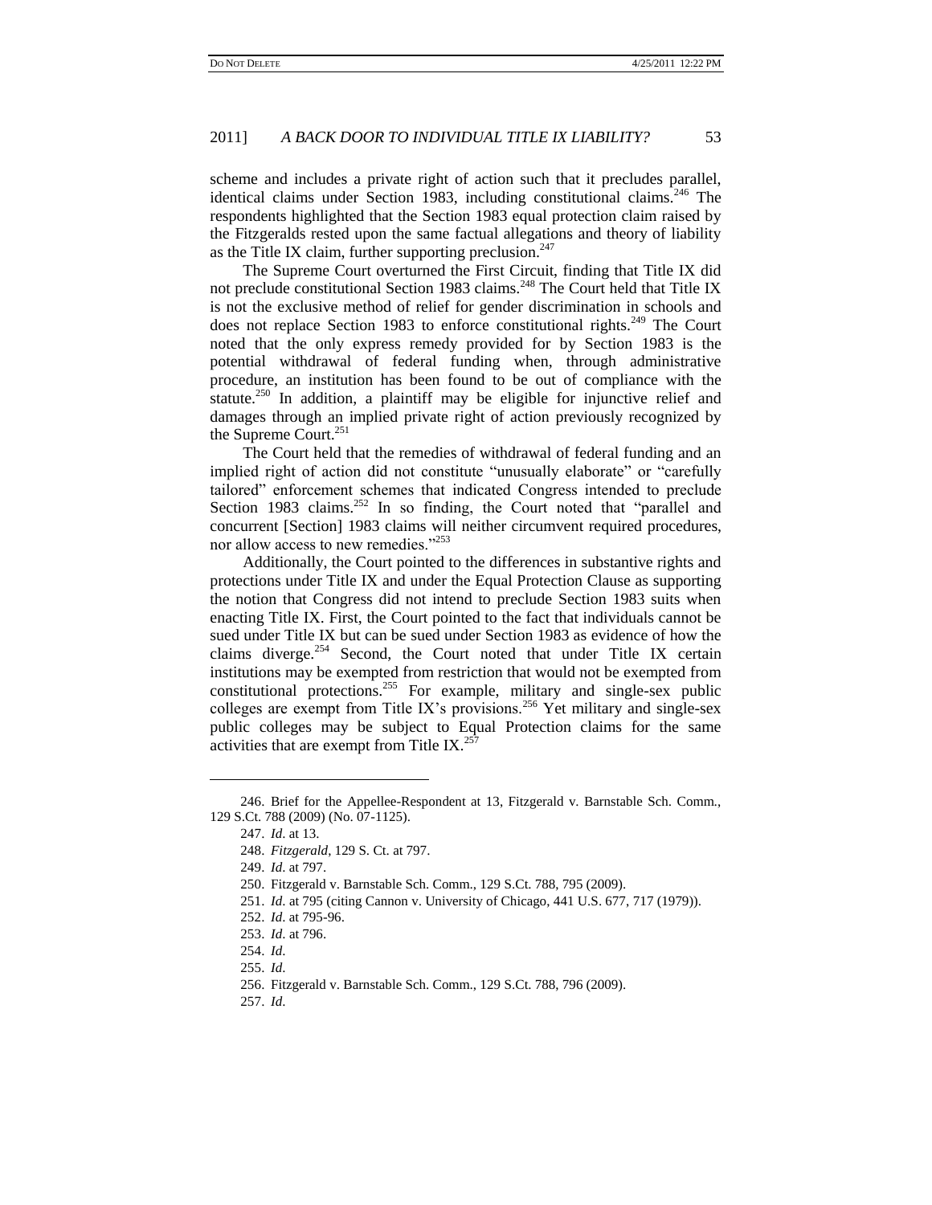scheme and includes a private right of action such that it precludes parallel, identical claims under Section 1983, including constitutional claims.[246] The respondents highlighted that the Section 1983 equal protection claim raised by the Fitzgeralds rested upon the same factual allegations and theory of liability as the Title IX claim, further supporting preclusion.[247]

The Supreme Court overturned the First Circuit, finding that Title IX did not preclude constitutional Section 1983 claims.[248] The Court held that Title IX is not the exclusive method of relief for gender discrimination in schools and does not replace Section 1983 to enforce constitutional rights.[249] The Court noted that the only express remedy provided for by Section 1983 is the potential withdrawal of federal funding when, through administrative procedure, an institution has been found to be out of compliance with the statute.[250] In addition, a plaintiff may be eligible for injunctive relief and damages through an implied private right of action previously recognized by the Supreme Court.[251]

The Court held that the remedies of withdrawal of federal funding and an implied right of action did not constitute "unusually elaborate" or "carefully tailored" enforcement schemes that indicated Congress intended to preclude Section 1983 claims.[252] In so finding, the Court noted that "parallel and concurrent [Section] 1983 claims will neither circumvent required procedures, nor allow access to new remedies."[253]

Additionally, the Court pointed to the differences in substantive rights and protections under Title IX and under the Equal Protection Clause as supporting the notion that Congress did not intend to preclude Section 1983 suits when enacting Title IX. First, the Court pointed to the fact that individuals cannot be sued under Title IX but can be sued under Section 1983 as evidence of how the claims diverge.[254] Second, the Court noted that under Title IX certain institutions may be exempted from restriction that would not be exempted from constitutional protections.[255] For example, military and single-sex public colleges are exempt from Title IX's provisions.[256] Yet military and single-sex public colleges may be subject to Equal Protection claims for the same activities that are exempt from Title IX.[257]

---

246. Brief for the Appellee-Respondent at 13, Fitzgerald v. Barnstable Sch. Comm., 129 S.Ct. 788 (2009) (No. 07-1125).

247. *Id.* at 13.

248. *Fitzgerald*, 129 S. Ct. at 797.

249. *Id.* at 797.

250. Fitzgerald v. Barnstable Sch. Comm., 129 S.Ct. 788, 795 (2009).

251. *Id.* at 795 (citing Cannon v. University of Chicago, 441 U.S. 677, 717 (1979)).

252. *Id.* at 795-96.

253. *Id.* at 796.

254. *Id.*

255. *Id.*

256. Fitzgerald v. Barnstable Sch. Comm., 129 S.Ct. 788, 796 (2009).

257. *Id.*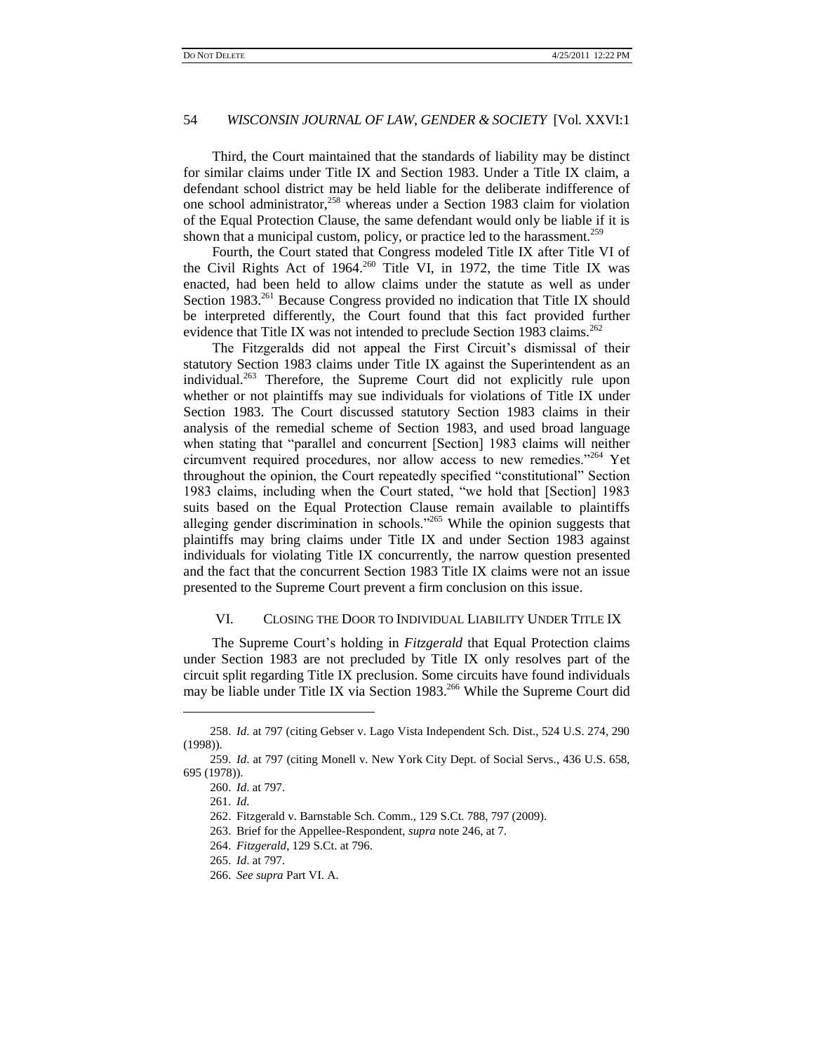Third, the Court maintained that the standards of liability may be distinct for similar claims under Title IX and Section 1983. Under a Title IX claim, a defendant school district may be held liable for the deliberate indifference of one school administrator,[258] whereas under a Section 1983 claim for violation of the Equal Protection Clause, the same defendant would only be liable if it is shown that a municipal custom, policy, or practice led to the harassment.[259]

Fourth, the Court stated that Congress modeled Title IX after Title VI of the Civil Rights Act of 1964.[260] Title VI, in 1972, the time Title IX was enacted, had been held to allow claims under the statute as well as under Section 1983.[261] Because Congress provided no indication that Title IX should be interpreted differently, the Court found that this fact provided further evidence that Title IX was not intended to preclude Section 1983 claims.[262]

The Fitzgeralds did not appeal the First Circuit's dismissal of their statutory Section 1983 claims under Title IX against the Superintendent as an individual.[263] Therefore, the Supreme Court did not explicitly rule upon whether or not plaintiffs may sue individuals for violations of Title IX under Section 1983. The Court discussed statutory Section 1983 claims in their analysis of the remedial scheme of Section 1983, and used broad language when stating that "parallel and concurrent [Section] 1983 claims will neither circumvent required procedures, nor allow access to new remedies."[264] Yet throughout the opinion, the Court repeatedly specified "constitutional" Section 1983 claims, including when the Court stated, "we hold that [Section] 1983 suits based on the Equal Protection Clause remain available to plaintiffs alleging gender discrimination in schools."[265] While the opinion suggests that plaintiffs may bring claims under Title IX and under Section 1983 against individuals for violating Title IX concurrently, the narrow question presented and the fact that the concurrent Section 1983 Title IX claims were not an issue presented to the Supreme Court prevent a firm conclusion on this issue.

## VI. Closing the Door to Individual Liability Under Title IX

The Supreme Court's holding in *Fitzgerald* that Equal Protection claims under Section 1983 are not precluded by Title IX only resolves part of the circuit split regarding Title IX preclusion. Some circuits have found individuals may be liable under Title IX via Section 1983.[266] While the Supreme Court did

---

258. *Id.* at 797 (citing Gebser v. Lago Vista Independent Sch. Dist., 524 U.S. 274, 290 (1998)).

259. *Id.* at 797 (citing Monell v. New York City Dept. of Social Servs., 436 U.S. 658, 695 (1978)).

260. *Id.* at 797.

261. *Id.*

262. Fitzgerald v. Barnstable Sch. Comm., 129 S.Ct. 788, 797 (2009).

263. Brief for the Appellee-Respondent, *supra* note 246, at 7.

264. *Fitzgerald*, 129 S.Ct. at 796.

265. *Id.* at 797.

266. *See supra* Part VI. A.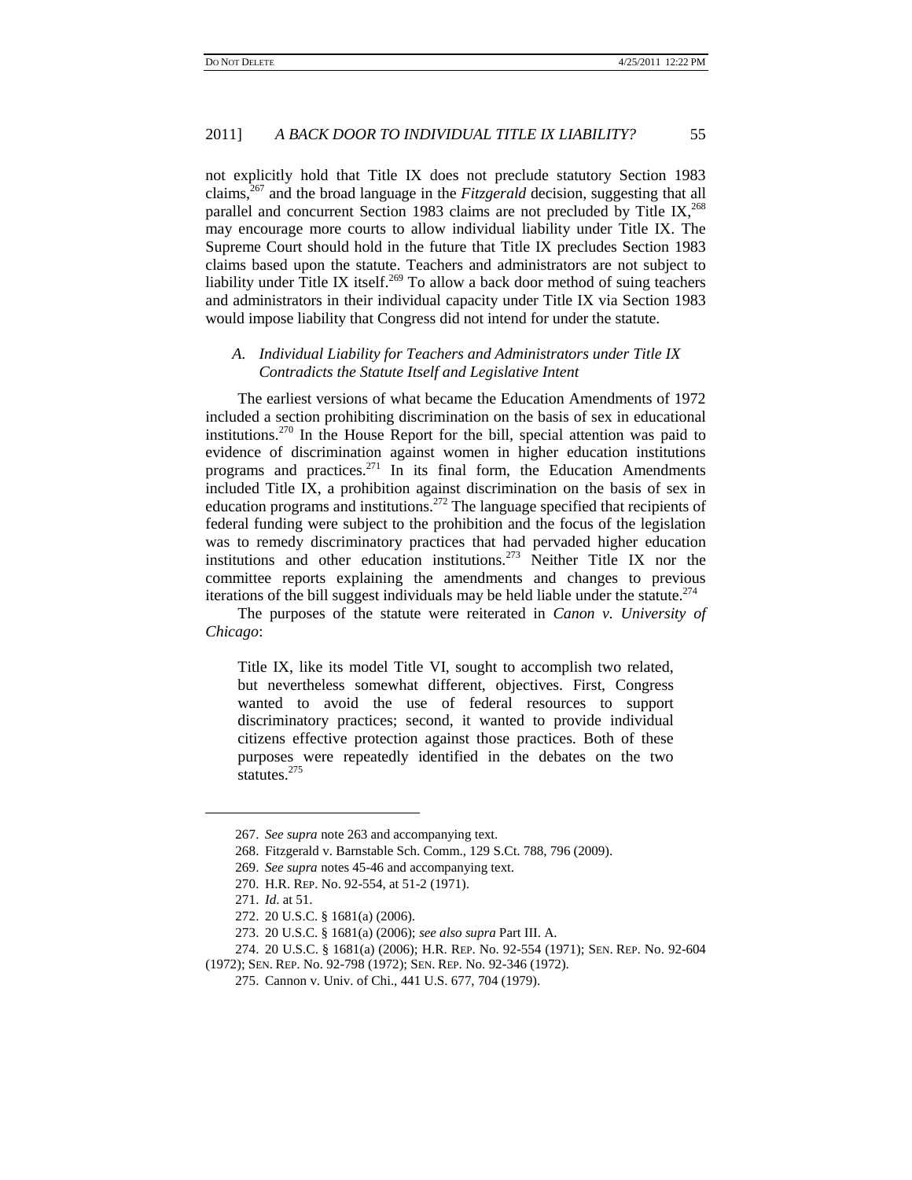not explicitly hold that Title IX does not preclude statutory Section 1983 claims,[267] and the broad language in the *Fitzgerald* decision, suggesting that all parallel and concurrent Section 1983 claims are not precluded by Title IX,[268] may encourage more courts to allow individual liability under Title IX. The Supreme Court should hold in the future that Title IX precludes Section 1983 claims based upon the statute. Teachers and administrators are not subject to liability under Title IX itself.[269] To allow a back door method of suing teachers and administrators in their individual capacity under Title IX via Section 1983 would impose liability that Congress did not intend for under the statute.

### *A. Individual Liability for Teachers and Administrators under Title IX Contradicts the Statute Itself and Legislative Intent*

The earliest versions of what became the Education Amendments of 1972 included a section prohibiting discrimination on the basis of sex in educational institutions.[270] In the House Report for the bill, special attention was paid to evidence of discrimination against women in higher education institutions programs and practices.[271] In its final form, the Education Amendments included Title IX, a prohibition against discrimination on the basis of sex in education programs and institutions.[272] The language specified that recipients of federal funding were subject to the prohibition and the focus of the legislation was to remedy discriminatory practices that had pervaded higher education institutions and other education institutions.[273] Neither Title IX nor the committee reports explaining the amendments and changes to previous iterations of the bill suggest individuals may be held liable under the statute.[274]

The purposes of the statute were reiterated in *Canon v. University of Chicago*:

> Title IX, like its model Title VI, sought to accomplish two related, but nevertheless somewhat different, objectives. First, Congress wanted to avoid the use of federal resources to support discriminatory practices; second, it wanted to provide individual citizens effective protection against those practices. Both of these purposes were repeatedly identified in the debates on the two statutes.[275]

---

267. *See supra* note 263 and accompanying text.

268. Fitzgerald v. Barnstable Sch. Comm., 129 S.Ct. 788, 796 (2009).

269. *See supra* notes 45-46 and accompanying text.

270. H.R. REP. No. 92-554, at 51-2 (1971).

271. *Id.* at 51.

272. 20 U.S.C. § 1681(a) (2006).

273. 20 U.S.C. § 1681(a) (2006); *see also supra* Part III. A.

274. 20 U.S.C. § 1681(a) (2006); H.R. REP. No. 92-554 (1971); SEN. REP. No. 92-604 (1972); SEN. REP. No. 92-798 (1972); SEN. REP. No. 92-346 (1972).

275. Cannon v. Univ. of Chi., 441 U.S. 677, 704 (1979).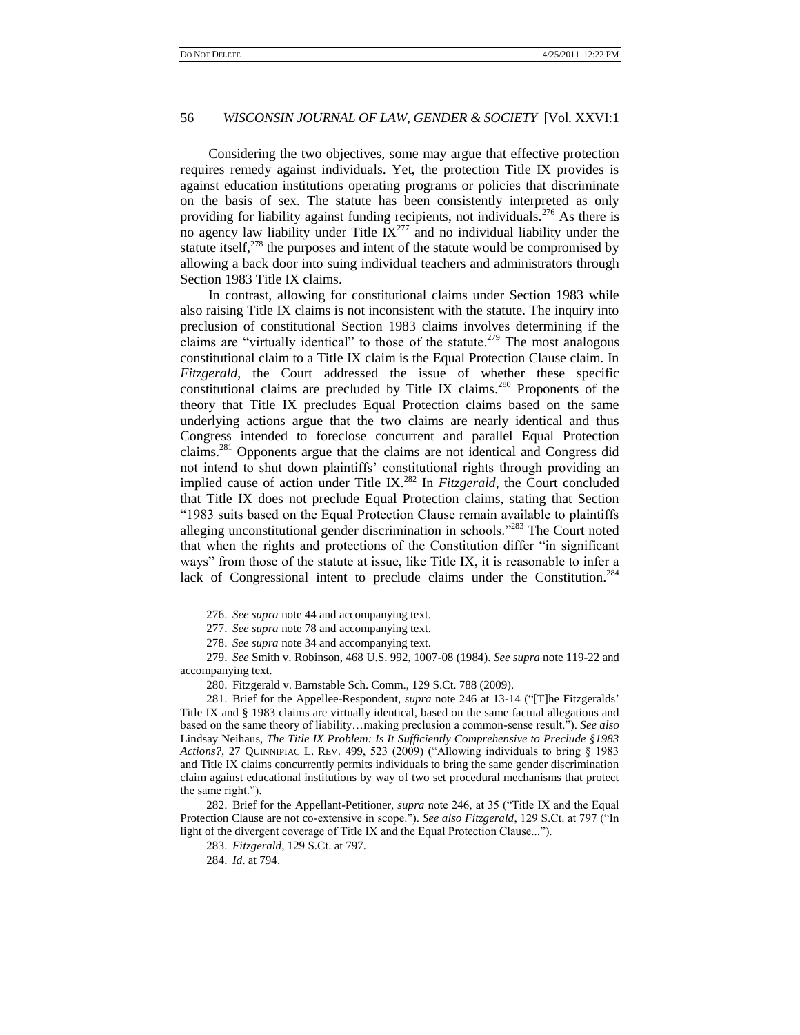Considering the two objectives, some may argue that effective protection requires remedy against individuals. Yet, the protection Title IX provides is against education institutions operating programs or policies that discriminate on the basis of sex. The statute has been consistently interpreted as only providing for liability against funding recipients, not individuals.[276] As there is no agency law liability under Title IX[277] and no individual liability under the statute itself,[278] the purposes and intent of the statute would be compromised by allowing a back door into suing individual teachers and administrators through Section 1983 Title IX claims.

In contrast, allowing for constitutional claims under Section 1983 while also raising Title IX claims is not inconsistent with the statute. The inquiry into preclusion of constitutional Section 1983 claims involves determining if the claims are "virtually identical" to those of the statute.[279] The most analogous constitutional claim to a Title IX claim is the Equal Protection Clause claim. In *Fitzgerald*, the Court addressed the issue of whether these specific constitutional claims are precluded by Title IX claims.[280] Proponents of the theory that Title IX precludes Equal Protection claims based on the same underlying actions argue that the two claims are nearly identical and thus Congress intended to foreclose concurrent and parallel Equal Protection claims.[281] Opponents argue that the claims are not identical and Congress did not intend to shut down plaintiffs' constitutional rights through providing an implied cause of action under Title IX.[282] In *Fitzgerald*, the Court concluded that Title IX does not preclude Equal Protection claims, stating that Section "1983 suits based on the Equal Protection Clause remain available to plaintiffs alleging unconstitutional gender discrimination in schools."[283] The Court noted that when the rights and protections of the Constitution differ "in significant ways" from those of the statute at issue, like Title IX, it is reasonable to infer a lack of Congressional intent to preclude claims under the Constitution.[284]

---

276. *See supra* note 44 and accompanying text.

277. *See supra* note 78 and accompanying text.

278. *See supra* note 34 and accompanying text.

279. *See* Smith v. Robinson, 468 U.S. 992, 1007-08 (1984). *See supra* note 119-22 and accompanying text.

280. Fitzgerald v. Barnstable Sch. Comm., 129 S.Ct. 788 (2009).

281. Brief for the Appellee-Respondent, *supra* note 246 at 13-14 ("[T]he Fitzgeralds' Title IX and § 1983 claims are virtually identical, based on the same factual allegations and based on the same theory of liability…making preclusion a common-sense result."). *See also* Lindsay Neihaus, *The Title IX Problem: Is It Sufficiently Comprehensive to Preclude §1983 Actions?*, 27 QUINNIPIAC L. REV. 499, 523 (2009) ("Allowing individuals to bring § 1983 and Title IX claims concurrently permits individuals to bring the same gender discrimination claim against educational institutions by way of two set procedural mechanisms that protect the same right.").

282. Brief for the Appellant-Petitioner, *supra* note 246, at 35 ("Title IX and the Equal Protection Clause are not co-extensive in scope."). *See also Fitzgerald*, 129 S.Ct. at 797 ("In light of the divergent coverage of Title IX and the Equal Protection Clause...").

283. *Fitzgerald*, 129 S.Ct. at 797.

284. *Id*. at 794.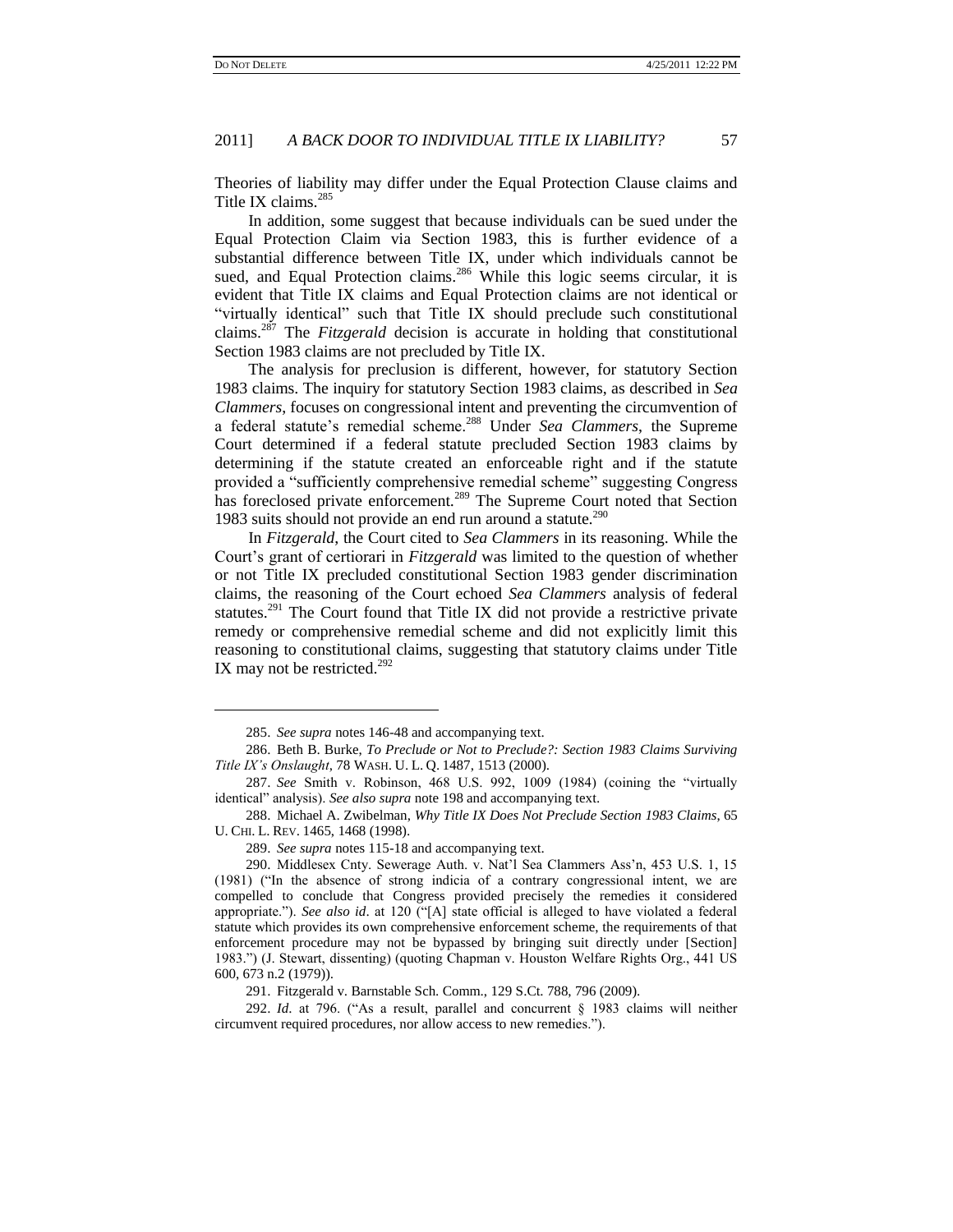Theories of liability may differ under the Equal Protection Clause claims and Title IX claims.[285]

In addition, some suggest that because individuals can be sued under the Equal Protection Claim via Section 1983, this is further evidence of a substantial difference between Title IX, under which individuals cannot be sued, and Equal Protection claims.[286] While this logic seems circular, it is evident that Title IX claims and Equal Protection claims are not identical or "virtually identical" such that Title IX should preclude such constitutional claims.[287] The *Fitzgerald* decision is accurate in holding that constitutional Section 1983 claims are not precluded by Title IX.

The analysis for preclusion is different, however, for statutory Section 1983 claims. The inquiry for statutory Section 1983 claims, as described in *Sea Clammers*, focuses on congressional intent and preventing the circumvention of a federal statute's remedial scheme.[288] Under *Sea Clammers*, the Supreme Court determined if a federal statute precluded Section 1983 claims by determining if the statute created an enforceable right and if the statute provided a "sufficiently comprehensive remedial scheme" suggesting Congress has foreclosed private enforcement.[289] The Supreme Court noted that Section 1983 suits should not provide an end run around a statute.[290]

In *Fitzgerald*, the Court cited to *Sea Clammers* in its reasoning. While the Court's grant of certiorari in *Fitzgerald* was limited to the question of whether or not Title IX precluded constitutional Section 1983 gender discrimination claims, the reasoning of the Court echoed *Sea Clammers* analysis of federal statutes.[291] The Court found that Title IX did not provide a restrictive private remedy or comprehensive remedial scheme and did not explicitly limit this reasoning to constitutional claims, suggesting that statutory claims under Title IX may not be restricted.[292]

---

285. *See supra* notes 146-48 and accompanying text.

286. Beth B. Burke, *To Preclude or Not to Preclude?: Section 1983 Claims Surviving Title IX's Onslaught*, 78 WASH. U. L. Q. 1487, 1513 (2000).

287. *See* Smith v. Robinson, 468 U.S. 992, 1009 (1984) (coining the "virtually identical" analysis). *See also supra* note 198 and accompanying text.

288. Michael A. Zwibelman, *Why Title IX Does Not Preclude Section 1983 Claims*, 65 U. CHI. L. REV. 1465, 1468 (1998).

289. *See supra* notes 115-18 and accompanying text.

290. Middlesex Cnty. Sewerage Auth. v. Nat'l Sea Clammers Ass'n, 453 U.S. 1, 15 (1981) ("In the absence of strong indicia of a contrary congressional intent, we are compelled to conclude that Congress provided precisely the remedies it considered appropriate."). *See also id*. at 120 ("[A] state official is alleged to have violated a federal statute which provides its own comprehensive enforcement scheme, the requirements of that enforcement procedure may not be bypassed by bringing suit directly under [Section] 1983.") (J. Stewart, dissenting) (quoting Chapman v. Houston Welfare Rights Org., 441 US 600, 673 n.2 (1979)).

291. Fitzgerald v. Barnstable Sch. Comm., 129 S.Ct. 788, 796 (2009).

292. *Id*. at 796. ("As a result, parallel and concurrent § 1983 claims will neither circumvent required procedures, nor allow access to new remedies.").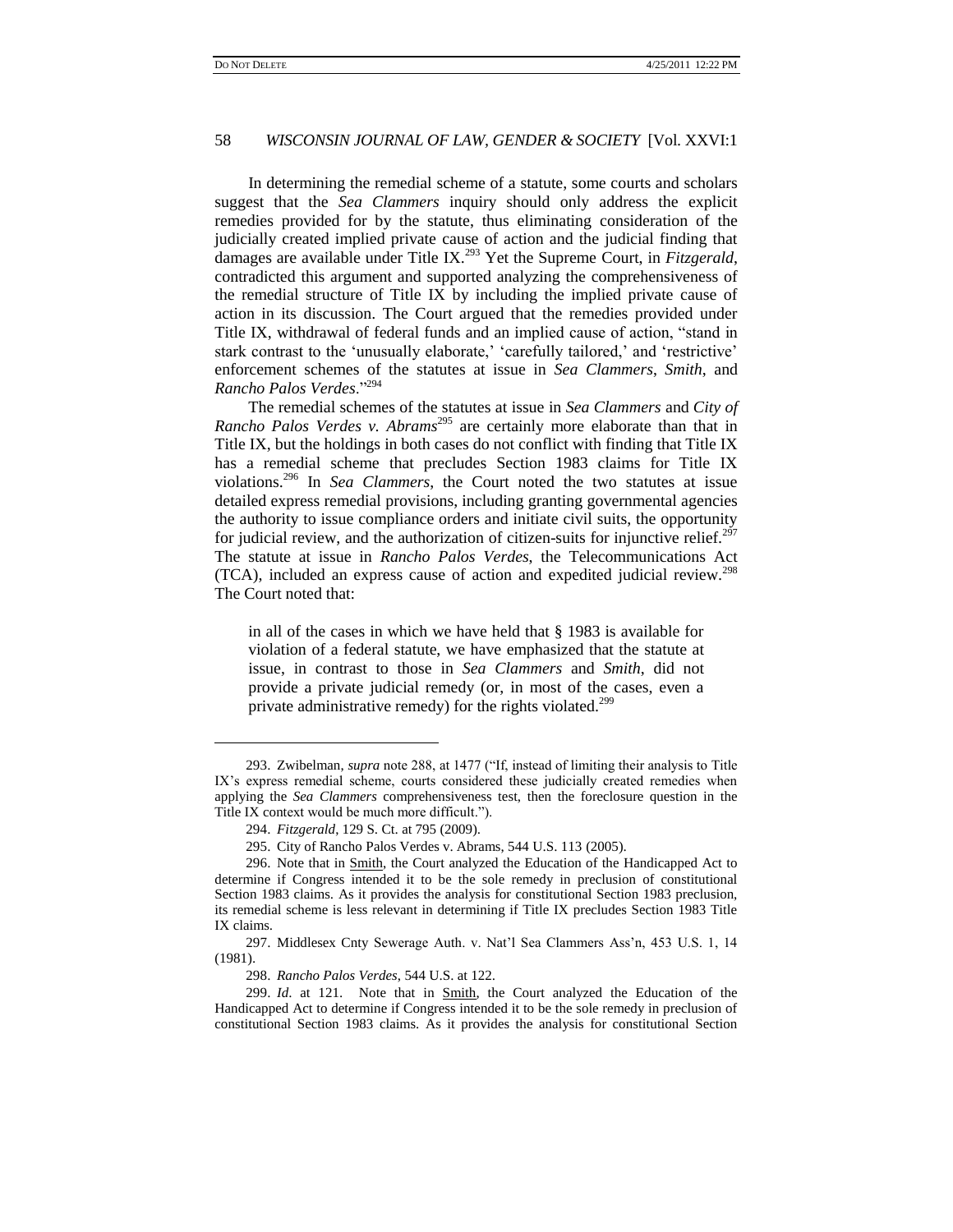In determining the remedial scheme of a statute, some courts and scholars suggest that the *Sea Clammers* inquiry should only address the explicit remedies provided for by the statute, thus eliminating consideration of the judicially created implied private cause of action and the judicial finding that damages are available under Title IX.[293] Yet the Supreme Court, in *Fitzgerald*, contradicted this argument and supported analyzing the comprehensiveness of the remedial structure of Title IX by including the implied private cause of action in its discussion. The Court argued that the remedies provided under Title IX, withdrawal of federal funds and an implied cause of action, "stand in stark contrast to the 'unusually elaborate,' 'carefully tailored,' and 'restrictive' enforcement schemes of the statutes at issue in *Sea Clammers*, *Smith*, and *Rancho Palos Verdes*."[294]

The remedial schemes of the statutes at issue in *Sea Clammers* and *City of Rancho Palos Verdes v. Abrams*[295] are certainly more elaborate than that in Title IX, but the holdings in both cases do not conflict with finding that Title IX has a remedial scheme that precludes Section 1983 claims for Title IX violations.[296] In *Sea Clammers*, the Court noted the two statutes at issue detailed express remedial provisions, including granting governmental agencies the authority to issue compliance orders and initiate civil suits, the opportunity for judicial review, and the authorization of citizen-suits for injunctive relief.[297] The statute at issue in *Rancho Palos Verdes*, the Telecommunications Act (TCA), included an express cause of action and expedited judicial review.[298] The Court noted that:

> in all of the cases in which we have held that § 1983 is available for violation of a federal statute, we have emphasized that the statute at issue, in contrast to those in *Sea Clammers* and *Smith*, did not provide a private judicial remedy (or, in most of the cases, even a private administrative remedy) for the rights violated.[299]

---

293. Zwibelman, *supra* note 288, at 1477 ("If, instead of limiting their analysis to Title IX's express remedial scheme, courts considered these judicially created remedies when applying the *Sea Clammers* comprehensiveness test, then the foreclosure question in the Title IX context would be much more difficult.").

294. *Fitzgerald*, 129 S. Ct. at 795 (2009).

295. City of Rancho Palos Verdes v. Abrams, 544 U.S. 113 (2005).

296. Note that in Smith, the Court analyzed the Education of the Handicapped Act to determine if Congress intended it to be the sole remedy in preclusion of constitutional Section 1983 claims. As it provides the analysis for constitutional Section 1983 preclusion, its remedial scheme is less relevant in determining if Title IX precludes Section 1983 Title IX claims.

297. Middlesex Cnty Sewerage Auth. v. Nat'l Sea Clammers Ass'n, 453 U.S. 1, 14 (1981).

298. *Rancho Palos Verdes*, 544 U.S. at 122.

299. *Id.* at 121. Note that in Smith, the Court analyzed the Education of the Handicapped Act to determine if Congress intended it to be the sole remedy in preclusion of constitutional Section 1983 claims. As it provides the analysis for constitutional Section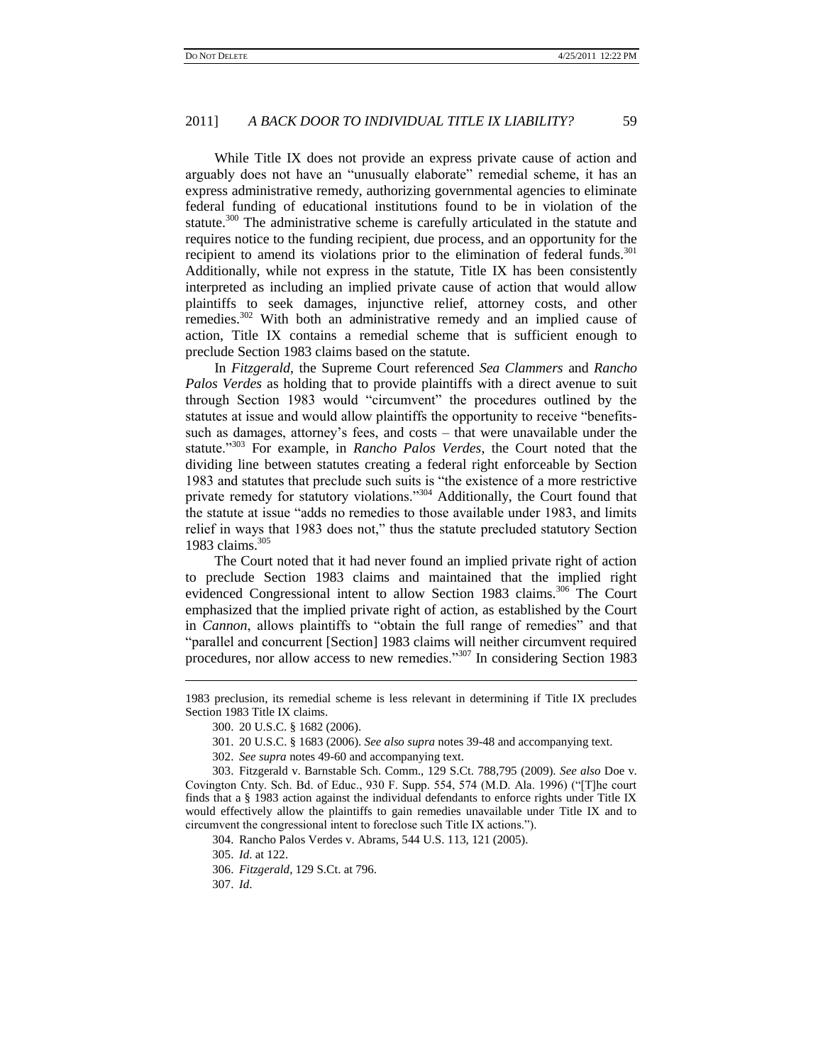While Title IX does not provide an express private cause of action and arguably does not have an "unusually elaborate" remedial scheme, it has an express administrative remedy, authorizing governmental agencies to eliminate federal funding of educational institutions found to be in violation of the statute.[300] The administrative scheme is carefully articulated in the statute and requires notice to the funding recipient, due process, and an opportunity for the recipient to amend its violations prior to the elimination of federal funds.[301] Additionally, while not express in the statute, Title IX has been consistently interpreted as including an implied private cause of action that would allow plaintiffs to seek damages, injunctive relief, attorney costs, and other remedies.[302] With both an administrative remedy and an implied cause of action, Title IX contains a remedial scheme that is sufficient enough to preclude Section 1983 claims based on the statute.

In *Fitzgerald*, the Supreme Court referenced *Sea Clammers* and *Rancho Palos Verdes* as holding that to provide plaintiffs with a direct avenue to suit through Section 1983 would "circumvent" the procedures outlined by the statutes at issue and would allow plaintiffs the opportunity to receive "benefits-such as damages, attorney's fees, and costs – that were unavailable under the statute."[303] For example, in *Rancho Palos Verdes*, the Court noted that the dividing line between statutes creating a federal right enforceable by Section 1983 and statutes that preclude such suits is "the existence of a more restrictive private remedy for statutory violations."[304] Additionally, the Court found that the statute at issue "adds no remedies to those available under 1983, and limits relief in ways that 1983 does not," thus the statute precluded statutory Section 1983 claims.[305]

The Court noted that it had never found an implied private right of action to preclude Section 1983 claims and maintained that the implied right evidenced Congressional intent to allow Section 1983 claims.[306] The Court emphasized that the implied private right of action, as established by the Court in *Cannon*, allows plaintiffs to "obtain the full range of remedies" and that "parallel and concurrent [Section] 1983 claims will neither circumvent required procedures, nor allow access to new remedies."[307] In considering Section 1983

---

1983 preclusion, its remedial scheme is less relevant in determining if Title IX precludes Section 1983 Title IX claims.

300. 20 U.S.C. § 1682 (2006).

301. 20 U.S.C. § 1683 (2006). *See also supra* notes 39-48 and accompanying text.

302. *See supra* notes 49-60 and accompanying text.

303. Fitzgerald v. Barnstable Sch. Comm., 129 S.Ct. 788,795 (2009). *See also* Doe v. Covington Cnty. Sch. Bd. of Educ., 930 F. Supp. 554, 574 (M.D. Ala. 1996) ("[T]he court finds that a § 1983 action against the individual defendants to enforce rights under Title IX would effectively allow the plaintiffs to gain remedies unavailable under Title IX and to circumvent the congressional intent to foreclose such Title IX actions.").

304. Rancho Palos Verdes v. Abrams, 544 U.S. 113, 121 (2005).

305. *Id*. at 122.

306. *Fitzgerald*, 129 S.Ct. at 796.

307. *Id*.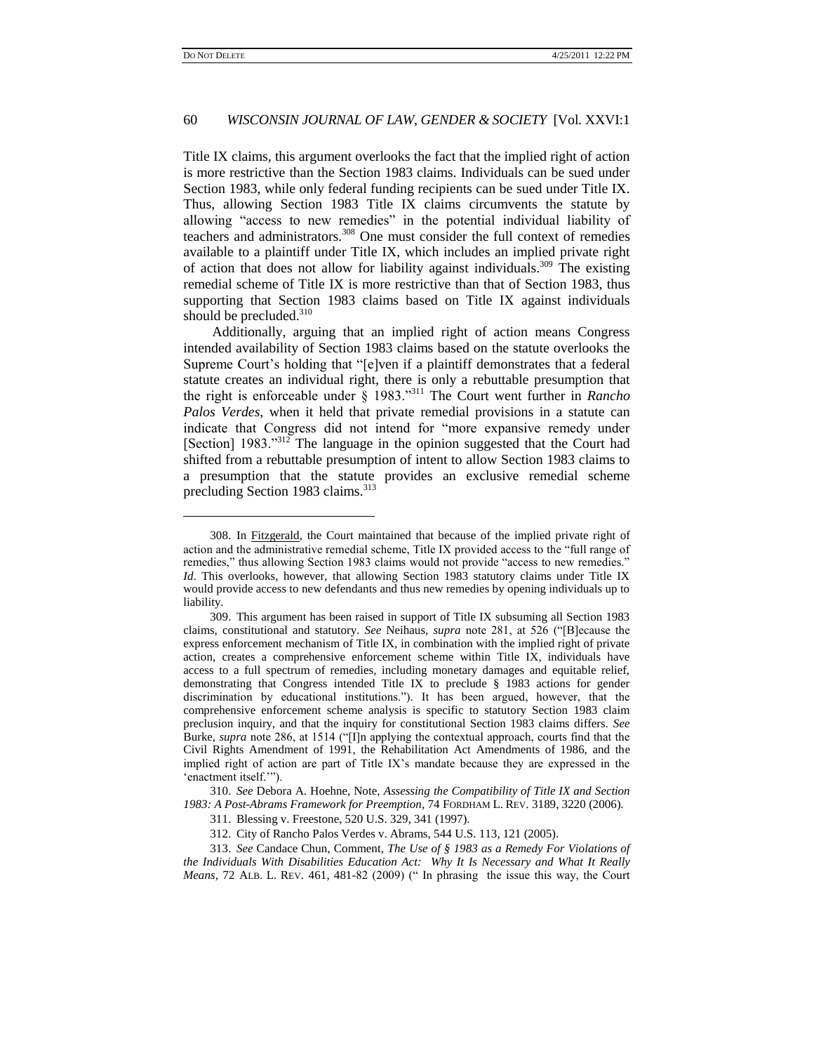Title IX claims, this argument overlooks the fact that the implied right of action is more restrictive than the Section 1983 claims. Individuals can be sued under Section 1983, while only federal funding recipients can be sued under Title IX. Thus, allowing Section 1983 Title IX claims circumvents the statute by allowing "access to new remedies" in the potential individual liability of teachers and administrators.[308] One must consider the full context of remedies available to a plaintiff under Title IX, which includes an implied private right of action that does not allow for liability against individuals.[309] The existing remedial scheme of Title IX is more restrictive than that of Section 1983, thus supporting that Section 1983 claims based on Title IX against individuals should be precluded.[310]

Additionally, arguing that an implied right of action means Congress intended availability of Section 1983 claims based on the statute overlooks the Supreme Court's holding that "[e]ven if a plaintiff demonstrates that a federal statute creates an individual right, there is only a rebuttable presumption that the right is enforceable under § 1983."[311] The Court went further in *Rancho Palos Verdes*, when it held that private remedial provisions in a statute can indicate that Congress did not intend for "more expansive remedy under [Section] 1983."[312] The language in the opinion suggested that the Court had shifted from a rebuttable presumption of intent to allow Section 1983 claims to a presumption that the statute provides an exclusive remedial scheme precluding Section 1983 claims.[313]

---

308. In Fitzgerald, the Court maintained that because of the implied private right of action and the administrative remedial scheme, Title IX provided access to the "full range of remedies," thus allowing Section 1983 claims would not provide "access to new remedies." *Id*. This overlooks, however, that allowing Section 1983 statutory claims under Title IX would provide access to new defendants and thus new remedies by opening individuals up to liability.

309. This argument has been raised in support of Title IX subsuming all Section 1983 claims, constitutional and statutory. *See* Neihaus, *supra* note 281, at 526 ("[B]ecause the express enforcement mechanism of Title IX, in combination with the implied right of private action, creates a comprehensive enforcement scheme within Title IX, individuals have access to a full spectrum of remedies, including monetary damages and equitable relief, demonstrating that Congress intended Title IX to preclude § 1983 actions for gender discrimination by educational institutions."). It has been argued, however, that the comprehensive enforcement scheme analysis is specific to statutory Section 1983 claim preclusion inquiry, and that the inquiry for constitutional Section 1983 claims differs. *See* Burke, *supra* note 286, at 1514 ("[I]n applying the contextual approach, courts find that the Civil Rights Amendment of 1991, the Rehabilitation Act Amendments of 1986, and the implied right of action are part of Title IX's mandate because they are expressed in the 'enactment itself.'").

310. *See* Debora A. Hoehne, Note, *Assessing the Compatibility of Title IX and Section 1983: A Post-Abrams Framework for Preemption*, 74 FORDHAM L. REV. 3189, 3220 (2006).

311. Blessing v. Freestone, 520 U.S. 329, 341 (1997).

312. City of Rancho Palos Verdes v. Abrams, 544 U.S. 113, 121 (2005).

313. *See* Candace Chun, Comment, *The Use of § 1983 as a Remedy For Violations of the Individuals With Disabilities Education Act: Why It Is Necessary and What It Really Means*, 72 ALB. L. REV. 461, 481-82 (2009) (" In phrasing the issue this way, the Court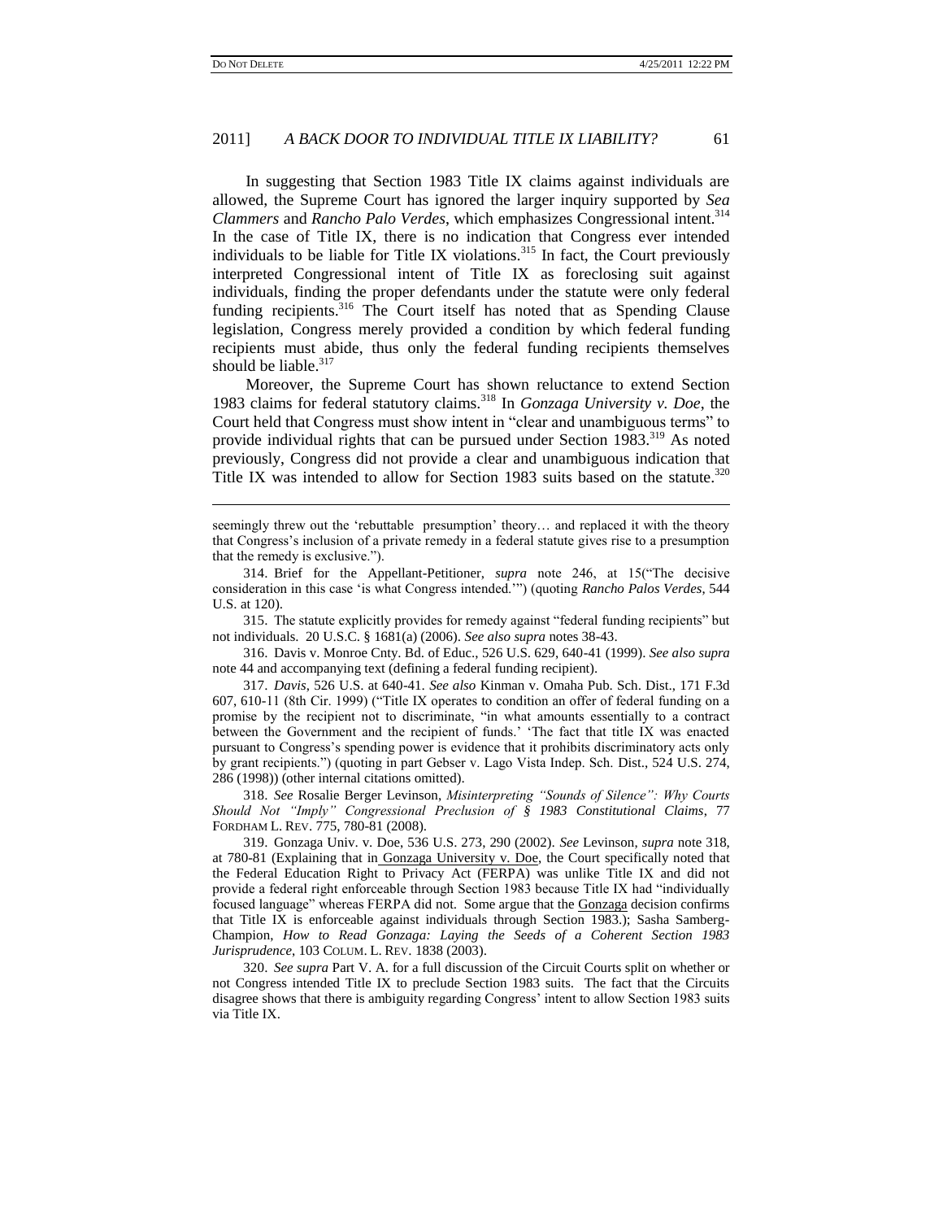In suggesting that Section 1983 Title IX claims against individuals are allowed, the Supreme Court has ignored the larger inquiry supported by *Sea Clammers* and *Rancho Palo Verdes*, which emphasizes Congressional intent.[314] In the case of Title IX, there is no indication that Congress ever intended individuals to be liable for Title IX violations.[315] In fact, the Court previously interpreted Congressional intent of Title IX as foreclosing suit against individuals, finding the proper defendants under the statute were only federal funding recipients.[316] The Court itself has noted that as Spending Clause legislation, Congress merely provided a condition by which federal funding recipients must abide, thus only the federal funding recipients themselves should be liable.[317]

Moreover, the Supreme Court has shown reluctance to extend Section 1983 claims for federal statutory claims.[318] In *Gonzaga University v. Doe*, the Court held that Congress must show intent in "clear and unambiguous terms" to provide individual rights that can be pursued under Section 1983.[319] As noted previously, Congress did not provide a clear and unambiguous indication that Title IX was intended to allow for Section 1983 suits based on the statute.[320]

---

seemingly threw out the 'rebuttable presumption' theory… and replaced it with the theory that Congress's inclusion of a private remedy in a federal statute gives rise to a presumption that the remedy is exclusive.").

314. Brief for the Appellant-Petitioner, *supra* note 246, at 15("The decisive consideration in this case 'is what Congress intended.'") (quoting *Rancho Palos Verdes*, 544 U.S. at 120).

315. The statute explicitly provides for remedy against "federal funding recipients" but not individuals. 20 U.S.C. § 1681(a) (2006). *See also supra* notes 38-43.

316. Davis v. Monroe Cnty. Bd. of Educ., 526 U.S. 629, 640-41 (1999). *See also supra* note 44 and accompanying text (defining a federal funding recipient).

317. *Davis*, 526 U.S. at 640-41. *See also* Kinman v. Omaha Pub. Sch. Dist., 171 F.3d 607, 610-11 (8th Cir. 1999) ("Title IX operates to condition an offer of federal funding on a promise by the recipient not to discriminate, "in what amounts essentially to a contract between the Government and the recipient of funds.' 'The fact that title IX was enacted pursuant to Congress's spending power is evidence that it prohibits discriminatory acts only by grant recipients.") (quoting in part Gebser v. Lago Vista Indep. Sch. Dist., 524 U.S. 274, 286 (1998)) (other internal citations omitted).

318. *See* Rosalie Berger Levinson, *Misinterpreting "Sounds of Silence": Why Courts Should Not "Imply" Congressional Preclusion of § 1983 Constitutional Claims*, 77 FORDHAM L. REV. 775, 780-81 (2008).

319. Gonzaga Univ. v. Doe, 536 U.S. 273, 290 (2002). *See* Levinson, *supra* note 318, at 780-81 (Explaining that in Gonzaga University v. Doe, the Court specifically noted that the Federal Education Right to Privacy Act (FERPA) was unlike Title IX and did not provide a federal right enforceable through Section 1983 because Title IX had "individually focused language" whereas FERPA did not. Some argue that the Gonzaga decision confirms that Title IX is enforceable against individuals through Section 1983.); Sasha Samberg-Champion, *How to Read Gonzaga: Laying the Seeds of a Coherent Section 1983 Jurisprudence*, 103 COLUM. L. REV. 1838 (2003).

320. *See supra* Part V. A. for a full discussion of the Circuit Courts split on whether or not Congress intended Title IX to preclude Section 1983 suits. The fact that the Circuits disagree shows that there is ambiguity regarding Congress' intent to allow Section 1983 suits via Title IX.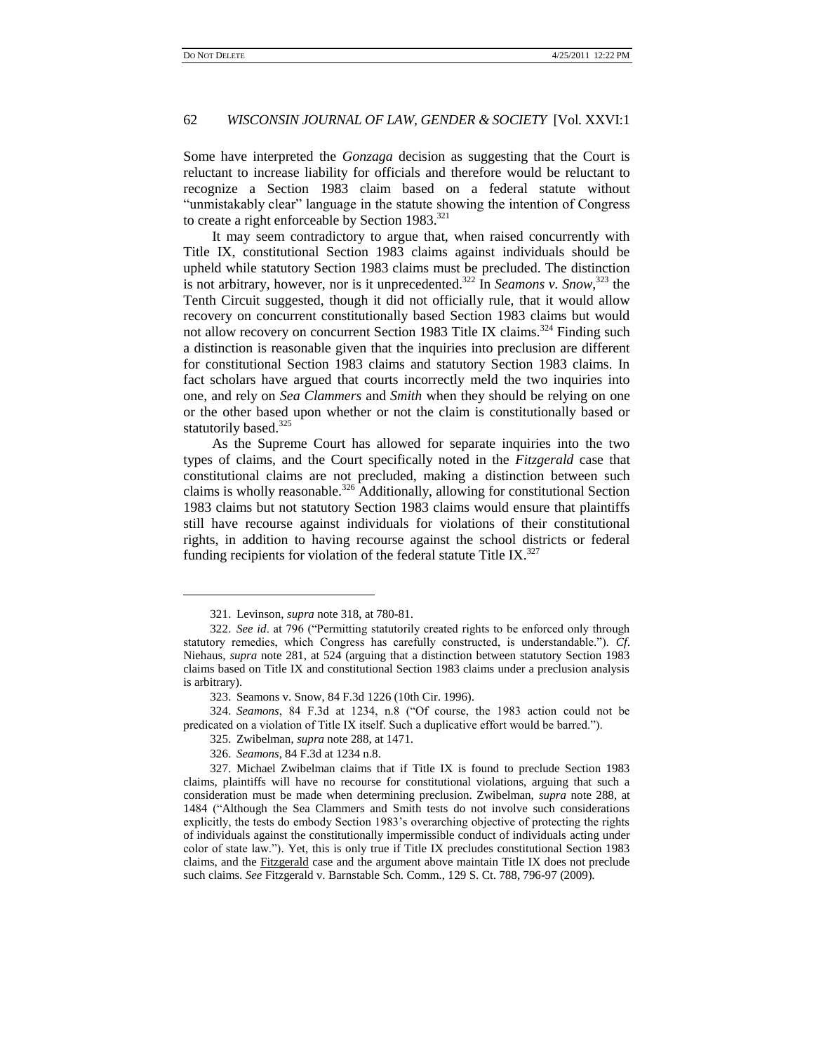Some have interpreted the *Gonzaga* decision as suggesting that the Court is reluctant to increase liability for officials and therefore would be reluctant to recognize a Section 1983 claim based on a federal statute without "unmistakably clear" language in the statute showing the intention of Congress to create a right enforceable by Section 1983.[321]

It may seem contradictory to argue that, when raised concurrently with Title IX, constitutional Section 1983 claims against individuals should be upheld while statutory Section 1983 claims must be precluded. The distinction is not arbitrary, however, nor is it unprecedented.[322] In *Seamons v. Snow*,[323] the Tenth Circuit suggested, though it did not officially rule, that it would allow recovery on concurrent constitutionally based Section 1983 claims but would not allow recovery on concurrent Section 1983 Title IX claims.[324] Finding such a distinction is reasonable given that the inquiries into preclusion are different for constitutional Section 1983 claims and statutory Section 1983 claims. In fact scholars have argued that courts incorrectly meld the two inquiries into one, and rely on *Sea Clammers* and *Smith* when they should be relying on one or the other based upon whether or not the claim is constitutionally based or statutorily based.[325]

As the Supreme Court has allowed for separate inquiries into the two types of claims, and the Court specifically noted in the *Fitzgerald* case that constitutional claims are not precluded, making a distinction between such claims is wholly reasonable.[326] Additionally, allowing for constitutional Section 1983 claims but not statutory Section 1983 claims would ensure that plaintiffs still have recourse against individuals for violations of their constitutional rights, in addition to having recourse against the school districts or federal funding recipients for violation of the federal statute Title IX.[327]

---

321. Levinson, *supra* note 318, at 780-81.

322. *See id*. at 796 ("Permitting statutorily created rights to be enforced only through statutory remedies, which Congress has carefully constructed, is understandable."). *Cf*. Niehaus, *supra* note 281, at 524 (arguing that a distinction between statutory Section 1983 claims based on Title IX and constitutional Section 1983 claims under a preclusion analysis is arbitrary).

323. Seamons v. Snow, 84 F.3d 1226 (10th Cir. 1996).

324. *Seamons*, 84 F.3d at 1234, n.8 ("Of course, the 1983 action could not be predicated on a violation of Title IX itself. Such a duplicative effort would be barred.").

325. Zwibelman, *supra* note 288, at 1471.

326. *Seamons*, 84 F.3d at 1234 n.8.

327. Michael Zwibelman claims that if Title IX is found to preclude Section 1983 claims, plaintiffs will have no recourse for constitutional violations, arguing that such a consideration must be made when determining preclusion. Zwibelman, *supra* note 288, at 1484 ("Although the Sea Clammers and Smith tests do not involve such considerations explicitly, the tests do embody Section 1983's overarching objective of protecting the rights of individuals against the constitutionally impermissible conduct of individuals acting under color of state law."). Yet, this is only true if Title IX precludes constitutional Section 1983 claims, and the Fitzgerald case and the argument above maintain Title IX does not preclude such claims. *See* Fitzgerald v. Barnstable Sch. Comm., 129 S. Ct. 788, 796-97 (2009).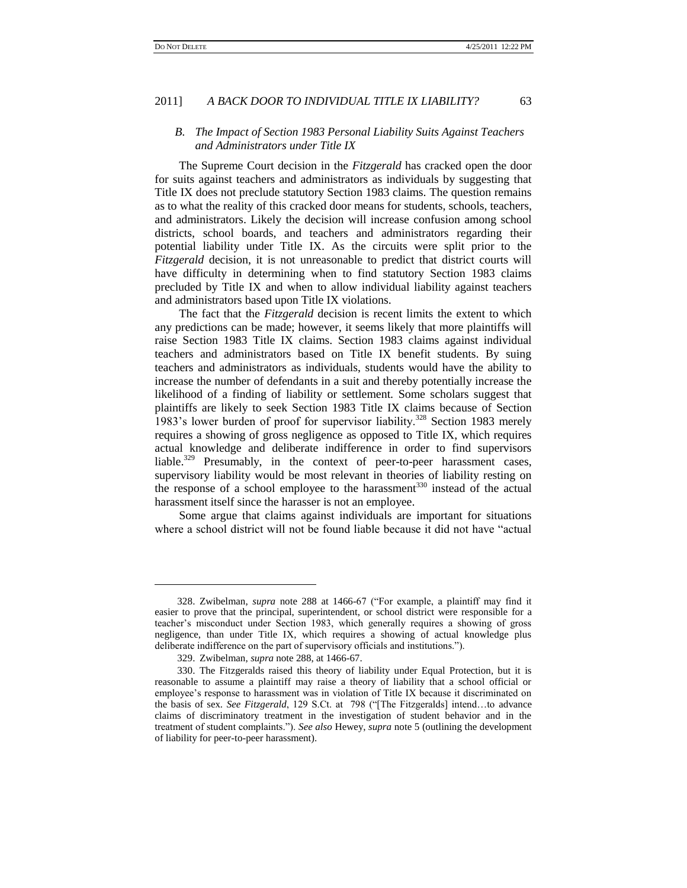### *B. The Impact of Section 1983 Personal Liability Suits Against Teachers and Administrators under Title IX*

The Supreme Court decision in the *Fitzgerald* has cracked open the door for suits against teachers and administrators as individuals by suggesting that Title IX does not preclude statutory Section 1983 claims. The question remains as to what the reality of this cracked door means for students, schools, teachers, and administrators. Likely the decision will increase confusion among school districts, school boards, and teachers and administrators regarding their potential liability under Title IX. As the circuits were split prior to the *Fitzgerald* decision, it is not unreasonable to predict that district courts will have difficulty in determining when to find statutory Section 1983 claims precluded by Title IX and when to allow individual liability against teachers and administrators based upon Title IX violations.

The fact that the *Fitzgerald* decision is recent limits the extent to which any predictions can be made; however, it seems likely that more plaintiffs will raise Section 1983 Title IX claims. Section 1983 claims against individual teachers and administrators based on Title IX benefit students. By suing teachers and administrators as individuals, students would have the ability to increase the number of defendants in a suit and thereby potentially increase the likelihood of a finding of liability or settlement. Some scholars suggest that plaintiffs are likely to seek Section 1983 Title IX claims because of Section 1983's lower burden of proof for supervisor liability.[328] Section 1983 merely requires a showing of gross negligence as opposed to Title IX, which requires actual knowledge and deliberate indifference in order to find supervisors liable.[329] Presumably, in the context of peer-to-peer harassment cases, supervisory liability would be most relevant in theories of liability resting on the response of a school employee to the harassment[330] instead of the actual harassment itself since the harasser is not an employee.

Some argue that claims against individuals are important for situations where a school district will not be found liable because it did not have "actual

---

328. Zwibelman, *supra* note 288 at 1466-67 ("For example, a plaintiff may find it easier to prove that the principal, superintendent, or school district were responsible for a teacher's misconduct under Section 1983, which generally requires a showing of gross negligence, than under Title IX, which requires a showing of actual knowledge plus deliberate indifference on the part of supervisory officials and institutions.").

329. Zwibelman, *supra* note 288, at 1466-67.

330. The Fitzgeralds raised this theory of liability under Equal Protection, but it is reasonable to assume a plaintiff may raise a theory of liability that a school official or employee's response to harassment was in violation of Title IX because it discriminated on the basis of sex. *See Fitzgerald*, 129 S.Ct. at 798 ("[The Fitzgeralds] intend…to advance claims of discriminatory treatment in the investigation of student behavior and in the treatment of student complaints."). *See also* Hewey, *supra* note 5 (outlining the development of liability for peer-to-peer harassment).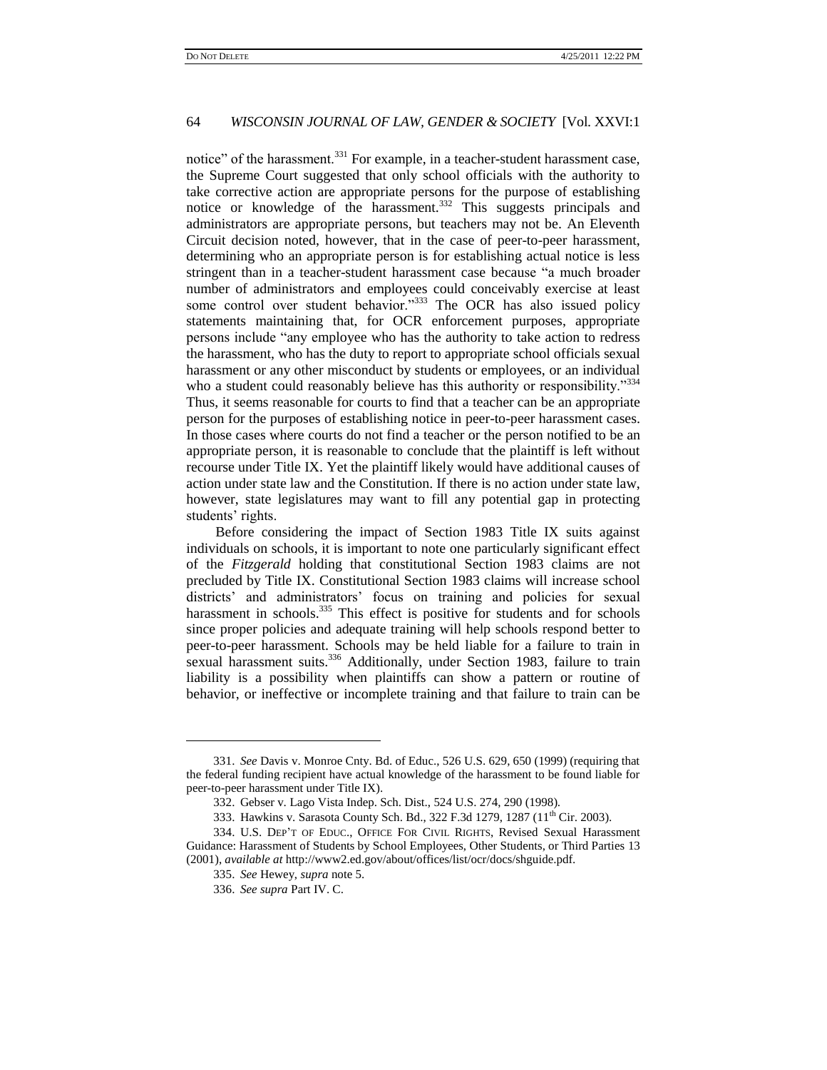notice" of the harassment.[331] For example, in a teacher-student harassment case, the Supreme Court suggested that only school officials with the authority to take corrective action are appropriate persons for the purpose of establishing notice or knowledge of the harassment.[332] This suggests principals and administrators are appropriate persons, but teachers may not be. An Eleventh Circuit decision noted, however, that in the case of peer-to-peer harassment, determining who an appropriate person is for establishing actual notice is less stringent than in a teacher-student harassment case because "a much broader number of administrators and employees could conceivably exercise at least some control over student behavior."[333] The OCR has also issued policy statements maintaining that, for OCR enforcement purposes, appropriate persons include "any employee who has the authority to take action to redress the harassment, who has the duty to report to appropriate school officials sexual harassment or any other misconduct by students or employees, or an individual who a student could reasonably believe has this authority or responsibility."[334] Thus, it seems reasonable for courts to find that a teacher can be an appropriate person for the purposes of establishing notice in peer-to-peer harassment cases. In those cases where courts do not find a teacher or the person notified to be an appropriate person, it is reasonable to conclude that the plaintiff is left without recourse under Title IX. Yet the plaintiff likely would have additional causes of action under state law and the Constitution. If there is no action under state law, however, state legislatures may want to fill any potential gap in protecting students' rights.

Before considering the impact of Section 1983 Title IX suits against individuals on schools, it is important to note one particularly significant effect of the *Fitzgerald* holding that constitutional Section 1983 claims are not precluded by Title IX. Constitutional Section 1983 claims will increase school districts' and administrators' focus on training and policies for sexual harassment in schools.[335] This effect is positive for students and for schools since proper policies and adequate training will help schools respond better to peer-to-peer harassment. Schools may be held liable for a failure to train in sexual harassment suits.[336] Additionally, under Section 1983, failure to train liability is a possibility when plaintiffs can show a pattern or routine of behavior, or ineffective or incomplete training and that failure to train can be

---

331. *See* Davis v. Monroe Cnty. Bd. of Educ., 526 U.S. 629, 650 (1999) (requiring that the federal funding recipient have actual knowledge of the harassment to be found liable for peer-to-peer harassment under Title IX).

332. Gebser v. Lago Vista Indep. Sch. Dist., 524 U.S. 274, 290 (1998).

333. Hawkins v. Sarasota County Sch. Bd., 322 F.3d 1279, 1287 (11th Cir. 2003).

334. U.S. DEP'T OF EDUC., OFFICE FOR CIVIL RIGHTS, Revised Sexual Harassment Guidance: Harassment of Students by School Employees, Other Students, or Third Parties 13 (2001), *available at* http://www2.ed.gov/about/offices/list/ocr/docs/shguide.pdf.

335. *See* Hewey, *supra* note 5.

336. *See supra* Part IV. C.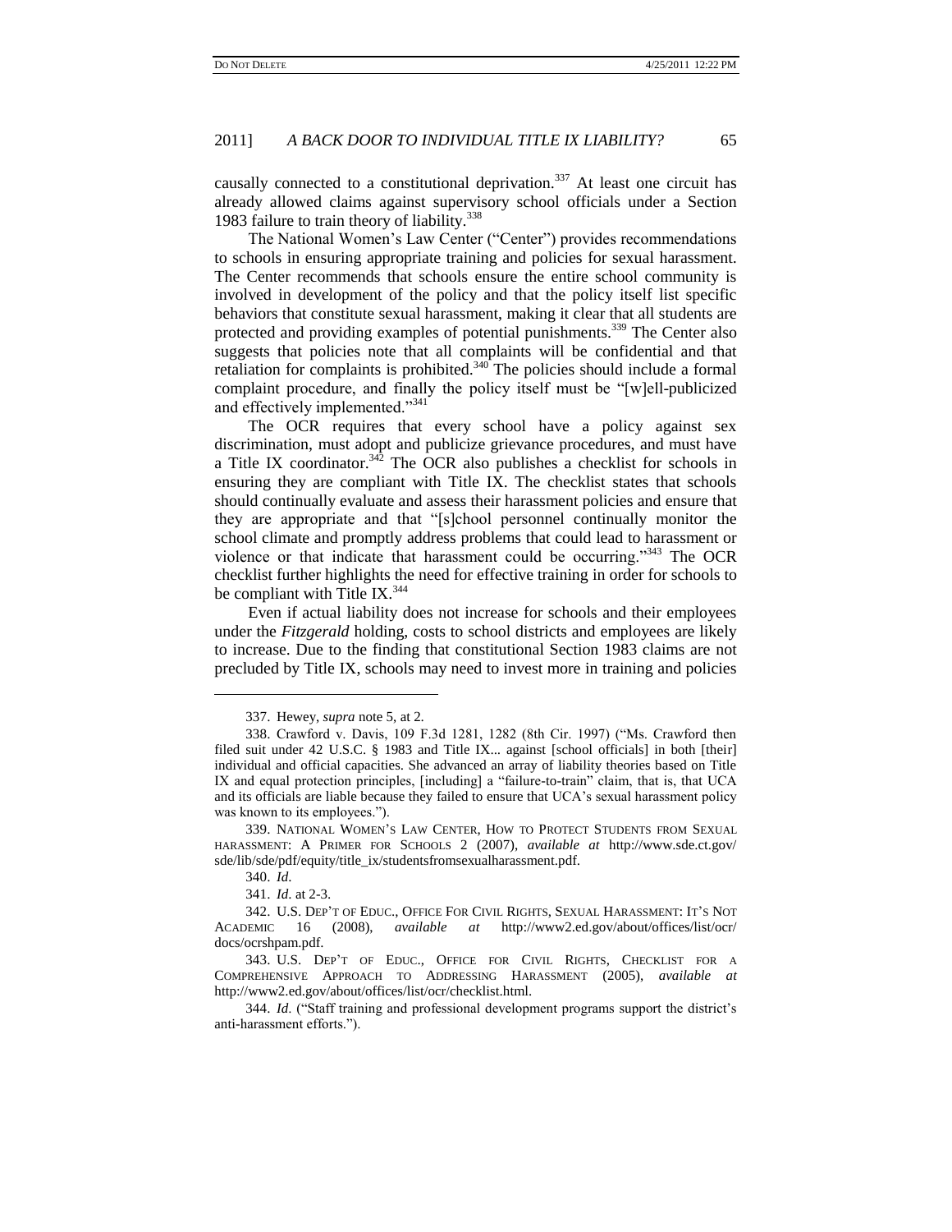causally connected to a constitutional deprivation.[337] At least one circuit has already allowed claims against supervisory school officials under a Section 1983 failure to train theory of liability.[338]

The National Women's Law Center ("Center") provides recommendations to schools in ensuring appropriate training and policies for sexual harassment. The Center recommends that schools ensure the entire school community is involved in development of the policy and that the policy itself list specific behaviors that constitute sexual harassment, making it clear that all students are protected and providing examples of potential punishments.[339] The Center also suggests that policies note that all complaints will be confidential and that retaliation for complaints is prohibited.[340] The policies should include a formal complaint procedure, and finally the policy itself must be "[w]ell-publicized and effectively implemented."[341]

The OCR requires that every school have a policy against sex discrimination, must adopt and publicize grievance procedures, and must have a Title IX coordinator.[342] The OCR also publishes a checklist for schools in ensuring they are compliant with Title IX. The checklist states that schools should continually evaluate and assess their harassment policies and ensure that they are appropriate and that "[s]chool personnel continually monitor the school climate and promptly address problems that could lead to harassment or violence or that indicate that harassment could be occurring."[343] The OCR checklist further highlights the need for effective training in order for schools to be compliant with Title IX.[344]

Even if actual liability does not increase for schools and their employees under the *Fitzgerald* holding, costs to school districts and employees are likely to increase. Due to the finding that constitutional Section 1983 claims are not precluded by Title IX, schools may need to invest more in training and policies

---

337. Hewey, *supra* note 5, at 2.

338. Crawford v. Davis, 109 F.3d 1281, 1282 (8th Cir. 1997) ("Ms. Crawford then filed suit under 42 U.S.C. § 1983 and Title IX... against [school officials] in both [their] individual and official capacities. She advanced an array of liability theories based on Title IX and equal protection principles, [including] a "failure-to-train" claim, that is, that UCA and its officials are liable because they failed to ensure that UCA's sexual harassment policy was known to its employees.").

339. NATIONAL WOMEN'S LAW CENTER, HOW TO PROTECT STUDENTS FROM SEXUAL HARASSMENT: A PRIMER FOR SCHOOLS 2 (2007), *available at* http://www.sde.ct.gov/sde/lib/sde/pdf/equity/title_ix/studentsfromsexualharassment.pdf.

340. *Id.*

341. *Id.* at 2-3.

342. U.S. DEP'T OF EDUC., OFFICE FOR CIVIL RIGHTS, SEXUAL HARASSMENT: IT'S NOT ACADEMIC 16 (2008), *available at* http://www2.ed.gov/about/offices/list/ocr/docs/ocrshpam.pdf.

343. U.S. DEP'T OF EDUC., OFFICE FOR CIVIL RIGHTS, CHECKLIST FOR A COMPREHENSIVE APPROACH TO ADDRESSING HARASSMENT (2005), *available at* http://www2.ed.gov/about/offices/list/ocr/checklist.html.

344. *Id.* ("Staff training and professional development programs support the district's anti-harassment efforts.").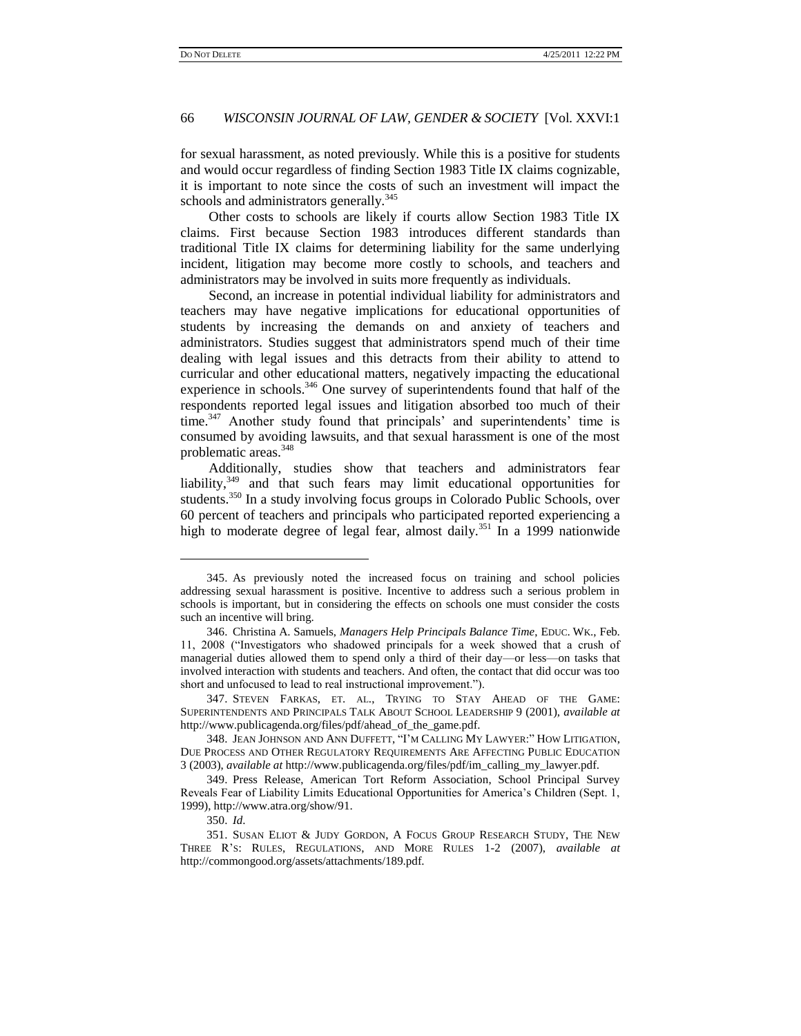for sexual harassment, as noted previously. While this is a positive for students and would occur regardless of finding Section 1983 Title IX claims cognizable, it is important to note since the costs of such an investment will impact the schools and administrators generally.[345]

Other costs to schools are likely if courts allow Section 1983 Title IX claims. First because Section 1983 introduces different standards than traditional Title IX claims for determining liability for the same underlying incident, litigation may become more costly to schools, and teachers and administrators may be involved in suits more frequently as individuals.

Second, an increase in potential individual liability for administrators and teachers may have negative implications for educational opportunities of students by increasing the demands on and anxiety of teachers and administrators. Studies suggest that administrators spend much of their time dealing with legal issues and this detracts from their ability to attend to curricular and other educational matters, negatively impacting the educational experience in schools.[346] One survey of superintendents found that half of the respondents reported legal issues and litigation absorbed too much of their time.[347] Another study found that principals' and superintendents' time is consumed by avoiding lawsuits, and that sexual harassment is one of the most problematic areas.[348]

Additionally, studies show that teachers and administrators fear liability,[349] and that such fears may limit educational opportunities for students.[350] In a study involving focus groups in Colorado Public Schools, over 60 percent of teachers and principals who participated reported experiencing a high to moderate degree of legal fear, almost daily.[351] In a 1999 nationwide

---

345. As previously noted the increased focus on training and school policies addressing sexual harassment is positive. Incentive to address such a serious problem in schools is important, but in considering the effects on schools one must consider the costs such an incentive will bring.

346. Christina A. Samuels, *Managers Help Principals Balance Time*, EDUC. WK., Feb. 11, 2008 ("Investigators who shadowed principals for a week showed that a crush of managerial duties allowed them to spend only a third of their day—or less—on tasks that involved interaction with students and teachers. And often, the contact that did occur was too short and unfocused to lead to real instructional improvement.").

347. STEVEN FARKAS, ET. AL., TRYING TO STAY AHEAD OF THE GAME: SUPERINTENDENTS AND PRINCIPALS TALK ABOUT SCHOOL LEADERSHIP 9 (2001), *available at* http://www.publicagenda.org/files/pdf/ahead_of_the_game.pdf.

348. JEAN JOHNSON AND ANN DUFFETT, "I'M CALLING MY LAWYER:" HOW LITIGATION, DUE PROCESS AND OTHER REGULATORY REQUIREMENTS ARE AFFECTING PUBLIC EDUCATION 3 (2003), *available at* http://www.publicagenda.org/files/pdf/im_calling_my_lawyer.pdf.

349. Press Release, American Tort Reform Association, School Principal Survey Reveals Fear of Liability Limits Educational Opportunities for America's Children (Sept. 1, 1999), http://www.atra.org/show/91.

350. *Id*.

351. SUSAN ELIOT & JUDY GORDON, A FOCUS GROUP RESEARCH STUDY, THE NEW THREE R'S: RULES, REGULATIONS, AND MORE RULES 1-2 (2007), *available at* http://commongood.org/assets/attachments/189.pdf.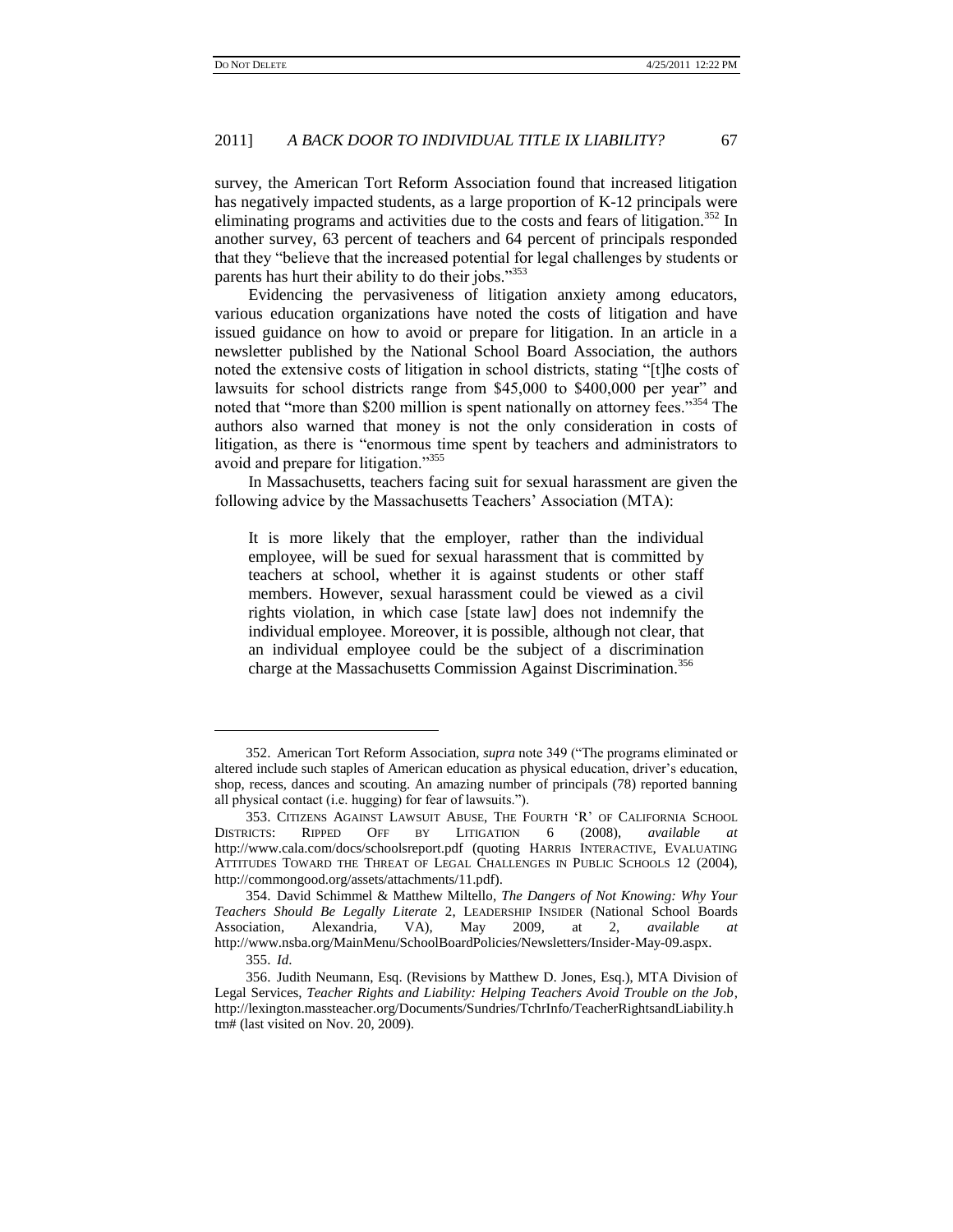survey, the American Tort Reform Association found that increased litigation has negatively impacted students, as a large proportion of K-12 principals were eliminating programs and activities due to the costs and fears of litigation.[352] In another survey, 63 percent of teachers and 64 percent of principals responded that they "believe that the increased potential for legal challenges by students or parents has hurt their ability to do their jobs."[353]

Evidencing the pervasiveness of litigation anxiety among educators, various education organizations have noted the costs of litigation and have issued guidance on how to avoid or prepare for litigation. In an article in a newsletter published by the National School Board Association, the authors noted the extensive costs of litigation in school districts, stating "[t]he costs of lawsuits for school districts range from $45,000 to $400,000 per year" and noted that "more than $200 million is spent nationally on attorney fees."[354] The authors also warned that money is not the only consideration in costs of litigation, as there is "enormous time spent by teachers and administrators to avoid and prepare for litigation."[355]

In Massachusetts, teachers facing suit for sexual harassment are given the following advice by the Massachusetts Teachers' Association (MTA):

> It is more likely that the employer, rather than the individual employee, will be sued for sexual harassment that is committed by teachers at school, whether it is against students or other staff members. However, sexual harassment could be viewed as a civil rights violation, in which case [state law] does not indemnify the individual employee. Moreover, it is possible, although not clear, that an individual employee could be the subject of a discrimination charge at the Massachusetts Commission Against Discrimination.[356]

---

352. American Tort Reform Association, *supra* note 349 ("The programs eliminated or altered include such staples of American education as physical education, driver's education, shop, recess, dances and scouting. An amazing number of principals (78) reported banning all physical contact (i.e. hugging) for fear of lawsuits.").

353. CITIZENS AGAINST LAWSUIT ABUSE, THE FOURTH 'R' OF CALIFORNIA SCHOOL DISTRICTS: RIPPED OFF BY LITIGATION 6 (2008), *available at* http://www.cala.com/docs/schoolsreport.pdf (quoting HARRIS INTERACTIVE, EVALUATING ATTITUDES TOWARD THE THREAT OF LEGAL CHALLENGES IN PUBLIC SCHOOLS 12 (2004), http://commongood.org/assets/attachments/11.pdf).

354. David Schimmel & Matthew Miltello, *The Dangers of Not Knowing: Why Your Teachers Should Be Legally Literate* 2, LEADERSHIP INSIDER (National School Boards Association, Alexandria, VA), May 2009, at 2, *available at* http://www.nsba.org/MainMenu/SchoolBoardPolicies/Newsletters/Insider-May-09.aspx.

355. *Id.*

356. Judith Neumann, Esq. (Revisions by Matthew D. Jones, Esq.), MTA Division of Legal Services, *Teacher Rights and Liability: Helping Teachers Avoid Trouble on the Job*, http://lexington.massteacher.org/Documents/Sundries/TchrInfo/TeacherRightsandLiability.htm# (last visited on Nov. 20, 2009).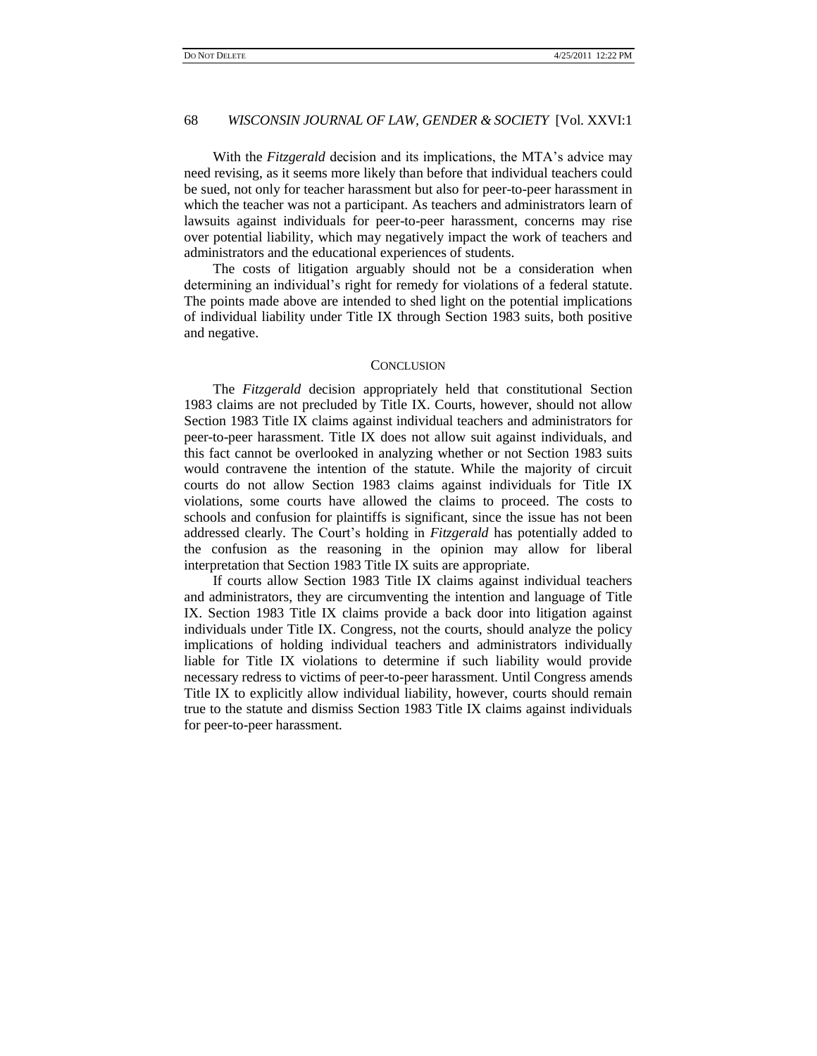With the *Fitzgerald* decision and its implications, the MTA's advice may need revising, as it seems more likely than before that individual teachers could be sued, not only for teacher harassment but also for peer-to-peer harassment in which the teacher was not a participant. As teachers and administrators learn of lawsuits against individuals for peer-to-peer harassment, concerns may rise over potential liability, which may negatively impact the work of teachers and administrators and the educational experiences of students.

The costs of litigation arguably should not be a consideration when determining an individual's right for remedy for violations of a federal statute. The points made above are intended to shed light on the potential implications of individual liability under Title IX through Section 1983 suits, both positive and negative.

## CONCLUSION

The *Fitzgerald* decision appropriately held that constitutional Section 1983 claims are not precluded by Title IX. Courts, however, should not allow Section 1983 Title IX claims against individual teachers and administrators for peer-to-peer harassment. Title IX does not allow suit against individuals, and this fact cannot be overlooked in analyzing whether or not Section 1983 suits would contravene the intention of the statute. While the majority of circuit courts do not allow Section 1983 claims against individuals for Title IX violations, some courts have allowed the claims to proceed. The costs to schools and confusion for plaintiffs is significant, since the issue has not been addressed clearly. The Court's holding in *Fitzgerald* has potentially added to the confusion as the reasoning in the opinion may allow for liberal interpretation that Section 1983 Title IX suits are appropriate.

If courts allow Section 1983 Title IX claims against individual teachers and administrators, they are circumventing the intention and language of Title IX. Section 1983 Title IX claims provide a back door into litigation against individuals under Title IX. Congress, not the courts, should analyze the policy implications of holding individual teachers and administrators individually liable for Title IX violations to determine if such liability would provide necessary redress to victims of peer-to-peer harassment. Until Congress amends Title IX to explicitly allow individual liability, however, courts should remain true to the statute and dismiss Section 1983 Title IX claims against individuals for peer-to-peer harassment.